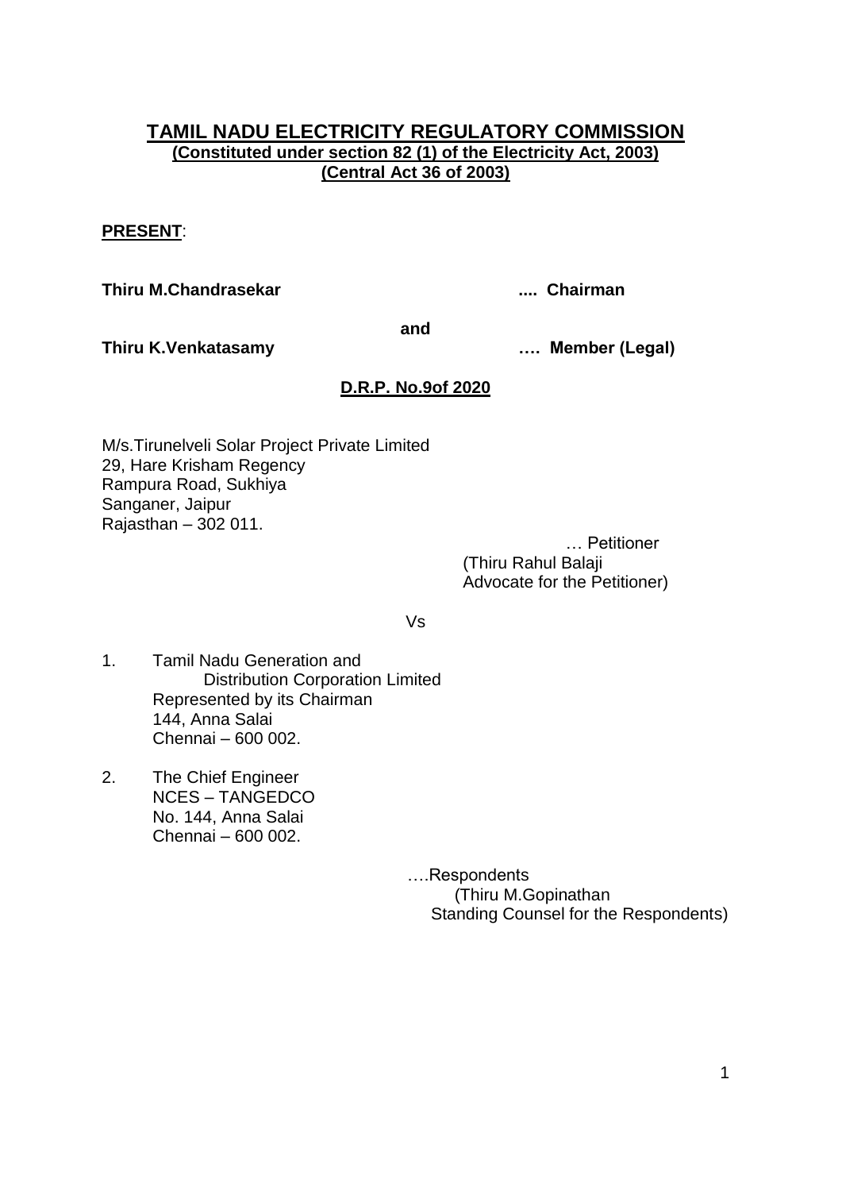# TAMIL NADU ELECTRICITY REGULATORY COMMISSION

**(Constituted under section 82 (1) of the Electricity Act, 2003)**
**(Central Act 36 of 2003)**

**PRESENT**:

**Thiru M.Chandrasekar** .... **Chairman**

**and**

**Thiru K.Venkatasamy** …. **Member (Legal)**

**D.R.P. No.9of 2020**

M/s.Tirunelveli Solar Project Private Limited
29, Hare Krisham Regency
Rampura Road, Sukhiya
Sanganer, Jaipur
Rajasthan – 302 011.

… Petitioner
(Thiru Rahul Balaji
Advocate for the Petitioner)

Vs

1. Tamil Nadu Generation and
   Distribution Corporation Limited
   Represented by its Chairman
   144, Anna Salai
   Chennai – 600 002.

2. The Chief Engineer
   NCES – TANGEDCO
   No. 144, Anna Salai
   Chennai – 600 002.

….Respondents
(Thiru M.Gopinathan
Standing Counsel for the Respondents)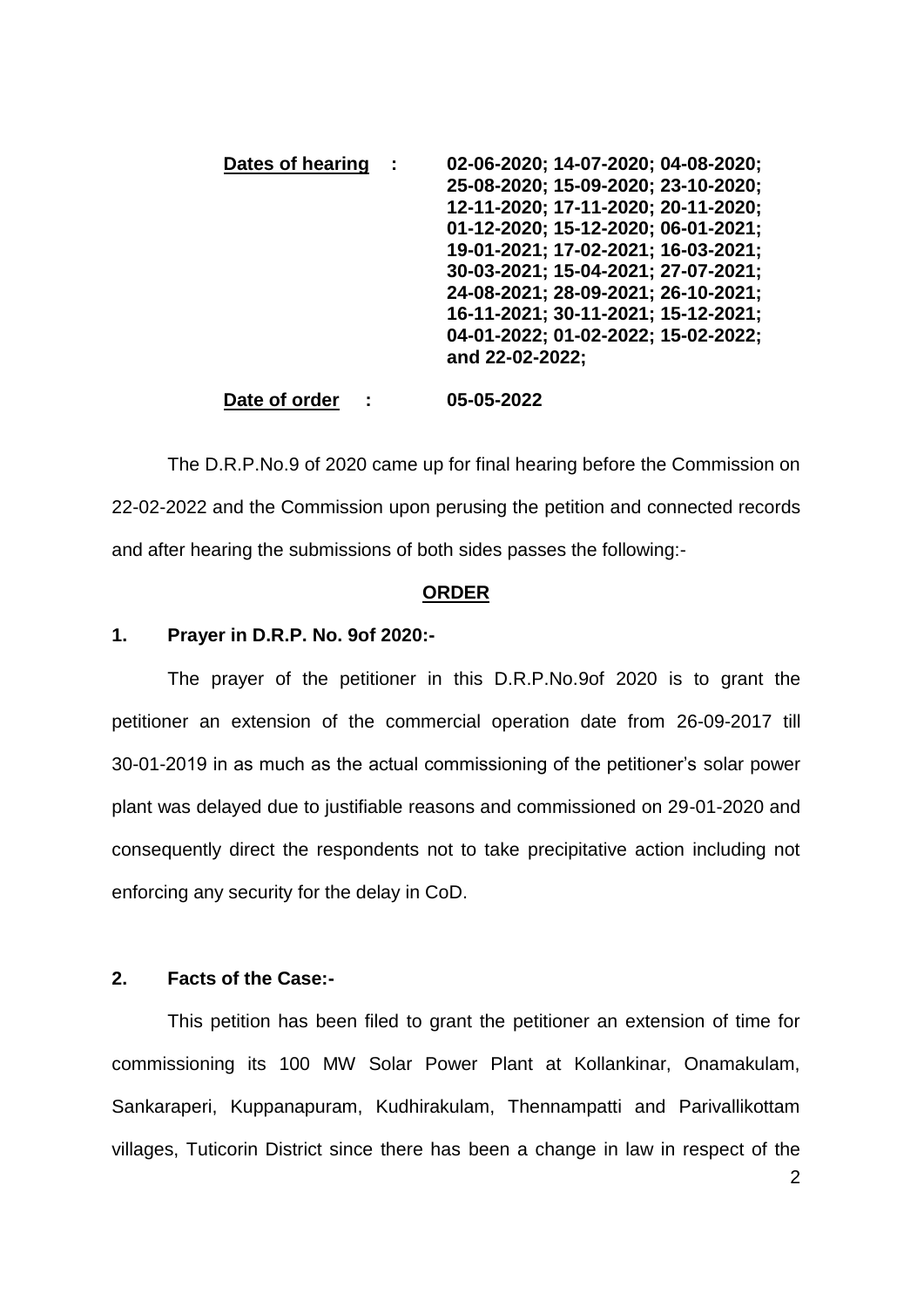| **Dates of hearing** | : | **02-06-2020; 14-07-2020; 04-08-2020; 25-08-2020; 15-09-2020; 23-10-2020; 12-11-2020; 17-11-2020; 20-11-2020; 01-12-2020; 15-12-2020; 06-01-2021; 19-01-2021; 17-02-2021; 16-03-2021; 30-03-2021; 15-04-2021; 27-07-2021; 24-08-2021; 28-09-2021; 26-10-2021; 16-11-2021; 30-11-2021; 15-12-2021; 04-01-2022; 01-02-2022; 15-02-2022; and 22-02-2022;** |
|---|---|---|
| **Date of order** | : | **05-05-2022** |

The D.R.P.No.9 of 2020 came up for final hearing before the Commission on 22-02-2022 and the Commission upon perusing the petition and connected records and after hearing the submissions of both sides passes the following:-

**ORDER**

**1. Prayer in D.R.P. No. 9of 2020:-**

The prayer of the petitioner in this D.R.P.No.9of 2020 is to grant the petitioner an extension of the commercial operation date from 26-09-2017 till 30-01-2019 in as much as the actual commissioning of the petitioner's solar power plant was delayed due to justifiable reasons and commissioned on 29-01-2020 and consequently direct the respondents not to take precipitative action including not enforcing any security for the delay in CoD.

**2. Facts of the Case:-**

This petition has been filed to grant the petitioner an extension of time for commissioning its 100 MW Solar Power Plant at Kollankinar, Onamakulam, Sankaraperi, Kuppanapuram, Kudhirakulam, Thennampatti and Parivallikottam villages, Tuticorin District since there has been a change in law in respect of the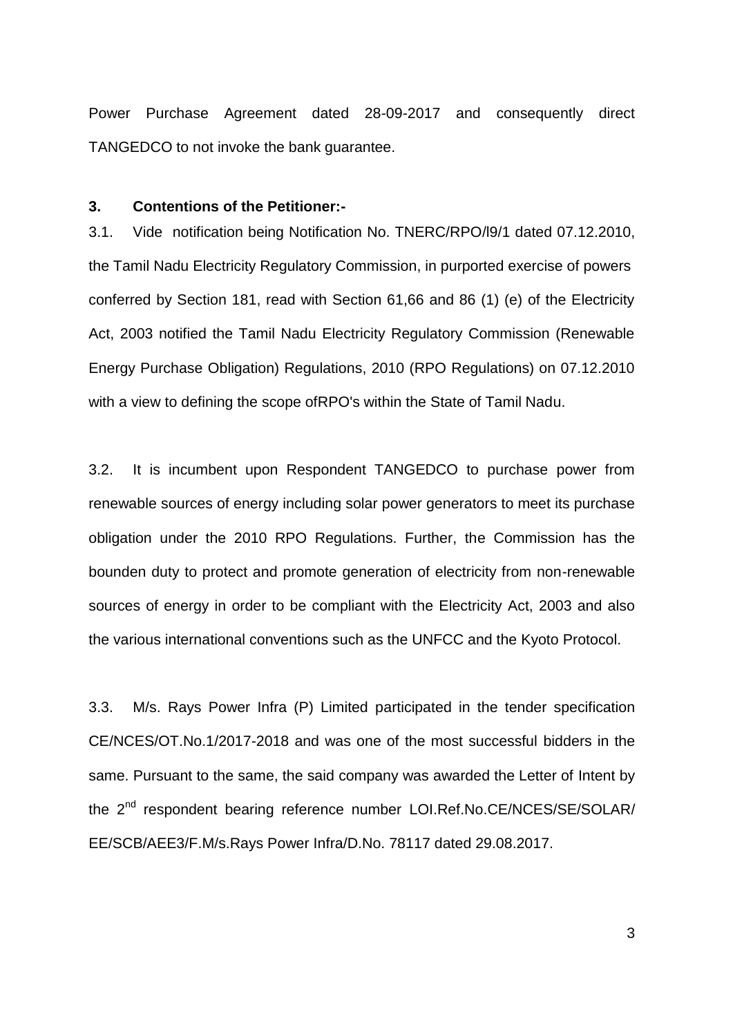Power Purchase Agreement dated 28-09-2017 and consequently direct TANGEDCO to not invoke the bank guarantee.

### 3. Contentions of the Petitioner:-

3.1. Vide notification being Notification No. TNERC/RPO/l9/1 dated 07.12.2010, the Tamil Nadu Electricity Regulatory Commission, in purported exercise of powers conferred by Section 181, read with Section 61,66 and 86 (1) (e) of the Electricity Act, 2003 notified the Tamil Nadu Electricity Regulatory Commission (Renewable Energy Purchase Obligation) Regulations, 2010 (RPO Regulations) on 07.12.2010 with a view to defining the scope ofRPO's within the State of Tamil Nadu.

3.2. It is incumbent upon Respondent TANGEDCO to purchase power from renewable sources of energy including solar power generators to meet its purchase obligation under the 2010 RPO Regulations. Further, the Commission has the bounden duty to protect and promote generation of electricity from non-renewable sources of energy in order to be compliant with the Electricity Act, 2003 and also the various international conventions such as the UNFCC and the Kyoto Protocol.

3.3. M/s. Rays Power Infra (P) Limited participated in the tender specification CE/NCES/OT.No.1/2017-2018 and was one of the most successful bidders in the same. Pursuant to the same, the said company was awarded the Letter of Intent by the 2nd respondent bearing reference number LOI.Ref.No.CE/NCES/SE/SOLAR/ EE/SCB/AEE3/F.M/s.Rays Power Infra/D.No. 78117 dated 29.08.2017.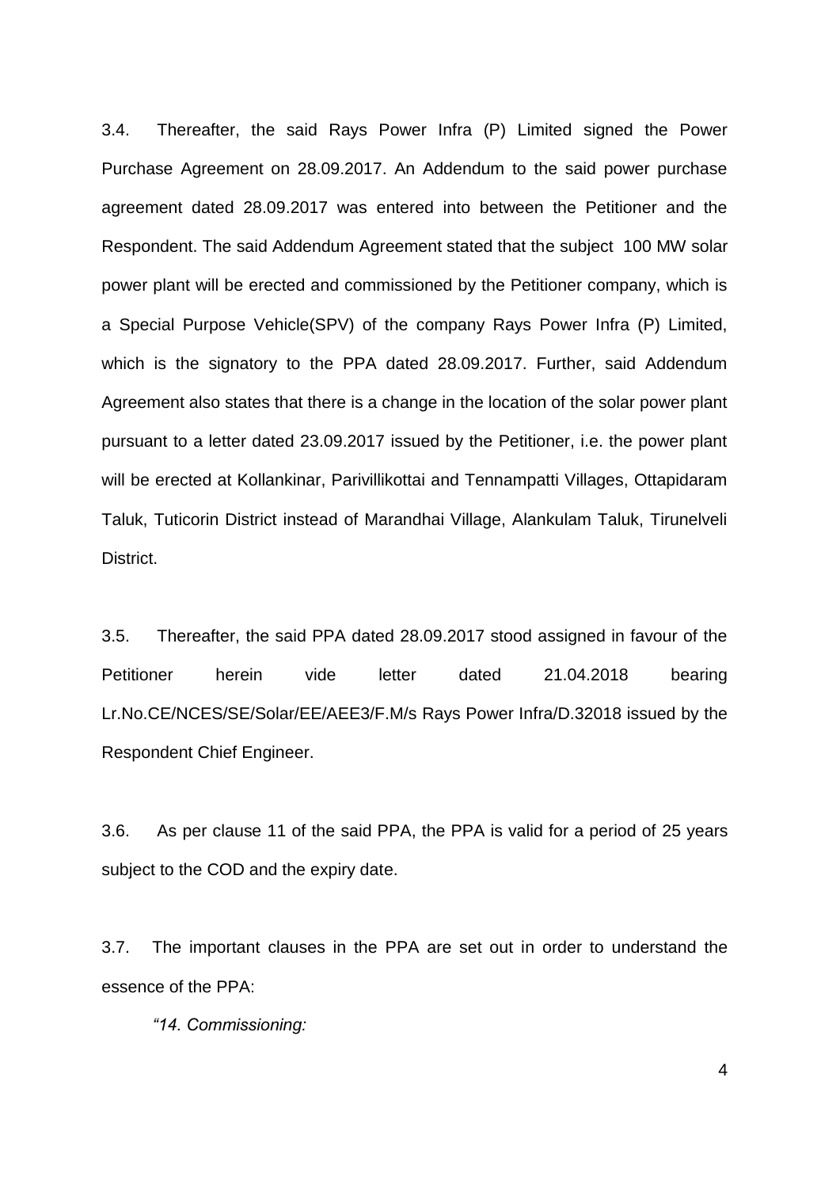3.4. Thereafter, the said Rays Power Infra (P) Limited signed the Power Purchase Agreement on 28.09.2017. An Addendum to the said power purchase agreement dated 28.09.2017 was entered into between the Petitioner and the Respondent. The said Addendum Agreement stated that the subject 100 MW solar power plant will be erected and commissioned by the Petitioner company, which is a Special Purpose Vehicle(SPV) of the company Rays Power Infra (P) Limited, which is the signatory to the PPA dated 28.09.2017. Further, said Addendum Agreement also states that there is a change in the location of the solar power plant pursuant to a letter dated 23.09.2017 issued by the Petitioner, i.e. the power plant will be erected at Kollankinar, Parivillikottai and Tennampatti Villages, Ottapidaram Taluk, Tuticorin District instead of Marandhai Village, Alankulam Taluk, Tirunelveli District.

3.5. Thereafter, the said PPA dated 28.09.2017 stood assigned in favour of the Petitioner herein vide letter dated 21.04.2018 bearing Lr.No.CE/NCES/SE/Solar/EE/AEE3/F.M/s Rays Power Infra/D.32018 issued by the Respondent Chief Engineer.

3.6. As per clause 11 of the said PPA, the PPA is valid for a period of 25 years subject to the COD and the expiry date.

3.7. The important clauses in the PPA are set out in order to understand the essence of the PPA:

*"14. Commissioning:*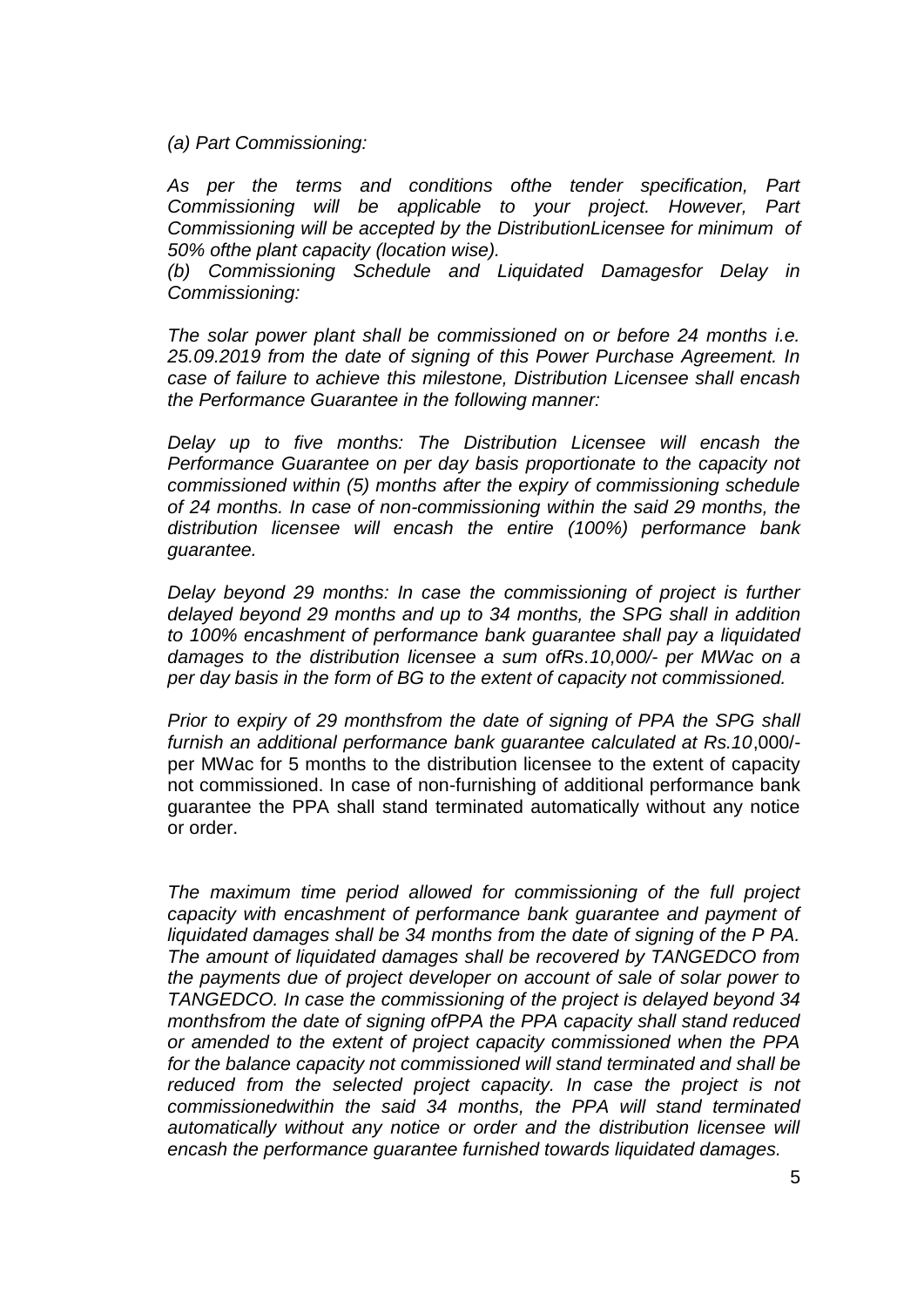*(a) Part Commissioning:*

*As per the terms and conditions ofthe tender specification, Part Commissioning will be applicable to your project. However, Part Commissioning will be accepted by the DistributionLicensee for minimum of 50% ofthe plant capacity (location wise).*

*(b) Commissioning Schedule and Liquidated Damagesfor Delay in Commissioning:*

*The solar power plant shall be commissioned on or before 24 months i.e. 25.09.2019 from the date of signing of this Power Purchase Agreement. In case of failure to achieve this milestone, Distribution Licensee shall encash the Performance Guarantee in the following manner:*

*Delay up to five months: The Distribution Licensee will encash the Performance Guarantee on per day basis proportionate to the capacity not commissioned within (5) months after the expiry of commissioning schedule of 24 months. In case of non-commissioning within the said 29 months, the distribution licensee will encash the entire (100%) performance bank guarantee.*

*Delay beyond 29 months: In case the commissioning of project is further delayed beyond 29 months and up to 34 months, the SPG shall in addition to 100% encashment of performance bank guarantee shall pay a liquidated damages to the distribution licensee a sum ofRs.10,000/- per MWac on a per day basis in the form of BG to the extent of capacity not commissioned.*

*Prior to expiry of 29 monthsfrom the date of signing of PPA the SPG shall furnish an additional performance bank guarantee calculated at Rs.10*,000/- per MWac for 5 months to the distribution licensee to the extent of capacity not commissioned. In case of non-furnishing of additional performance bank guarantee the PPA shall stand terminated automatically without any notice or order.

*The maximum time period allowed for commissioning of the full project capacity with encashment of performance bank guarantee and payment of liquidated damages shall be 34 months from the date of signing of the P PA. The amount of liquidated damages shall be recovered by TANGEDCO from the payments due of project developer on account of sale of solar power to TANGEDCO. In case the commissioning of the project is delayed beyond 34 monthsfrom the date of signing ofPPA the PPA capacity shall stand reduced or amended to the extent of project capacity commissioned when the PPA for the balance capacity not commissioned will stand terminated and shall be reduced from the selected project capacity. In case the project is not commissionedwithin the said 34 months, the PPA will stand terminated automatically without any notice or order and the distribution licensee will encash the performance guarantee furnished towards liquidated damages.*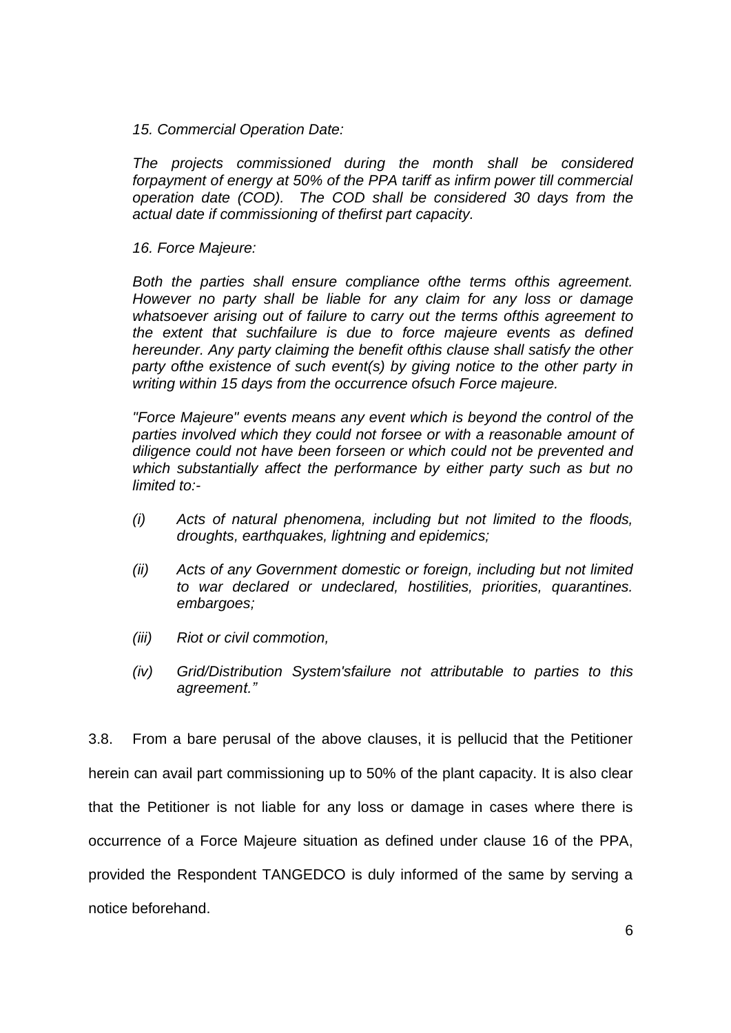*15. Commercial Operation Date:*

*The projects commissioned during the month shall be considered forpayment of energy at 50% of the PPA tariff as infirm power till commercial operation date (COD). The COD shall be considered 30 days from the actual date if commissioning of thefirst part capacity.*

*16. Force Majeure:*

*Both the parties shall ensure compliance ofthe terms ofthis agreement. However no party shall be liable for any claim for any loss or damage whatsoever arising out of failure to carry out the terms ofthis agreement to the extent that suchfailure is due to force majeure events as defined hereunder. Any party claiming the benefit ofthis clause shall satisfy the other party ofthe existence of such event(s) by giving notice to the other party in writing within 15 days from the occurrence ofsuch Force majeure.*

*"Force Majeure" events means any event which is beyond the control of the parties involved which they could not forsee or with a reasonable amount of diligence could not have been forseen or which could not be prevented and which substantially affect the performance by either party such as but no limited to:-*

*(i) Acts of natural phenomena, including but not limited to the floods, droughts, earthquakes, lightning and epidemics;*

*(ii) Acts of any Government domestic or foreign, including but not limited to war declared or undeclared, hostilities, priorities, quarantines. embargoes;*

*(iii) Riot or civil commotion,*

*(iv) Grid/Distribution System'sfailure not attributable to parties to this agreement."*

3.8. From a bare perusal of the above clauses, it is pellucid that the Petitioner herein can avail part commissioning up to 50% of the plant capacity. It is also clear that the Petitioner is not liable for any loss or damage in cases where there is occurrence of a Force Majeure situation as defined under clause 16 of the PPA, provided the Respondent TANGEDCO is duly informed of the same by serving a notice beforehand.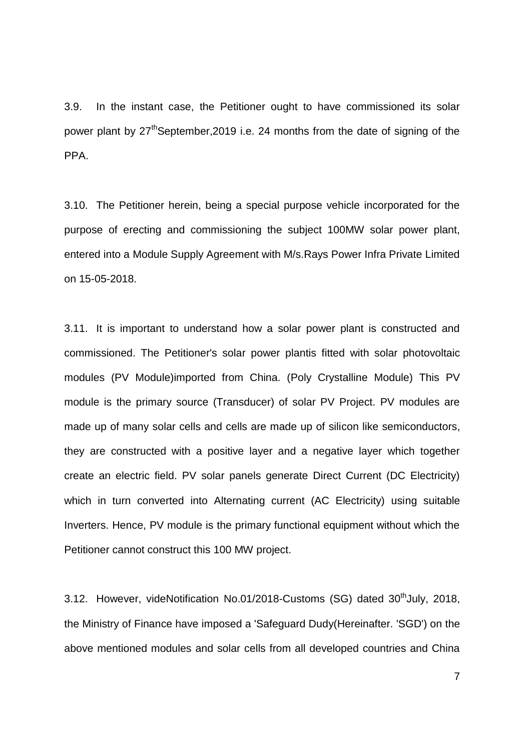3.9. In the instant case, the Petitioner ought to have commissioned its solar power plant by 27th September,2019 i.e. 24 months from the date of signing of the PPA.

3.10. The Petitioner herein, being a special purpose vehicle incorporated for the purpose of erecting and commissioning the subject 100MW solar power plant, entered into a Module Supply Agreement with M/s.Rays Power Infra Private Limited on 15-05-2018.

3.11. It is important to understand how a solar power plant is constructed and commissioned. The Petitioner's solar power plantis fitted with solar photovoltaic modules (PV Module)imported from China. (Poly Crystalline Module) This PV module is the primary source (Transducer) of solar PV Project. PV modules are made up of many solar cells and cells are made up of silicon like semiconductors, they are constructed with a positive layer and a negative layer which together create an electric field. PV solar panels generate Direct Current (DC Electricity) which in turn converted into Alternating current (AC Electricity) using suitable Inverters. Hence, PV module is the primary functional equipment without which the Petitioner cannot construct this 100 MW project.

3.12. However, videNotification No.01/2018-Customs (SG) dated 30th July, 2018, the Ministry of Finance have imposed a 'Safeguard Dudy(Hereinafter. 'SGD') on the above mentioned modules and solar cells from all developed countries and China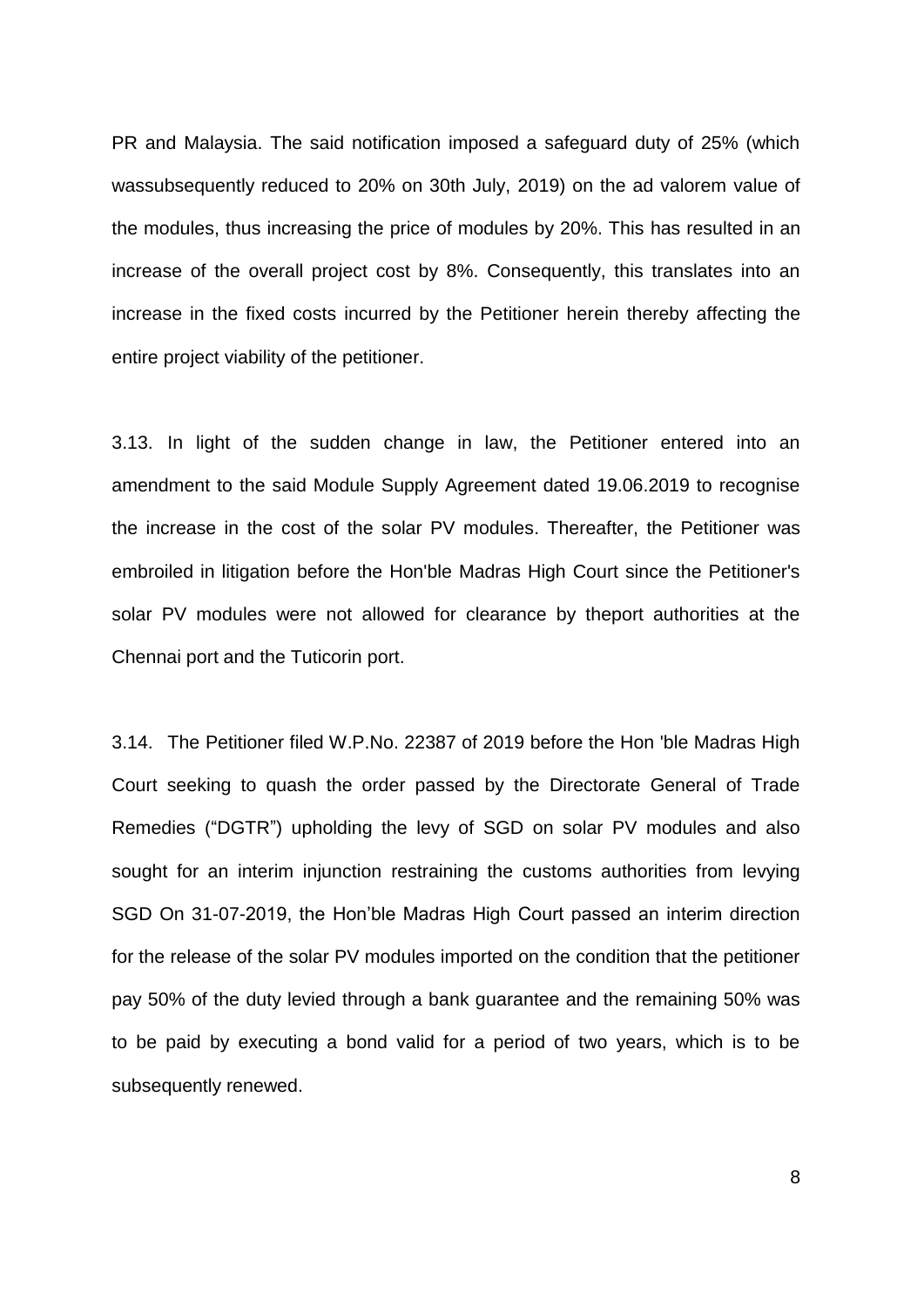PR and Malaysia. The said notification imposed a safeguard duty of 25% (which wassubsequently reduced to 20% on 30th July, 2019) on the ad valorem value of the modules, thus increasing the price of modules by 20%. This has resulted in an increase of the overall project cost by 8%. Consequently, this translates into an increase in the fixed costs incurred by the Petitioner herein thereby affecting the entire project viability of the petitioner.

3.13. In light of the sudden change in law, the Petitioner entered into an amendment to the said Module Supply Agreement dated 19.06.2019 to recognise the increase in the cost of the solar PV modules. Thereafter, the Petitioner was embroiled in litigation before the Hon'ble Madras High Court since the Petitioner's solar PV modules were not allowed for clearance by theport authorities at the Chennai port and the Tuticorin port.

3.14. The Petitioner filed W.P.No. 22387 of 2019 before the Hon 'ble Madras High Court seeking to quash the order passed by the Directorate General of Trade Remedies ("DGTR") upholding the levy of SGD on solar PV modules and also sought for an interim injunction restraining the customs authorities from levying SGD On 31-07-2019, the Hon'ble Madras High Court passed an interim direction for the release of the solar PV modules imported on the condition that the petitioner pay 50% of the duty levied through a bank guarantee and the remaining 50% was to be paid by executing a bond valid for a period of two years, which is to be subsequently renewed.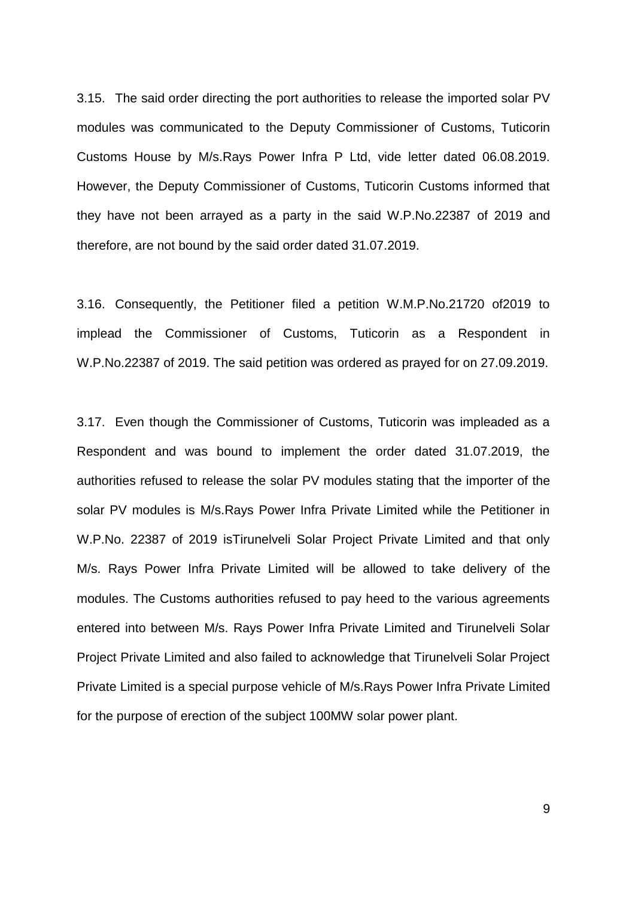3.15. The said order directing the port authorities to release the imported solar PV modules was communicated to the Deputy Commissioner of Customs, Tuticorin Customs House by M/s.Rays Power Infra P Ltd, vide letter dated 06.08.2019. However, the Deputy Commissioner of Customs, Tuticorin Customs informed that they have not been arrayed as a party in the said W.P.No.22387 of 2019 and therefore, are not bound by the said order dated 31.07.2019.

3.16. Consequently, the Petitioner filed a petition W.M.P.No.21720 of2019 to implead the Commissioner of Customs, Tuticorin as a Respondent in W.P.No.22387 of 2019. The said petition was ordered as prayed for on 27.09.2019.

3.17. Even though the Commissioner of Customs, Tuticorin was impleaded as a Respondent and was bound to implement the order dated 31.07.2019, the authorities refused to release the solar PV modules stating that the importer of the solar PV modules is M/s.Rays Power Infra Private Limited while the Petitioner in W.P.No. 22387 of 2019 isTirunelveli Solar Project Private Limited and that only M/s. Rays Power Infra Private Limited will be allowed to take delivery of the modules. The Customs authorities refused to pay heed to the various agreements entered into between M/s. Rays Power Infra Private Limited and Tirunelveli Solar Project Private Limited and also failed to acknowledge that Tirunelveli Solar Project Private Limited is a special purpose vehicle of M/s.Rays Power Infra Private Limited for the purpose of erection of the subject 100MW solar power plant.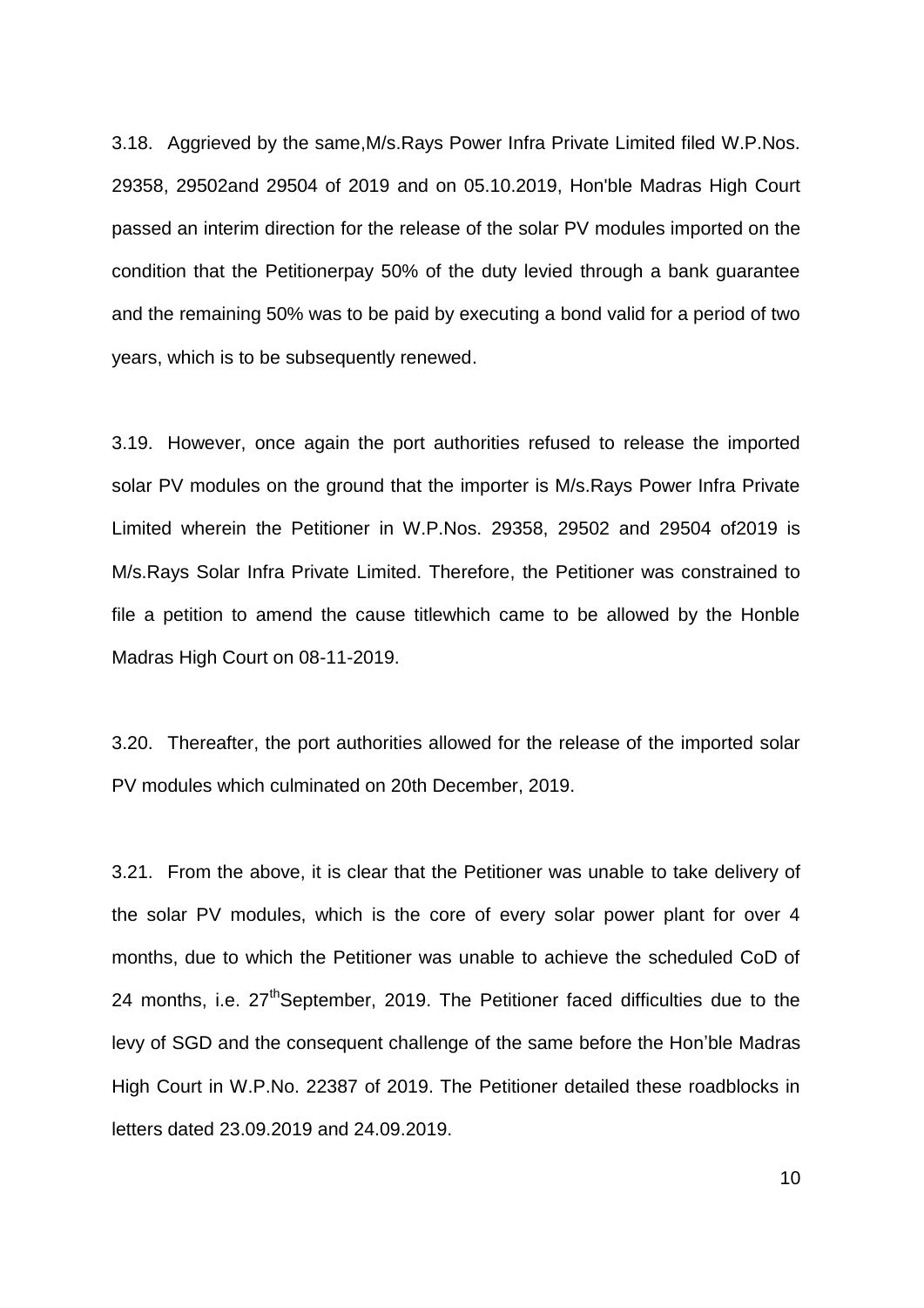3.18. Aggrieved by the same,M/s.Rays Power Infra Private Limited filed W.P.Nos. 29358, 29502and 29504 of 2019 and on 05.10.2019, Hon'ble Madras High Court passed an interim direction for the release of the solar PV modules imported on the condition that the Petitionerpay 50% of the duty levied through a bank guarantee and the remaining 50% was to be paid by executing a bond valid for a period of two years, which is to be subsequently renewed.

3.19. However, once again the port authorities refused to release the imported solar PV modules on the ground that the importer is M/s.Rays Power Infra Private Limited wherein the Petitioner in W.P.Nos. 29358, 29502 and 29504 of2019 is M/s.Rays Solar Infra Private Limited. Therefore, the Petitioner was constrained to file a petition to amend the cause titlewhich came to be allowed by the Honble Madras High Court on 08-11-2019.

3.20. Thereafter, the port authorities allowed for the release of the imported solar PV modules which culminated on 20th December, 2019.

3.21. From the above, it is clear that the Petitioner was unable to take delivery of the solar PV modules, which is the core of every solar power plant for over 4 months, due to which the Petitioner was unable to achieve the scheduled CoD of 24 months, i.e. 27th September, 2019. The Petitioner faced difficulties due to the levy of SGD and the consequent challenge of the same before the Hon'ble Madras High Court in W.P.No. 22387 of 2019. The Petitioner detailed these roadblocks in letters dated 23.09.2019 and 24.09.2019.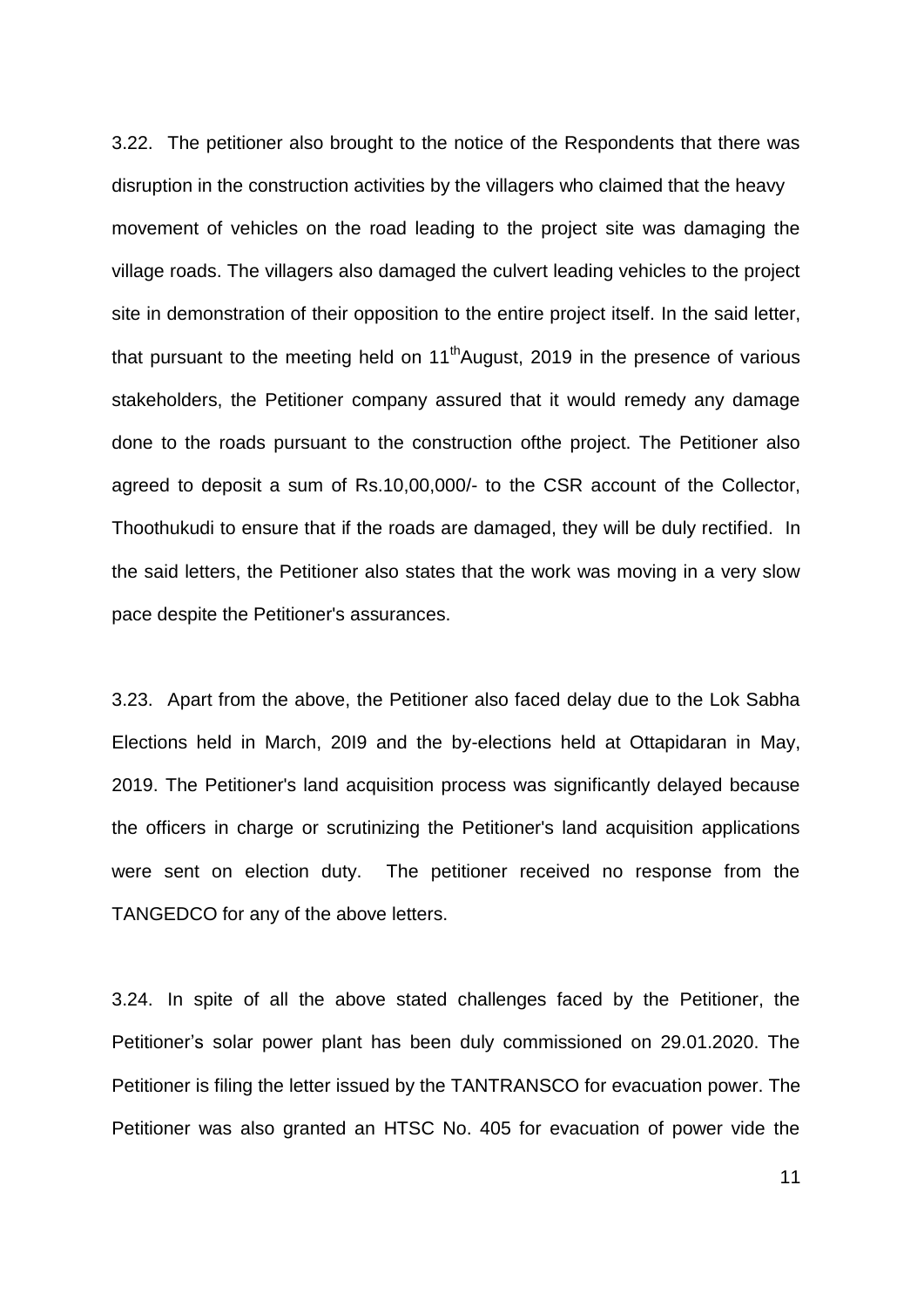3.22. The petitioner also brought to the notice of the Respondents that there was disruption in the construction activities by the villagers who claimed that the heavy movement of vehicles on the road leading to the project site was damaging the village roads. The villagers also damaged the culvert leading vehicles to the project site in demonstration of their opposition to the entire project itself. In the said letter, that pursuant to the meeting held on 11th August, 2019 in the presence of various stakeholders, the Petitioner company assured that it would remedy any damage done to the roads pursuant to the construction ofthe project. The Petitioner also agreed to deposit a sum of Rs.10,00,000/- to the CSR account of the Collector, Thoothukudi to ensure that if the roads are damaged, they will be duly rectified. In the said letters, the Petitioner also states that the work was moving in a very slow pace despite the Petitioner's assurances.

3.23. Apart from the above, the Petitioner also faced delay due to the Lok Sabha Elections held in March, 20I9 and the by-elections held at Ottapidaran in May, 2019. The Petitioner's land acquisition process was significantly delayed because the officers in charge or scrutinizing the Petitioner's land acquisition applications were sent on election duty. The petitioner received no response from the TANGEDCO for any of the above letters.

3.24. In spite of all the above stated challenges faced by the Petitioner, the Petitioner's solar power plant has been duly commissioned on 29.01.2020. The Petitioner is filing the letter issued by the TANTRANSCO for evacuation power. The Petitioner was also granted an HTSC No. 405 for evacuation of power vide the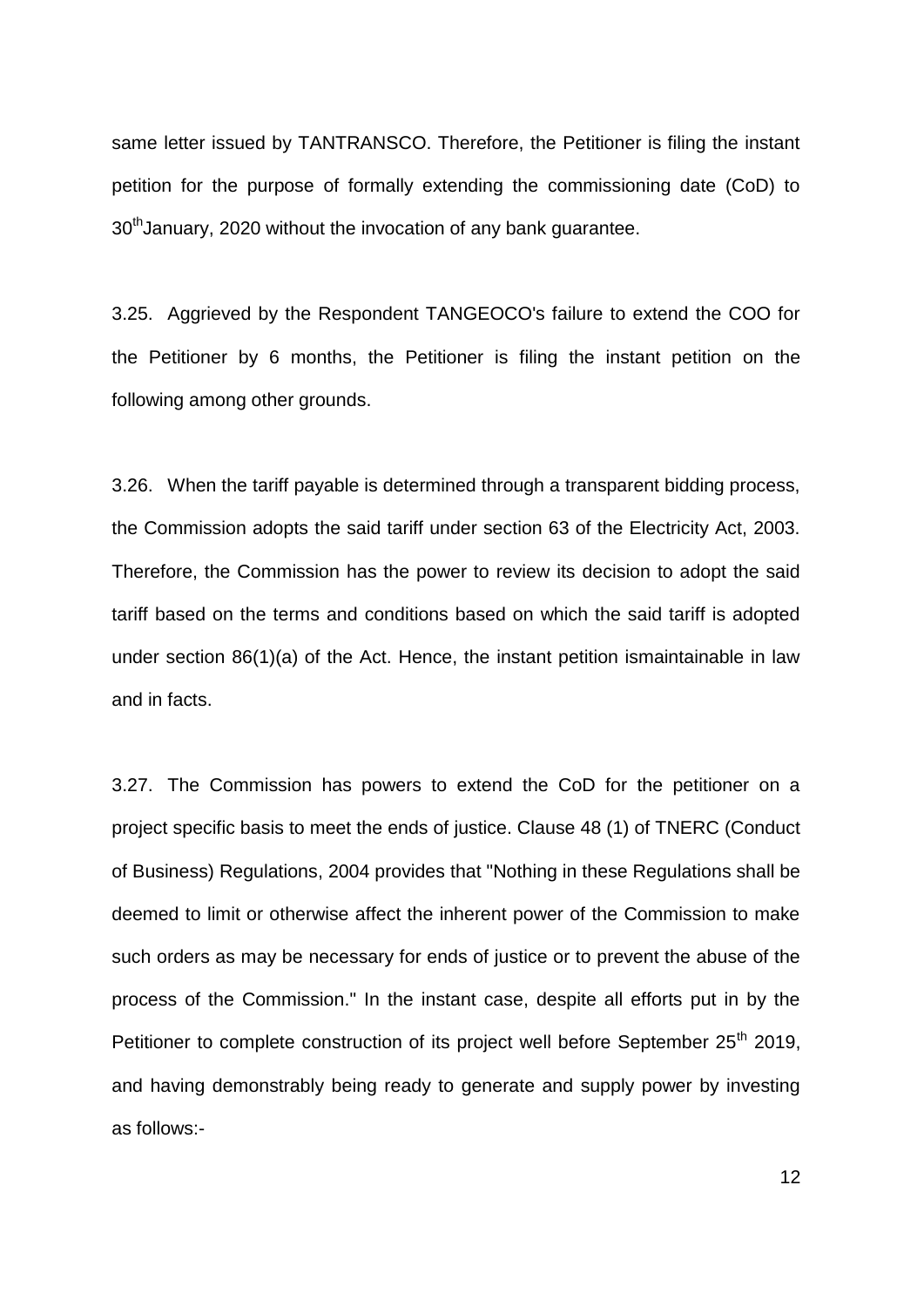same letter issued by TANTRANSCO. Therefore, the Petitioner is filing the instant petition for the purpose of formally extending the commissioning date (CoD) to 30[th]January, 2020 without the invocation of any bank guarantee.

3.25. Aggrieved by the Respondent TANGEOCO's failure to extend the COO for the Petitioner by 6 months, the Petitioner is filing the instant petition on the following among other grounds.

3.26. When the tariff payable is determined through a transparent bidding process, the Commission adopts the said tariff under section 63 of the Electricity Act, 2003. Therefore, the Commission has the power to review its decision to adopt the said tariff based on the terms and conditions based on which the said tariff is adopted under section 86(1)(a) of the Act. Hence, the instant petition ismaintainable in law and in facts.

3.27. The Commission has powers to extend the CoD for the petitioner on a project specific basis to meet the ends of justice. Clause 48 (1) of TNERC (Conduct of Business) Regulations, 2004 provides that "Nothing in these Regulations shall be deemed to limit or otherwise affect the inherent power of the Commission to make such orders as may be necessary for ends of justice or to prevent the abuse of the process of the Commission." In the instant case, despite all efforts put in by the Petitioner to complete construction of its project well before September 25[th] 2019, and having demonstrably being ready to generate and supply power by investing as follows:-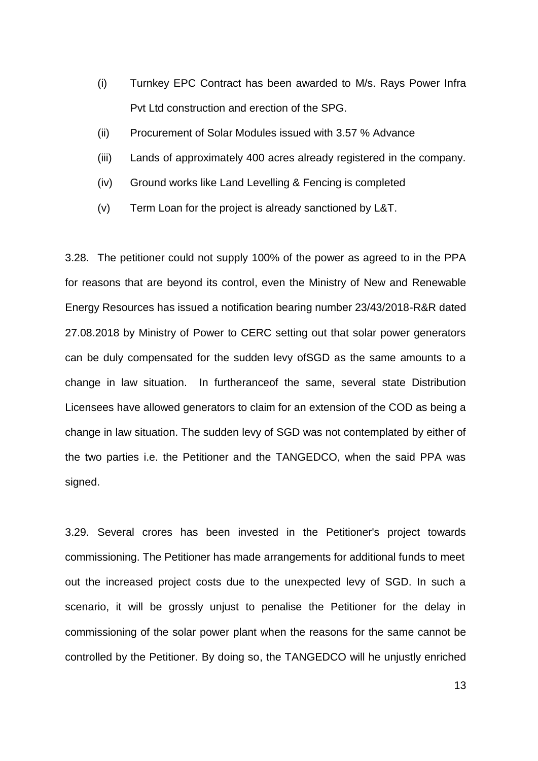(i) Turnkey EPC Contract has been awarded to M/s. Rays Power Infra Pvt Ltd construction and erection of the SPG.

(ii) Procurement of Solar Modules issued with 3.57 % Advance

(iii) Lands of approximately 400 acres already registered in the company.

(iv) Ground works like Land Levelling & Fencing is completed

(v) Term Loan for the project is already sanctioned by L&T.

3.28. The petitioner could not supply 100% of the power as agreed to in the PPA for reasons that are beyond its control, even the Ministry of New and Renewable Energy Resources has issued a notification bearing number 23/43/2018-R&R dated 27.08.2018 by Ministry of Power to CERC setting out that solar power generators can be duly compensated for the sudden levy ofSGD as the same amounts to a change in law situation. In furtheranceof the same, several state Distribution Licensees have allowed generators to claim for an extension of the COD as being a change in law situation. The sudden levy of SGD was not contemplated by either of the two parties i.e. the Petitioner and the TANGEDCO, when the said PPA was signed.

3.29. Several crores has been invested in the Petitioner's project towards commissioning. The Petitioner has made arrangements for additional funds to meet out the increased project costs due to the unexpected levy of SGD. In such a scenario, it will be grossly unjust to penalise the Petitioner for the delay in commissioning of the solar power plant when the reasons for the same cannot be controlled by the Petitioner. By doing so, the TANGEDCO will he unjustly enriched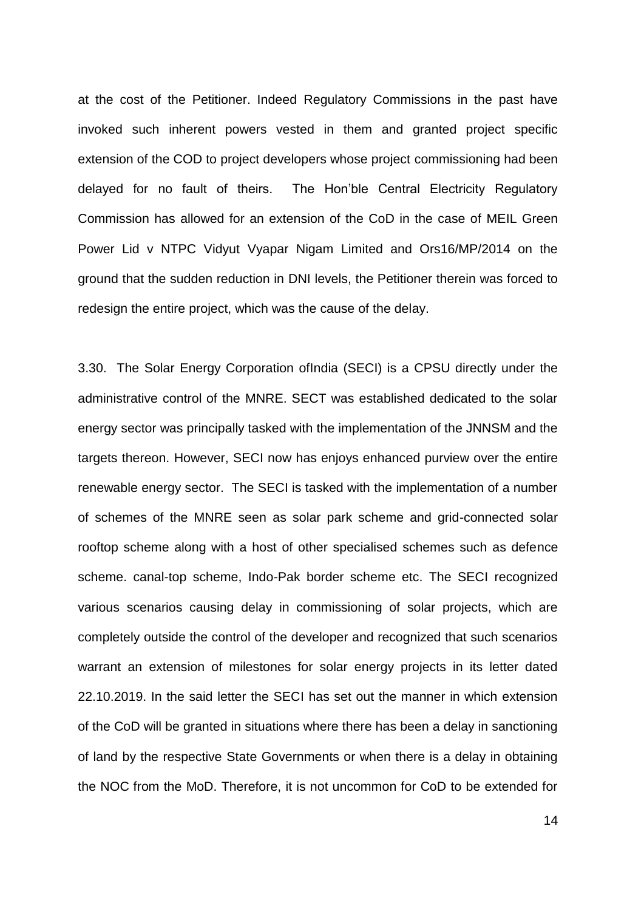at the cost of the Petitioner. Indeed Regulatory Commissions in the past have invoked such inherent powers vested in them and granted project specific extension of the COD to project developers whose project commissioning had been delayed for no fault of theirs. The Hon'ble Central Electricity Regulatory Commission has allowed for an extension of the CoD in the case of MEIL Green Power Lid v NTPC Vidyut Vyapar Nigam Limited and Ors16/MP/2014 on the ground that the sudden reduction in DNI levels, the Petitioner therein was forced to redesign the entire project, which was the cause of the delay.

3.30. The Solar Energy Corporation ofIndia (SECI) is a CPSU directly under the administrative control of the MNRE. SECT was established dedicated to the solar energy sector was principally tasked with the implementation of the JNNSM and the targets thereon. However, SECI now has enjoys enhanced purview over the entire renewable energy sector. The SECI is tasked with the implementation of a number of schemes of the MNRE seen as solar park scheme and grid-connected solar rooftop scheme along with a host of other specialised schemes such as defence scheme. canal-top scheme, Indo-Pak border scheme etc. The SECI recognized various scenarios causing delay in commissioning of solar projects, which are completely outside the control of the developer and recognized that such scenarios warrant an extension of milestones for solar energy projects in its letter dated 22.10.2019. In the said letter the SECI has set out the manner in which extension of the CoD will be granted in situations where there has been a delay in sanctioning of land by the respective State Governments or when there is a delay in obtaining the NOC from the MoD. Therefore, it is not uncommon for CoD to be extended for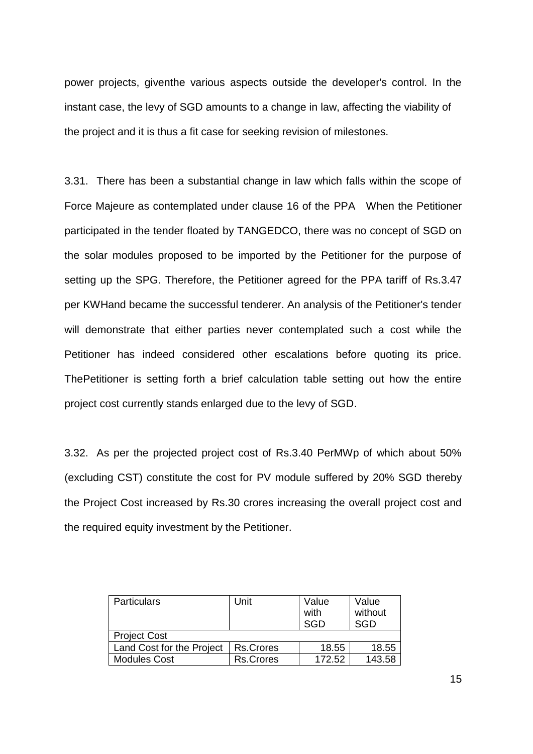power projects, giventhe various aspects outside the developer's control. In the instant case, the levy of SGD amounts to a change in law, affecting the viability of the project and it is thus a fit case for seeking revision of milestones.

3.31. There has been a substantial change in law which falls within the scope of Force Majeure as contemplated under clause 16 of the PPA When the Petitioner participated in the tender floated by TANGEDCO, there was no concept of SGD on the solar modules proposed to be imported by the Petitioner for the purpose of setting up the SPG. Therefore, the Petitioner agreed for the PPA tariff of Rs.3.47 per KWHand became the successful tenderer. An analysis of the Petitioner's tender will demonstrate that either parties never contemplated such a cost while the Petitioner has indeed considered other escalations before quoting its price. ThePetitioner is setting forth a brief calculation table setting out how the entire project cost currently stands enlarged due to the levy of SGD.

3.32. As per the projected project cost of Rs.3.40 PerMWp of which about 50% (excluding CST) constitute the cost for PV module suffered by 20% SGD thereby the Project Cost increased by Rs.30 crores increasing the overall project cost and the required equity investment by the Petitioner.

| Particulars | Unit | Value with SGD | Value without SGD |
|---|---|---|---|
| Project Cost | | | |
| Land Cost for the Project | Rs.Crores | 18.55 | 18.55 |
| Modules Cost | Rs.Crores | 172.52 | 143.58 |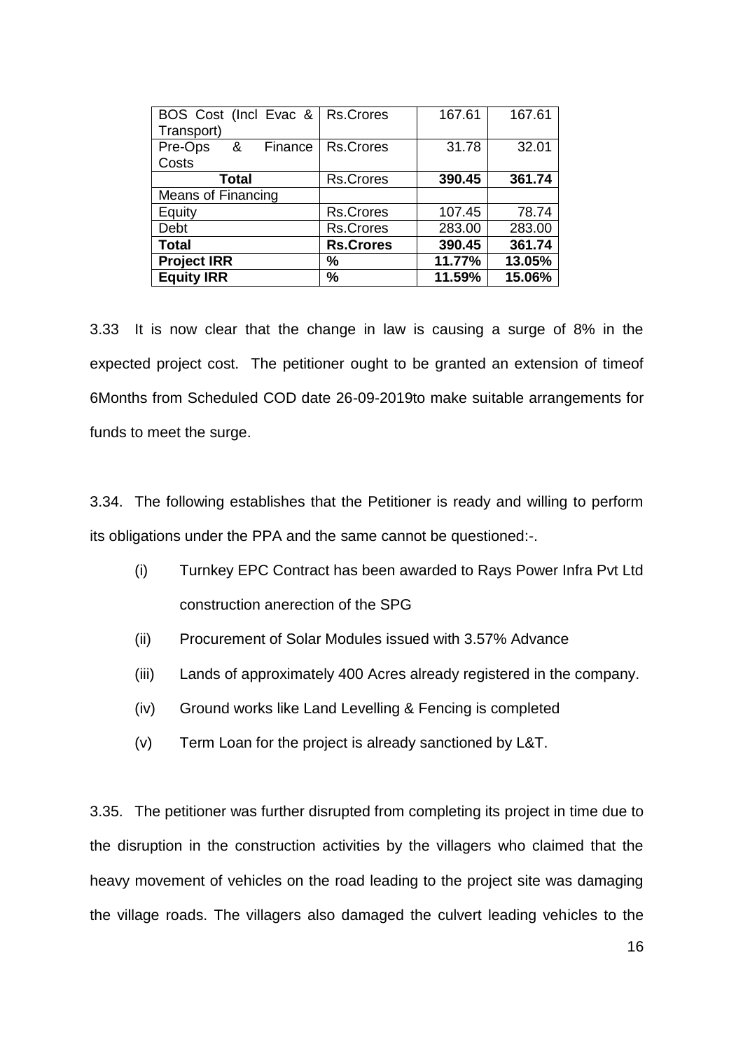| BOS Cost (Incl Evac & Transport) | Rs.Crores | 167.61 | 167.61 |
|---|---|---|---|
| Pre-Ops & Finance Costs | Rs.Crores | 31.78 | 32.01 |
| **Total** | Rs.Crores | **390.45** | **361.74** |
| Means of Financing | | | |
| Equity | Rs.Crores | 107.45 | 78.74 |
| Debt | Rs.Crores | 283.00 | 283.00 |
| **Total** | **Rs.Crores** | **390.45** | **361.74** |
| **Project IRR** | **%** | **11.77%** | **13.05%** |
| **Equity IRR** | **%** | **11.59%** | **15.06%** |

3.33 It is now clear that the change in law is causing a surge of 8% in the expected project cost. The petitioner ought to be granted an extension of timeof 6Months from Scheduled COD date 26-09-2019to make suitable arrangements for funds to meet the surge.

3.34. The following establishes that the Petitioner is ready and willing to perform its obligations under the PPA and the same cannot be questioned:-.

(i) Turnkey EPC Contract has been awarded to Rays Power Infra Pvt Ltd construction anerection of the SPG

(ii) Procurement of Solar Modules issued with 3.57% Advance

(iii) Lands of approximately 400 Acres already registered in the company.

(iv) Ground works like Land Levelling & Fencing is completed

(v) Term Loan for the project is already sanctioned by L&T.

3.35. The petitioner was further disrupted from completing its project in time due to the disruption in the construction activities by the villagers who claimed that the heavy movement of vehicles on the road leading to the project site was damaging the village roads. The villagers also damaged the culvert leading vehicles to the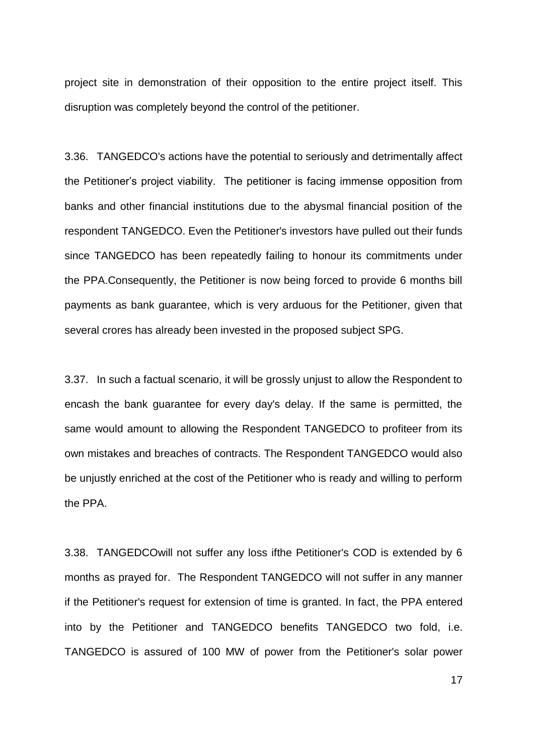project site in demonstration of their opposition to the entire project itself. This disruption was completely beyond the control of the petitioner.

3.36. TANGEDCO's actions have the potential to seriously and detrimentally affect the Petitioner's project viability. The petitioner is facing immense opposition from banks and other financial institutions due to the abysmal financial position of the respondent TANGEDCO. Even the Petitioner's investors have pulled out their funds since TANGEDCO has been repeatedly failing to honour its commitments under the PPA.Consequently, the Petitioner is now being forced to provide 6 months bill payments as bank guarantee, which is very arduous for the Petitioner, given that several crores has already been invested in the proposed subject SPG.

3.37. In such a factual scenario, it will be grossly unjust to allow the Respondent to encash the bank guarantee for every day's delay. If the same is permitted, the same would amount to allowing the Respondent TANGEDCO to profiteer from its own mistakes and breaches of contracts. The Respondent TANGEDCO would also be unjustly enriched at the cost of the Petitioner who is ready and willing to perform the PPA.

3.38. TANGEDCOwill not suffer any loss ifthe Petitioner's COD is extended by 6 months as prayed for. The Respondent TANGEDCO will not suffer in any manner if the Petitioner's request for extension of time is granted. In fact, the PPA entered into by the Petitioner and TANGEDCO benefits TANGEDCO two fold, i.e. TANGEDCO is assured of 100 MW of power from the Petitioner's solar power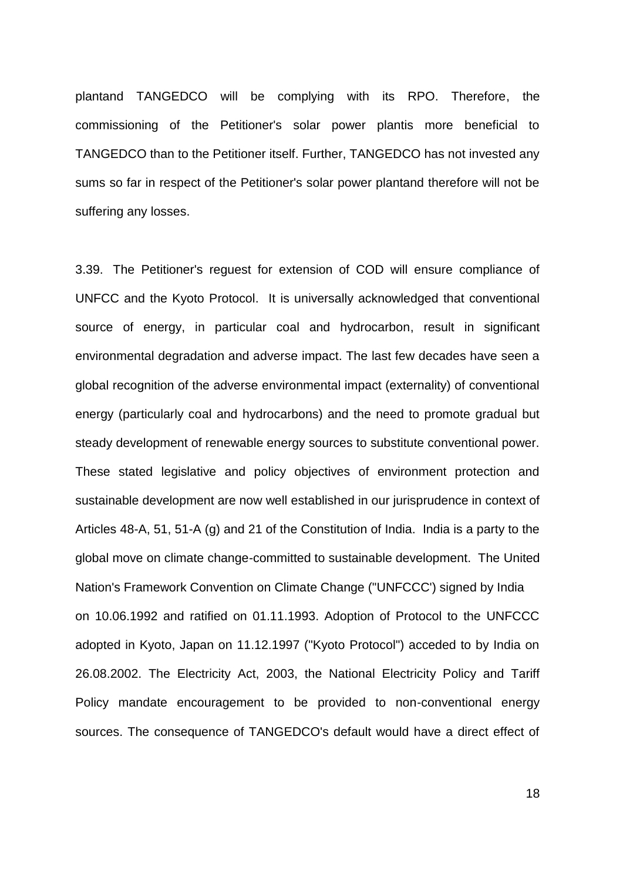plantand TANGEDCO will be complying with its RPO. Therefore, the commissioning of the Petitioner's solar power plantis more beneficial to TANGEDCO than to the Petitioner itself. Further, TANGEDCO has not invested any sums so far in respect of the Petitioner's solar power plantand therefore will not be suffering any losses.

3.39. The Petitioner's reguest for extension of COD will ensure compliance of UNFCC and the Kyoto Protocol. It is universally acknowledged that conventional source of energy, in particular coal and hydrocarbon, result in significant environmental degradation and adverse impact. The last few decades have seen a global recognition of the adverse environmental impact (externality) of conventional energy (particularly coal and hydrocarbons) and the need to promote gradual but steady development of renewable energy sources to substitute conventional power. These stated legislative and policy objectives of environment protection and sustainable development are now well established in our jurisprudence in context of Articles 48-A, 51, 51-A (g) and 21 of the Constitution of India. India is a party to the global move on climate change-committed to sustainable development. The United Nation's Framework Convention on Climate Change ("UNFCCC') signed by India on 10.06.1992 and ratified on 01.11.1993. Adoption of Protocol to the UNFCCC adopted in Kyoto, Japan on 11.12.1997 ("Kyoto Protocol") acceded to by India on 26.08.2002. The Electricity Act, 2003, the National Electricity Policy and Tariff Policy mandate encouragement to be provided to non-conventional energy sources. The consequence of TANGEDCO's default would have a direct effect of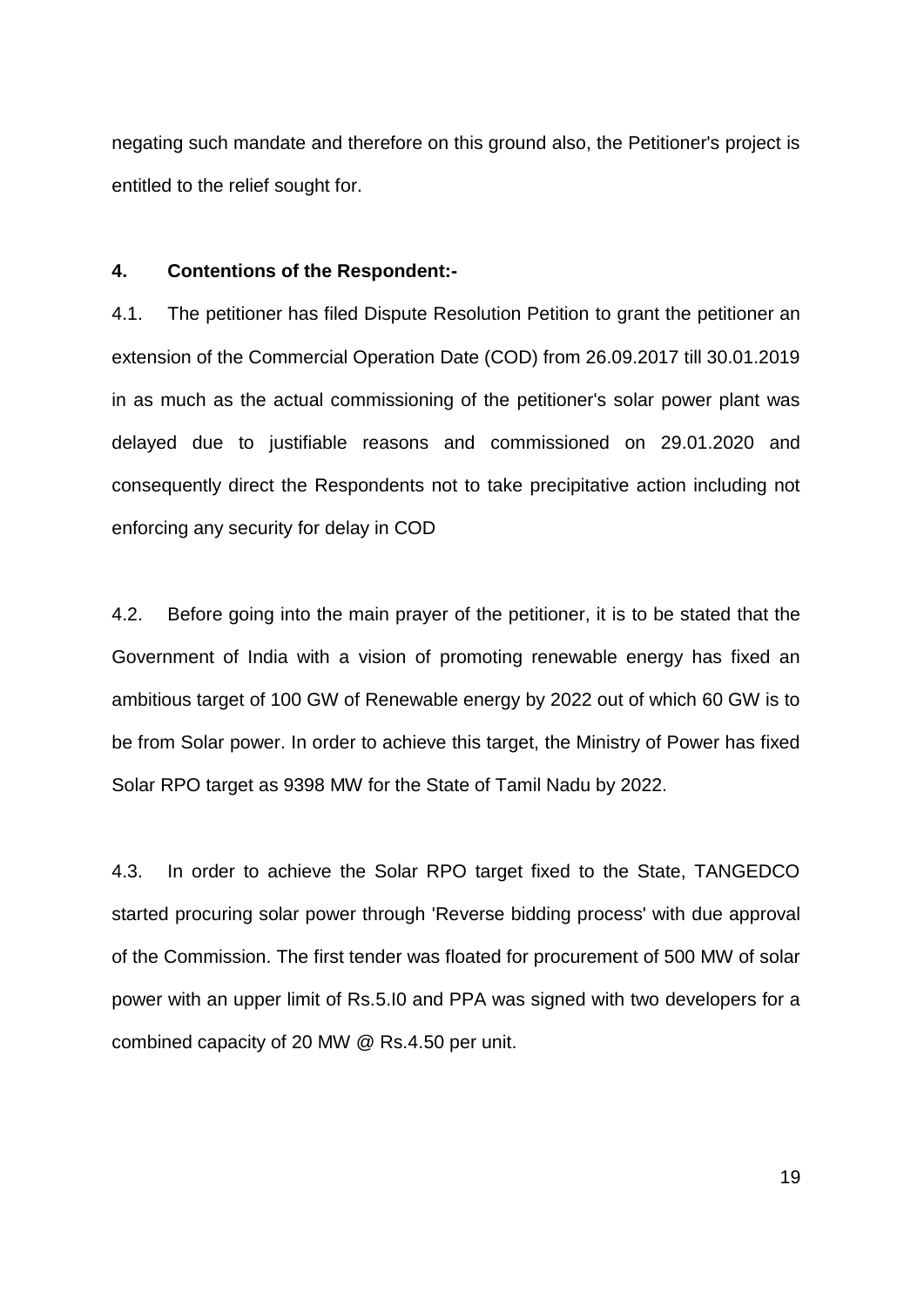negating such mandate and therefore on this ground also, the Petitioner's project is entitled to the relief sought for.

**4. Contentions of the Respondent:-**

4.1. The petitioner has filed Dispute Resolution Petition to grant the petitioner an extension of the Commercial Operation Date (COD) from 26.09.2017 till 30.01.2019 in as much as the actual commissioning of the petitioner's solar power plant was delayed due to justifiable reasons and commissioned on 29.01.2020 and consequently direct the Respondents not to take precipitative action including not enforcing any security for delay in COD

4.2. Before going into the main prayer of the petitioner, it is to be stated that the Government of India with a vision of promoting renewable energy has fixed an ambitious target of 100 GW of Renewable energy by 2022 out of which 60 GW is to be from Solar power. In order to achieve this target, the Ministry of Power has fixed Solar RPO target as 9398 MW for the State of Tamil Nadu by 2022.

4.3. In order to achieve the Solar RPO target fixed to the State, TANGEDCO started procuring solar power through 'Reverse bidding process' with due approval of the Commission. The first tender was floated for procurement of 500 MW of solar power with an upper limit of Rs.5.I0 and PPA was signed with two developers for a combined capacity of 20 MW @ Rs.4.50 per unit.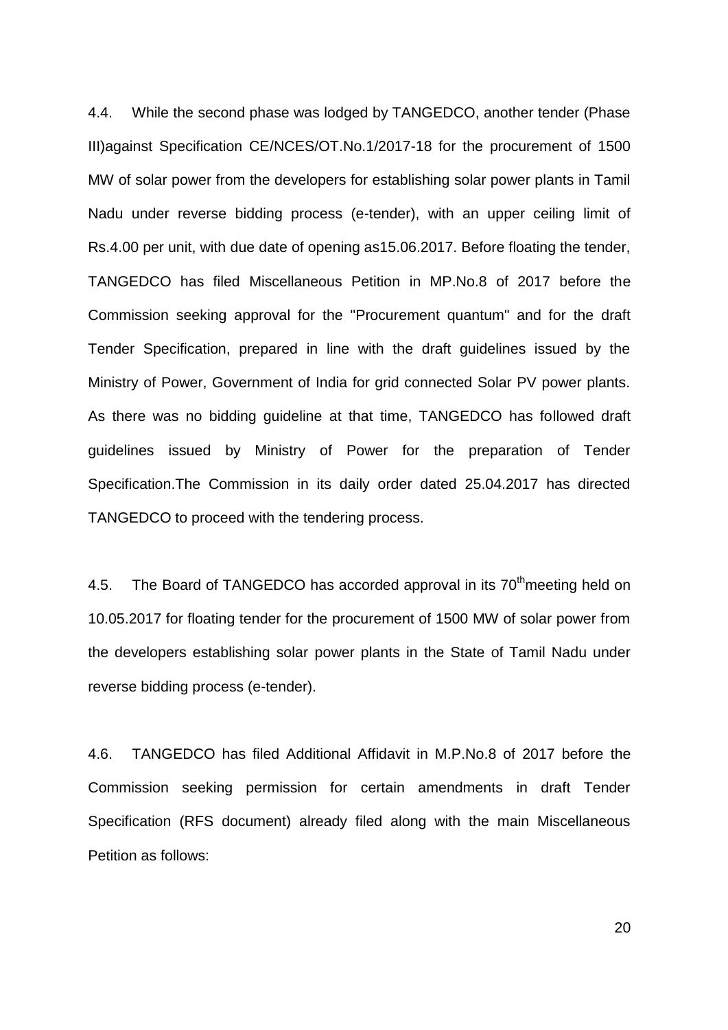4.4. While the second phase was lodged by TANGEDCO, another tender (Phase III)against Specification CE/NCES/OT.No.1/2017-18 for the procurement of 1500 MW of solar power from the developers for establishing solar power plants in Tamil Nadu under reverse bidding process (e-tender), with an upper ceiling limit of Rs.4.00 per unit, with due date of opening as15.06.2017. Before floating the tender, TANGEDCO has filed Miscellaneous Petition in MP.No.8 of 2017 before the Commission seeking approval for the "Procurement quantum" and for the draft Tender Specification, prepared in line with the draft guidelines issued by the Ministry of Power, Government of India for grid connected Solar PV power plants. As there was no bidding guideline at that time, TANGEDCO has followed draft guidelines issued by Ministry of Power for the preparation of Tender Specification.The Commission in its daily order dated 25.04.2017 has directed TANGEDCO to proceed with the tendering process.

4.5. The Board of TANGEDCO has accorded approval in its 70th meeting held on 10.05.2017 for floating tender for the procurement of 1500 MW of solar power from the developers establishing solar power plants in the State of Tamil Nadu under reverse bidding process (e-tender).

4.6. TANGEDCO has filed Additional Affidavit in M.P.No.8 of 2017 before the Commission seeking permission for certain amendments in draft Tender Specification (RFS document) already filed along with the main Miscellaneous Petition as follows: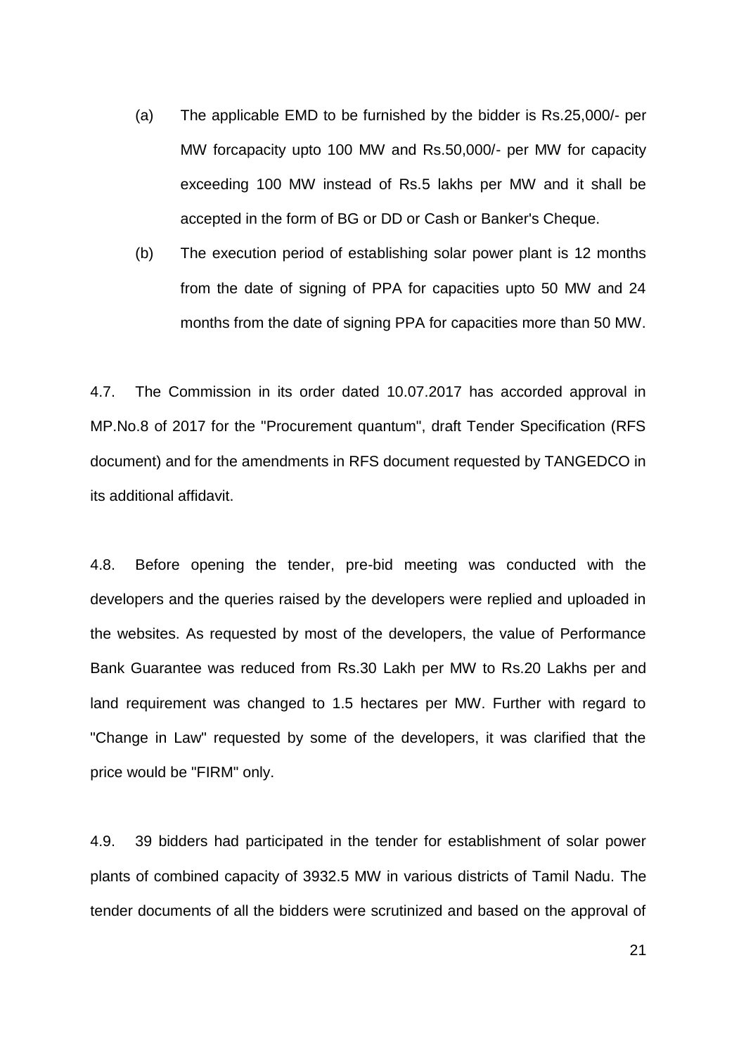(a) The applicable EMD to be furnished by the bidder is Rs.25,000/- per MW forcapacity upto 100 MW and Rs.50,000/- per MW for capacity exceeding 100 MW instead of Rs.5 lakhs per MW and it shall be accepted in the form of BG or DD or Cash or Banker's Cheque.

(b) The execution period of establishing solar power plant is 12 months from the date of signing of PPA for capacities upto 50 MW and 24 months from the date of signing PPA for capacities more than 50 MW.

4.7. The Commission in its order dated 10.07.2017 has accorded approval in MP.No.8 of 2017 for the "Procurement quantum", draft Tender Specification (RFS document) and for the amendments in RFS document requested by TANGEDCO in its additional affidavit.

4.8. Before opening the tender, pre-bid meeting was conducted with the developers and the queries raised by the developers were replied and uploaded in the websites. As requested by most of the developers, the value of Performance Bank Guarantee was reduced from Rs.30 Lakh per MW to Rs.20 Lakhs per and land requirement was changed to 1.5 hectares per MW. Further with regard to "Change in Law" requested by some of the developers, it was clarified that the price would be "FIRM" only.

4.9. 39 bidders had participated in the tender for establishment of solar power plants of combined capacity of 3932.5 MW in various districts of Tamil Nadu. The tender documents of all the bidders were scrutinized and based on the approval of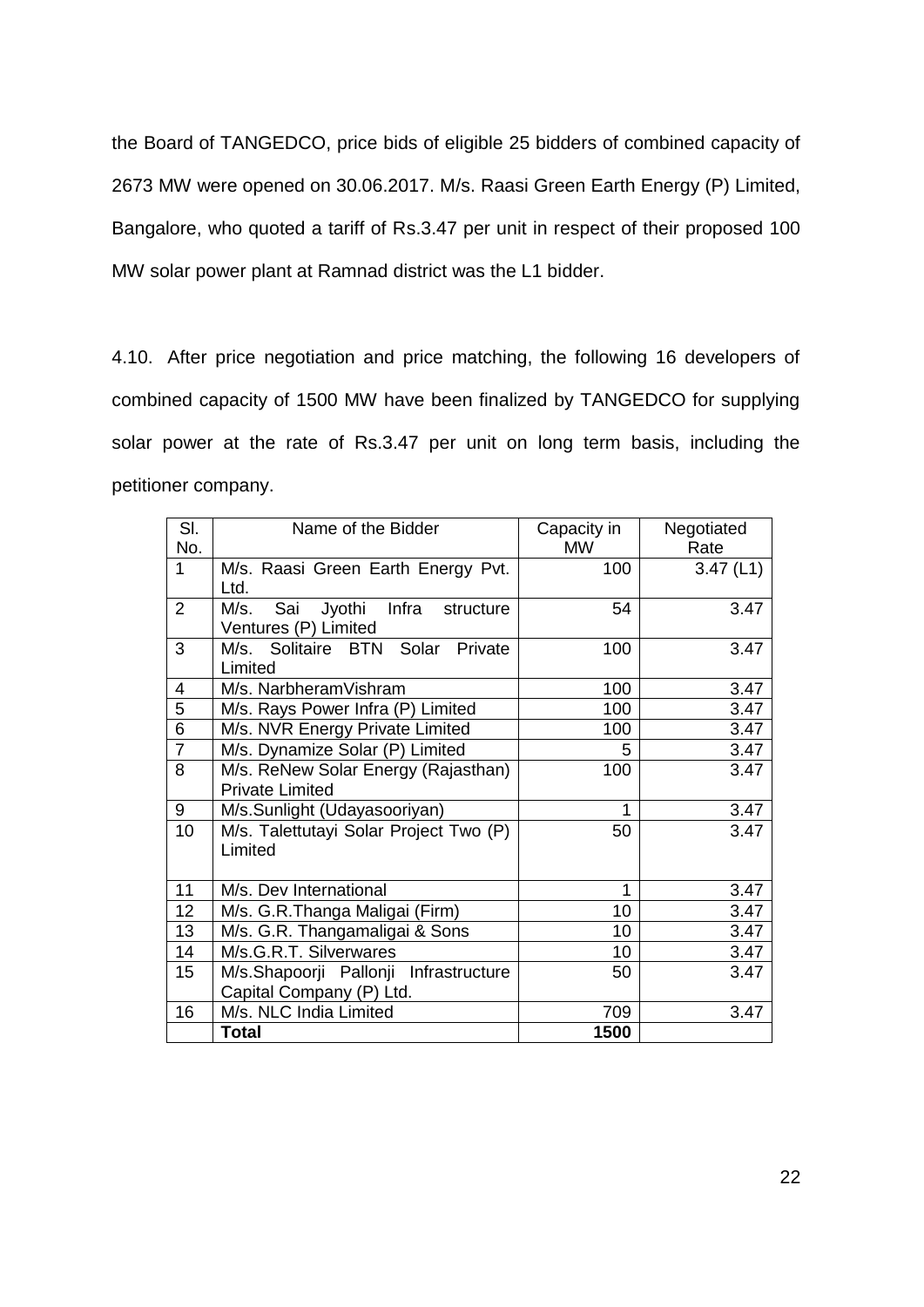the Board of TANGEDCO, price bids of eligible 25 bidders of combined capacity of 2673 MW were opened on 30.06.2017. M/s. Raasi Green Earth Energy (P) Limited, Bangalore, who quoted a tariff of Rs.3.47 per unit in respect of their proposed 100 MW solar power plant at Ramnad district was the L1 bidder.

4.10. After price negotiation and price matching, the following 16 developers of combined capacity of 1500 MW have been finalized by TANGEDCO for supplying solar power at the rate of Rs.3.47 per unit on long term basis, including the petitioner company.

| Sl. No. | Name of the Bidder | Capacity in MW | Negotiated Rate |
|---|---|---|---|
| 1 | M/s. Raasi Green Earth Energy Pvt. Ltd. | 100 | 3.47 (L1) |
| 2 | M/s. Sai Jyothi Infra structure Ventures (P) Limited | 54 | 3.47 |
| 3 | M/s. Solitaire BTN Solar Private Limited | 100 | 3.47 |
| 4 | M/s. NarbheramVishram | 100 | 3.47 |
| 5 | M/s. Rays Power Infra (P) Limited | 100 | 3.47 |
| 6 | M/s. NVR Energy Private Limited | 100 | 3.47 |
| 7 | M/s. Dynamize Solar (P) Limited | 5 | 3.47 |
| 8 | M/s. ReNew Solar Energy (Rajasthan) Private Limited | 100 | 3.47 |
| 9 | M/s.Sunlight (Udayasooriyan) | 1 | 3.47 |
| 10 | M/s. Talettutayi Solar Project Two (P) Limited | 50 | 3.47 |
| 11 | M/s. Dev International | 1 | 3.47 |
| 12 | M/s. G.R.Thanga Maligai (Firm) | 10 | 3.47 |
| 13 | M/s. G.R. Thangamaligai & Sons | 10 | 3.47 |
| 14 | M/s.G.R.T. Silverwares | 10 | 3.47 |
| 15 | M/s.Shapoorji Pallonji Infrastructure Capital Company (P) Ltd. | 50 | 3.47 |
| 16 | M/s. NLC India Limited | 709 | 3.47 |
| | **Total** | **1500** | |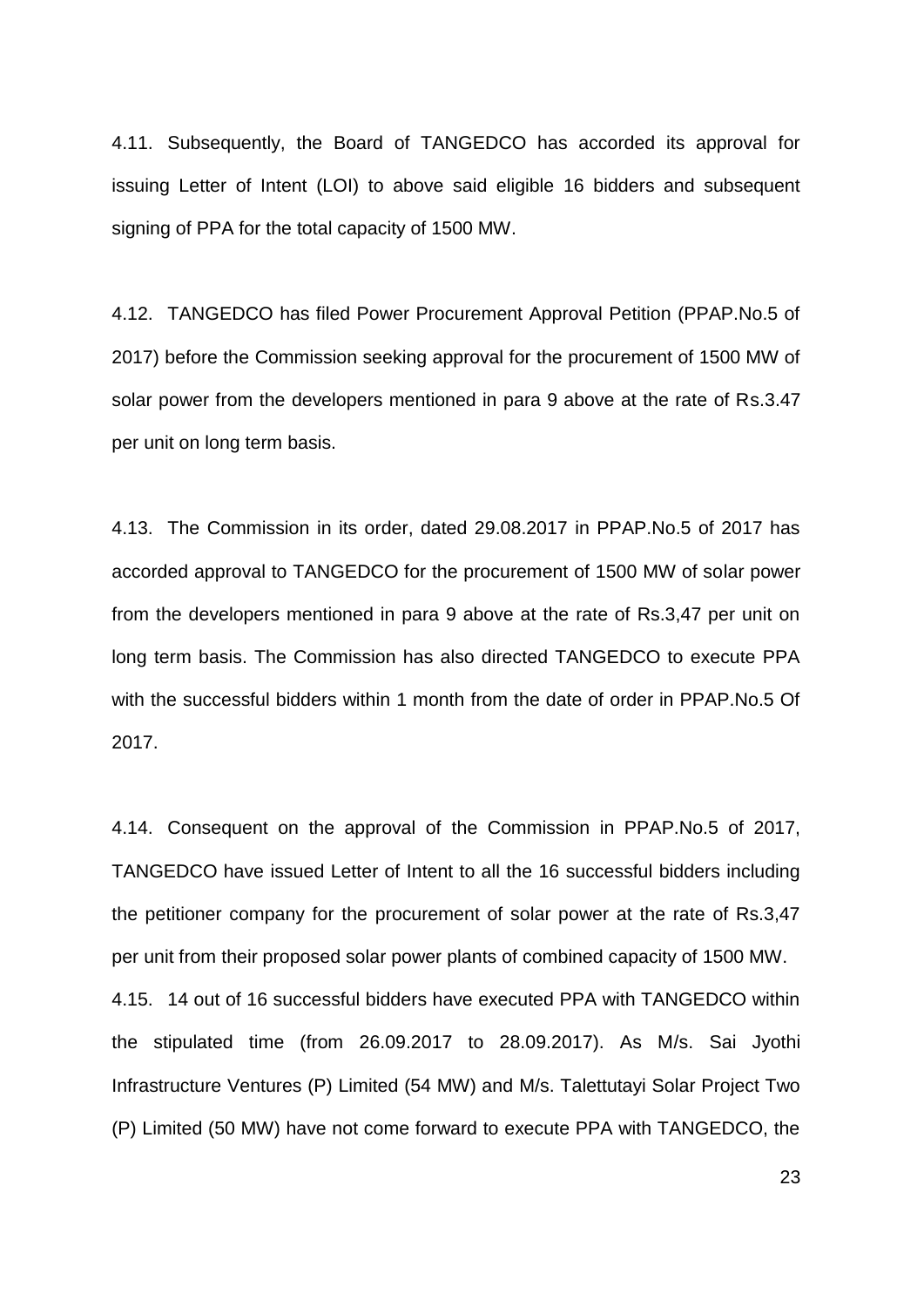4.11. Subsequently, the Board of TANGEDCO has accorded its approval for issuing Letter of Intent (LOI) to above said eligible 16 bidders and subsequent signing of PPA for the total capacity of 1500 MW.

4.12. TANGEDCO has filed Power Procurement Approval Petition (PPAP.No.5 of 2017) before the Commission seeking approval for the procurement of 1500 MW of solar power from the developers mentioned in para 9 above at the rate of Rs.3.47 per unit on long term basis.

4.13. The Commission in its order, dated 29.08.2017 in PPAP.No.5 of 2017 has accorded approval to TANGEDCO for the procurement of 1500 MW of solar power from the developers mentioned in para 9 above at the rate of Rs.3,47 per unit on long term basis. The Commission has also directed TANGEDCO to execute PPA with the successful bidders within 1 month from the date of order in PPAP.No.5 Of 2017.

4.14. Consequent on the approval of the Commission in PPAP.No.5 of 2017, TANGEDCO have issued Letter of Intent to all the 16 successful bidders including the petitioner company for the procurement of solar power at the rate of Rs.3,47 per unit from their proposed solar power plants of combined capacity of 1500 MW.

4.15. 14 out of 16 successful bidders have executed PPA with TANGEDCO within the stipulated time (from 26.09.2017 to 28.09.2017). As M/s. Sai Jyothi Infrastructure Ventures (P) Limited (54 MW) and M/s. Talettutayi Solar Project Two (P) Limited (50 MW) have not come forward to execute PPA with TANGEDCO, the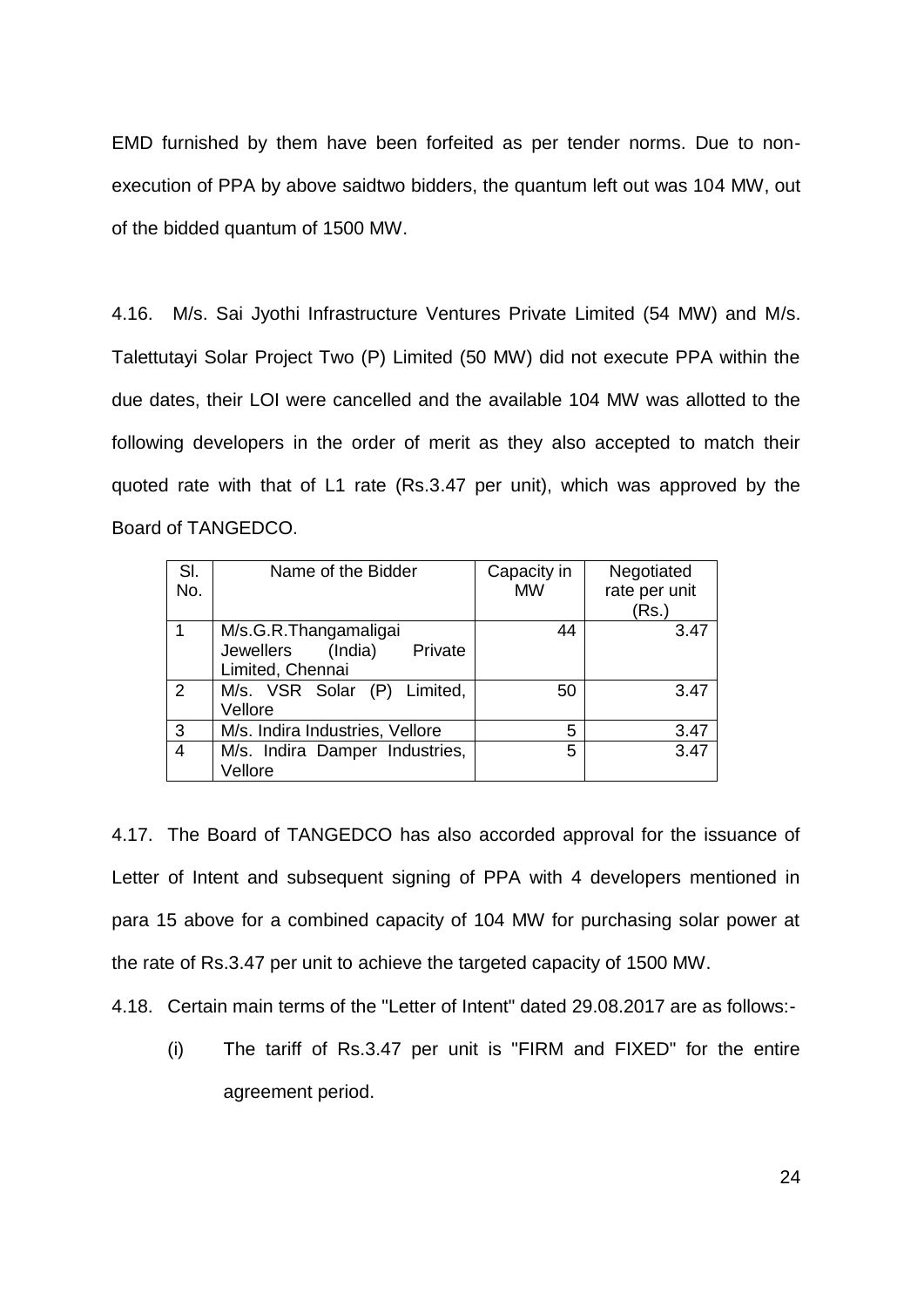EMD furnished by them have been forfeited as per tender norms. Due to non-execution of PPA by above saidtwo bidders, the quantum left out was 104 MW, out of the bidded quantum of 1500 MW.

4.16. M/s. Sai Jyothi Infrastructure Ventures Private Limited (54 MW) and M/s. Talettutayi Solar Project Two (P) Limited (50 MW) did not execute PPA within the due dates, their LOI were cancelled and the available 104 MW was allotted to the following developers in the order of merit as they also accepted to match their quoted rate with that of L1 rate (Rs.3.47 per unit), which was approved by the Board of TANGEDCO.

| Sl. No. | Name of the Bidder | Capacity in MW | Negotiated rate per unit (Rs.) |
|---|---|---|---|
| 1 | M/s.G.R.Thangamaligai Jewellers (India) Private Limited, Chennai | 44 | 3.47 |
| 2 | M/s. VSR Solar (P) Limited, Vellore | 50 | 3.47 |
| 3 | M/s. Indira Industries, Vellore | 5 | 3.47 |
| 4 | M/s. Indira Damper Industries, Vellore | 5 | 3.47 |

4.17. The Board of TANGEDCO has also accorded approval for the issuance of Letter of Intent and subsequent signing of PPA with 4 developers mentioned in para 15 above for a combined capacity of 104 MW for purchasing solar power at the rate of Rs.3.47 per unit to achieve the targeted capacity of 1500 MW.

4.18. Certain main terms of the "Letter of Intent" dated 29.08.2017 are as follows:-

(i) The tariff of Rs.3.47 per unit is "FIRM and FIXED" for the entire agreement period.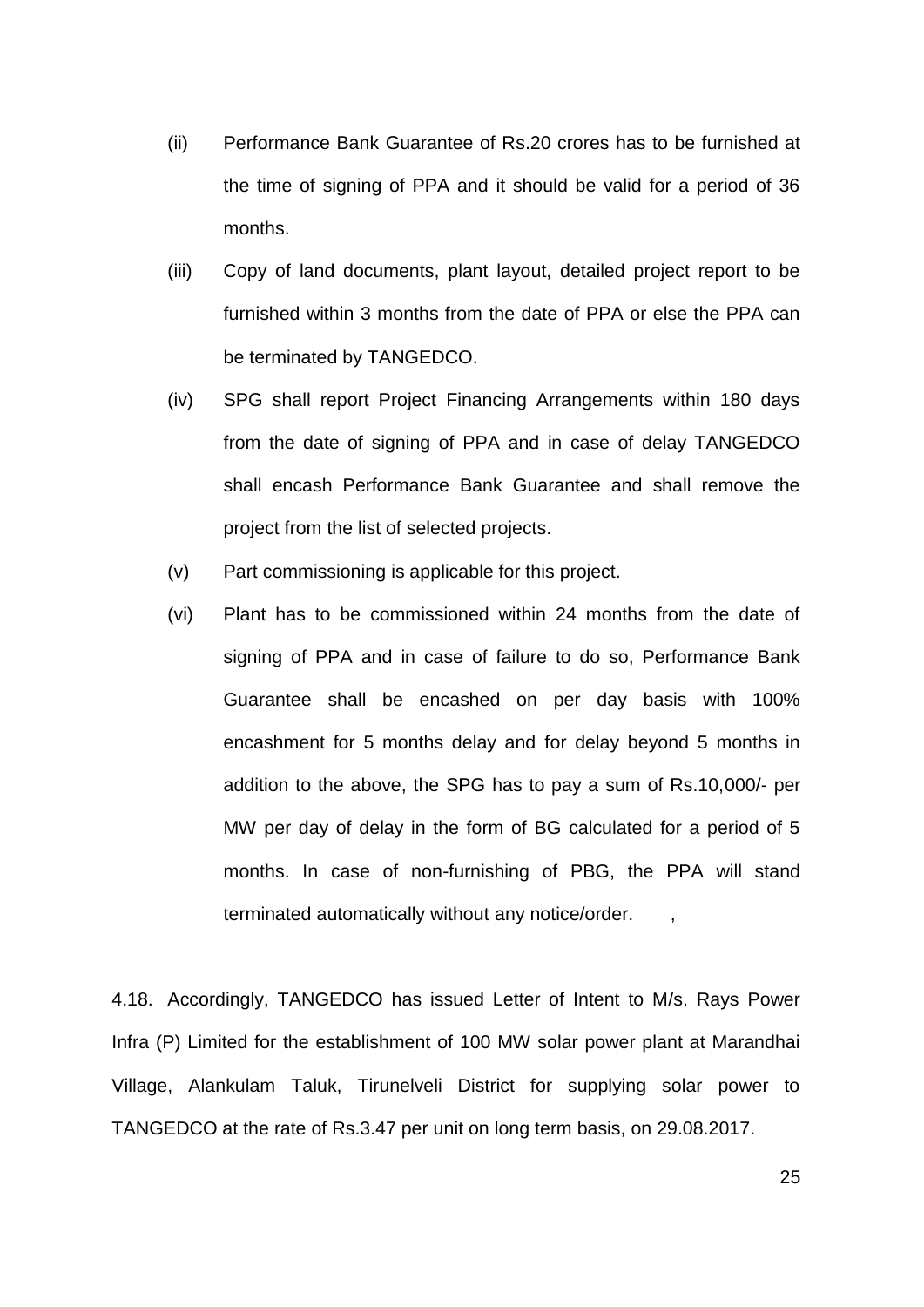(ii) Performance Bank Guarantee of Rs.20 crores has to be furnished at the time of signing of PPA and it should be valid for a period of 36 months.

(iii) Copy of land documents, plant layout, detailed project report to be furnished within 3 months from the date of PPA or else the PPA can be terminated by TANGEDCO.

(iv) SPG shall report Project Financing Arrangements within 180 days from the date of signing of PPA and in case of delay TANGEDCO shall encash Performance Bank Guarantee and shall remove the project from the list of selected projects.

(v) Part commissioning is applicable for this project.

(vi) Plant has to be commissioned within 24 months from the date of signing of PPA and in case of failure to do so, Performance Bank Guarantee shall be encashed on per day basis with 100% encashment for 5 months delay and for delay beyond 5 months in addition to the above, the SPG has to pay a sum of Rs.10,000/- per MW per day of delay in the form of BG calculated for a period of 5 months. In case of non-furnishing of PBG, the PPA will stand terminated automatically without any notice/order. ,

4.18. Accordingly, TANGEDCO has issued Letter of Intent to M/s. Rays Power Infra (P) Limited for the establishment of 100 MW solar power plant at Marandhai Village, Alankulam Taluk, Tirunelveli District for supplying solar power to TANGEDCO at the rate of Rs.3.47 per unit on long term basis, on 29.08.2017.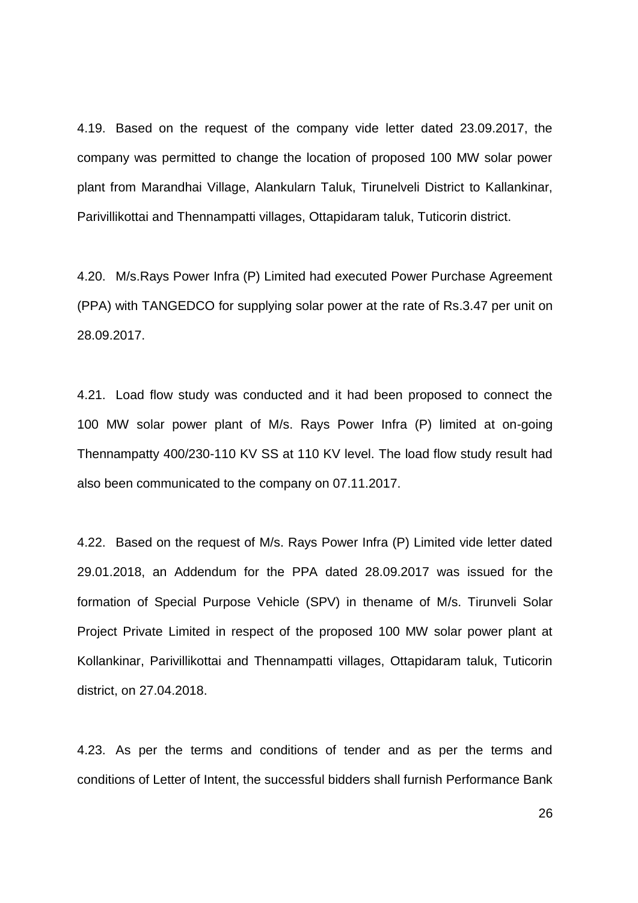4.19. Based on the request of the company vide letter dated 23.09.2017, the company was permitted to change the location of proposed 100 MW solar power plant from Marandhai Village, Alankularn Taluk, Tirunelveli District to Kallankinar, Parivillikottai and Thennampatti villages, Ottapidaram taluk, Tuticorin district.

4.20. M/s.Rays Power Infra (P) Limited had executed Power Purchase Agreement (PPA) with TANGEDCO for supplying solar power at the rate of Rs.3.47 per unit on 28.09.2017.

4.21. Load flow study was conducted and it had been proposed to connect the 100 MW solar power plant of M/s. Rays Power Infra (P) limited at on-going Thennampatty 400/230-110 KV SS at 110 KV level. The load flow study result had also been communicated to the company on 07.11.2017.

4.22. Based on the request of M/s. Rays Power Infra (P) Limited vide letter dated 29.01.2018, an Addendum for the PPA dated 28.09.2017 was issued for the formation of Special Purpose Vehicle (SPV) in thename of M/s. Tirunveli Solar Project Private Limited in respect of the proposed 100 MW solar power plant at Kollankinar, Parivillikottai and Thennampatti villages, Ottapidaram taluk, Tuticorin district, on 27.04.2018.

4.23. As per the terms and conditions of tender and as per the terms and conditions of Letter of Intent, the successful bidders shall furnish Performance Bank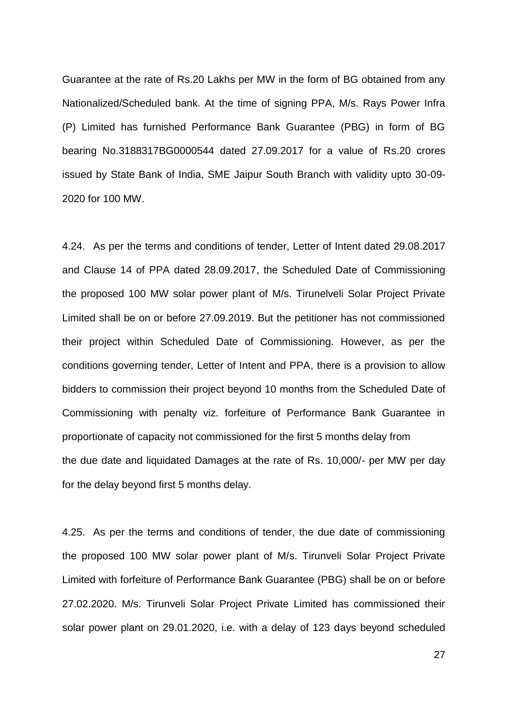Guarantee at the rate of Rs.20 Lakhs per MW in the form of BG obtained from any Nationalized/Scheduled bank. At the time of signing PPA, M/s. Rays Power Infra (P) Limited has furnished Performance Bank Guarantee (PBG) in form of BG bearing No.3188317BG0000544 dated 27.09.2017 for a value of Rs.20 crores issued by State Bank of India, SME Jaipur South Branch with validity upto 30-09-2020 for 100 MW.

4.24. As per the terms and conditions of tender, Letter of Intent dated 29.08.2017 and Clause 14 of PPA dated 28.09.2017, the Scheduled Date of Commissioning the proposed 100 MW solar power plant of M/s. Tirunelveli Solar Project Private Limited shall be on or before 27.09.2019. But the petitioner has not commissioned their project within Scheduled Date of Commissioning. However, as per the conditions governing tender, Letter of Intent and PPA, there is a provision to allow bidders to commission their project beyond 10 months from the Scheduled Date of Commissioning with penalty viz. forfeiture of Performance Bank Guarantee in proportionate of capacity not commissioned for the first 5 months delay from the due date and liquidated Damages at the rate of Rs. 10,000/- per MW per day for the delay beyond first 5 months delay.

4.25. As per the terms and conditions of tender, the due date of commissioning the proposed 100 MW solar power plant of M/s. Tirunveli Solar Project Private Limited with forfeiture of Performance Bank Guarantee (PBG) shall be on or before 27.02.2020. M/s. Tirunveli Solar Project Private Limited has commissioned their solar power plant on 29.01.2020, i.e. with a delay of 123 days beyond scheduled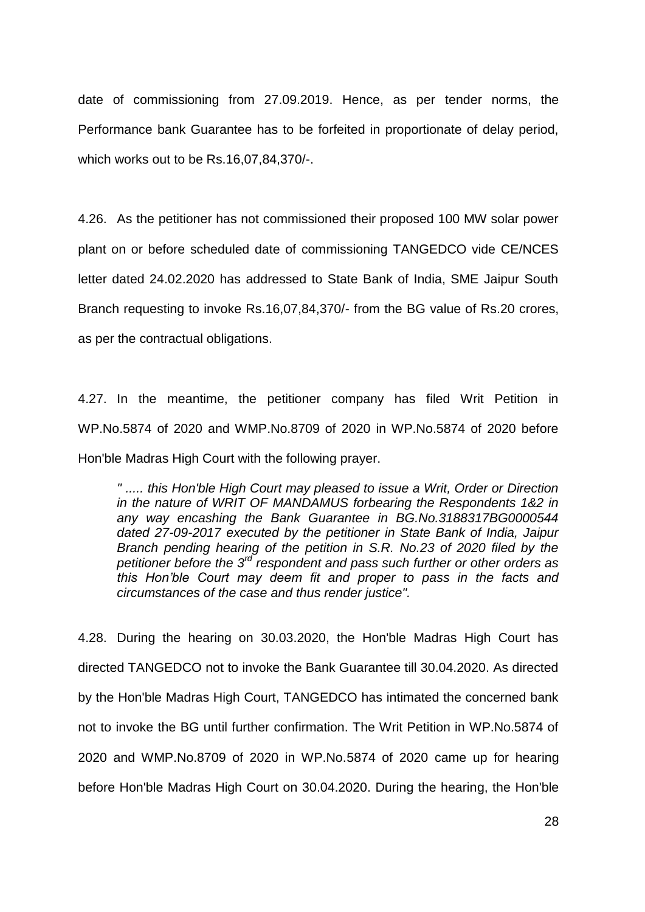date of commissioning from 27.09.2019. Hence, as per tender norms, the Performance bank Guarantee has to be forfeited in proportionate of delay period, which works out to be Rs.16,07,84,370/-.

4.26. As the petitioner has not commissioned their proposed 100 MW solar power plant on or before scheduled date of commissioning TANGEDCO vide CE/NCES letter dated 24.02.2020 has addressed to State Bank of India, SME Jaipur South Branch requesting to invoke Rs.16,07,84,370/- from the BG value of Rs.20 crores, as per the contractual obligations.

4.27. In the meantime, the petitioner company has filed Writ Petition in WP.No.5874 of 2020 and WMP.No.8709 of 2020 in WP.No.5874 of 2020 before Hon'ble Madras High Court with the following prayer.

> *" ..... this Hon'ble High Court may pleased to issue a Writ, Order or Direction in the nature of WRIT OF MANDAMUS forbearing the Respondents 1&2 in any way encashing the Bank Guarantee in BG.No.3188317BG0000544 dated 27-09-2017 executed by the petitioner in State Bank of India, Jaipur Branch pending hearing of the petition in S.R. No.23 of 2020 filed by the petitioner before the 3rd respondent and pass such further or other orders as this Hon'ble Court may deem fit and proper to pass in the facts and circumstances of the case and thus render justice".*

4.28. During the hearing on 30.03.2020, the Hon'ble Madras High Court has directed TANGEDCO not to invoke the Bank Guarantee till 30.04.2020. As directed by the Hon'ble Madras High Court, TANGEDCO has intimated the concerned bank not to invoke the BG until further confirmation. The Writ Petition in WP.No.5874 of 2020 and WMP.No.8709 of 2020 in WP.No.5874 of 2020 came up for hearing before Hon'ble Madras High Court on 30.04.2020. During the hearing, the Hon'ble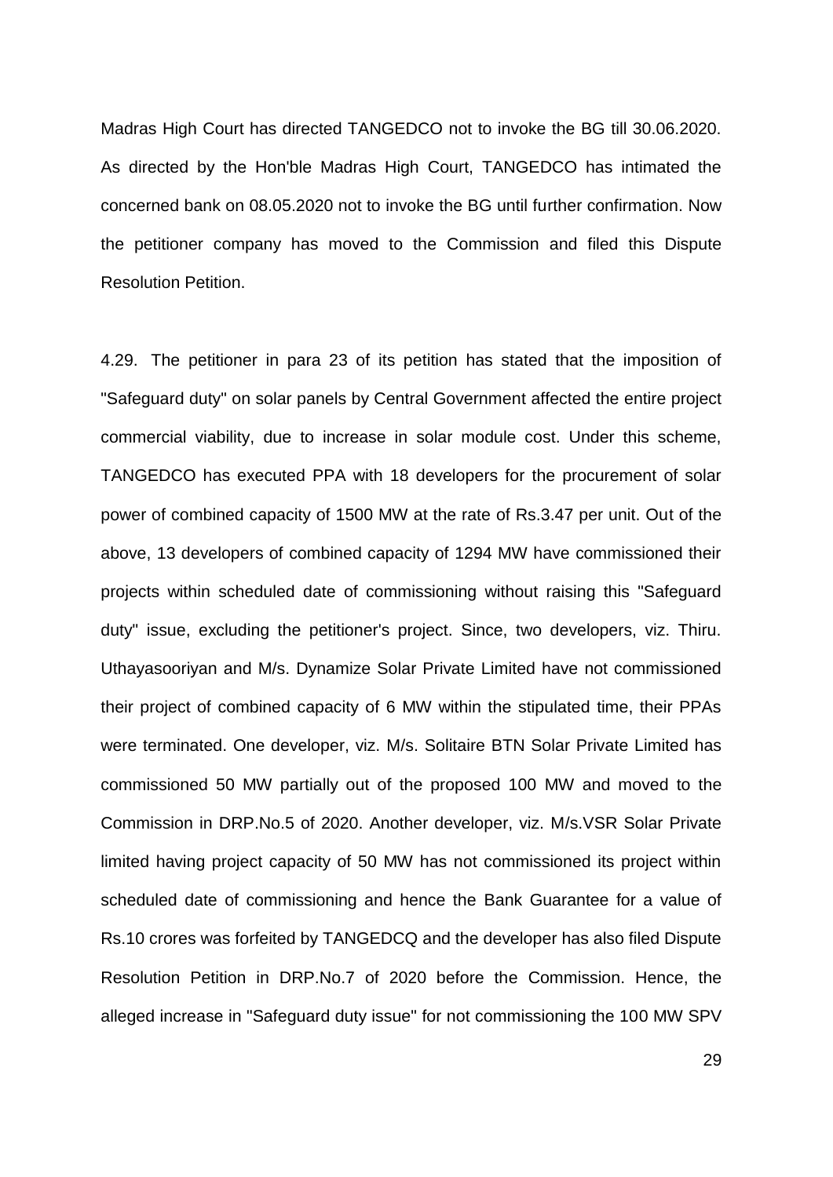Madras High Court has directed TANGEDCO not to invoke the BG till 30.06.2020. As directed by the Hon'ble Madras High Court, TANGEDCO has intimated the concerned bank on 08.05.2020 not to invoke the BG until further confirmation. Now the petitioner company has moved to the Commission and filed this Dispute Resolution Petition.

4.29. The petitioner in para 23 of its petition has stated that the imposition of "Safeguard duty" on solar panels by Central Government affected the entire project commercial viability, due to increase in solar module cost. Under this scheme, TANGEDCO has executed PPA with 18 developers for the procurement of solar power of combined capacity of 1500 MW at the rate of Rs.3.47 per unit. Out of the above, 13 developers of combined capacity of 1294 MW have commissioned their projects within scheduled date of commissioning without raising this "Safeguard duty" issue, excluding the petitioner's project. Since, two developers, viz. Thiru. Uthayasooriyan and M/s. Dynamize Solar Private Limited have not commissioned their project of combined capacity of 6 MW within the stipulated time, their PPAs were terminated. One developer, viz. M/s. Solitaire BTN Solar Private Limited has commissioned 50 MW partially out of the proposed 100 MW and moved to the Commission in DRP.No.5 of 2020. Another developer, viz. M/s.VSR Solar Private limited having project capacity of 50 MW has not commissioned its project within scheduled date of commissioning and hence the Bank Guarantee for a value of Rs.10 crores was forfeited by TANGEDCQ and the developer has also filed Dispute Resolution Petition in DRP.No.7 of 2020 before the Commission. Hence, the alleged increase in "Safeguard duty issue" for not commissioning the 100 MW SPV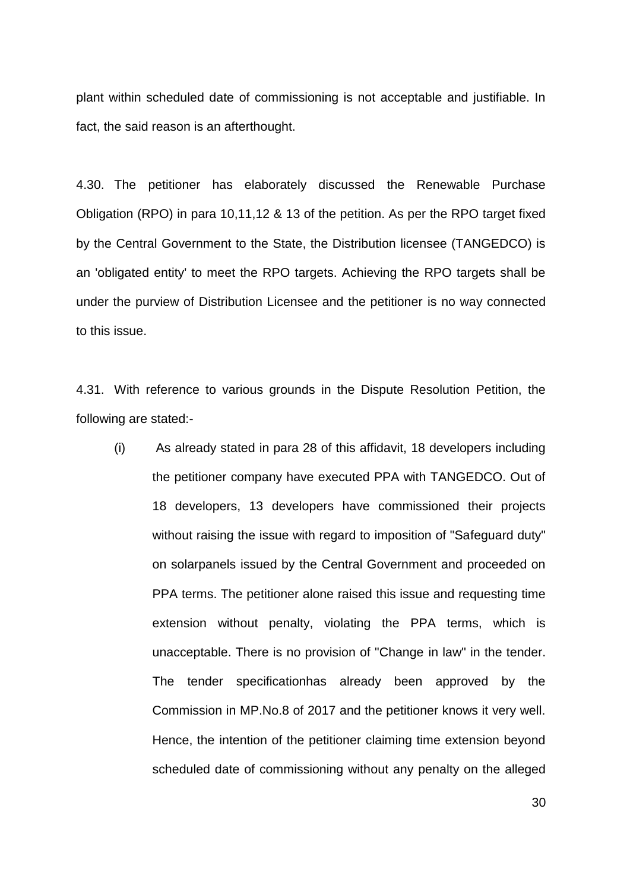plant within scheduled date of commissioning is not acceptable and justifiable. In fact, the said reason is an afterthought.

4.30. The petitioner has elaborately discussed the Renewable Purchase Obligation (RPO) in para 10,11,12 & 13 of the petition. As per the RPO target fixed by the Central Government to the State, the Distribution licensee (TANGEDCO) is an 'obligated entity' to meet the RPO targets. Achieving the RPO targets shall be under the purview of Distribution Licensee and the petitioner is no way connected to this issue.

4.31. With reference to various grounds in the Dispute Resolution Petition, the following are stated:-

(i) As already stated in para 28 of this affidavit, 18 developers including the petitioner company have executed PPA with TANGEDCO. Out of 18 developers, 13 developers have commissioned their projects without raising the issue with regard to imposition of "Safeguard duty" on solarpanels issued by the Central Government and proceeded on PPA terms. The petitioner alone raised this issue and requesting time extension without penalty, violating the PPA terms, which is unacceptable. There is no provision of "Change in law" in the tender. The tender specificationhas already been approved by the Commission in MP.No.8 of 2017 and the petitioner knows it very well. Hence, the intention of the petitioner claiming time extension beyond scheduled date of commissioning without any penalty on the alleged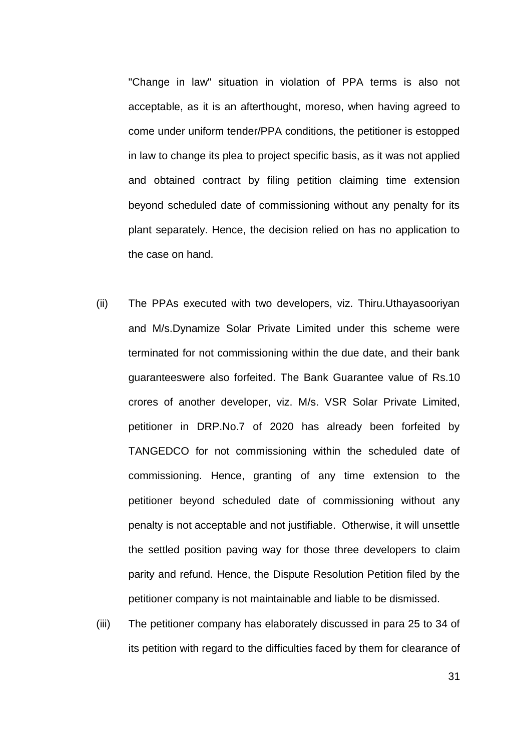"Change in law" situation in violation of PPA terms is also not acceptable, as it is an afterthought, moreso, when having agreed to come under uniform tender/PPA conditions, the petitioner is estopped in law to change its plea to project specific basis, as it was not applied and obtained contract by filing petition claiming time extension beyond scheduled date of commissioning without any penalty for its plant separately. Hence, the decision relied on has no application to the case on hand.

(ii) The PPAs executed with two developers, viz. Thiru.Uthayasooriyan and M/s.Dynamize Solar Private Limited under this scheme were terminated for not commissioning within the due date, and their bank guaranteeswere also forfeited. The Bank Guarantee value of Rs.10 crores of another developer, viz. M/s. VSR Solar Private Limited, petitioner in DRP.No.7 of 2020 has already been forfeited by TANGEDCO for not commissioning within the scheduled date of commissioning. Hence, granting of any time extension to the petitioner beyond scheduled date of commissioning without any penalty is not acceptable and not justifiable. Otherwise, it will unsettle the settled position paving way for those three developers to claim parity and refund. Hence, the Dispute Resolution Petition filed by the petitioner company is not maintainable and liable to be dismissed.

(iii) The petitioner company has elaborately discussed in para 25 to 34 of its petition with regard to the difficulties faced by them for clearance of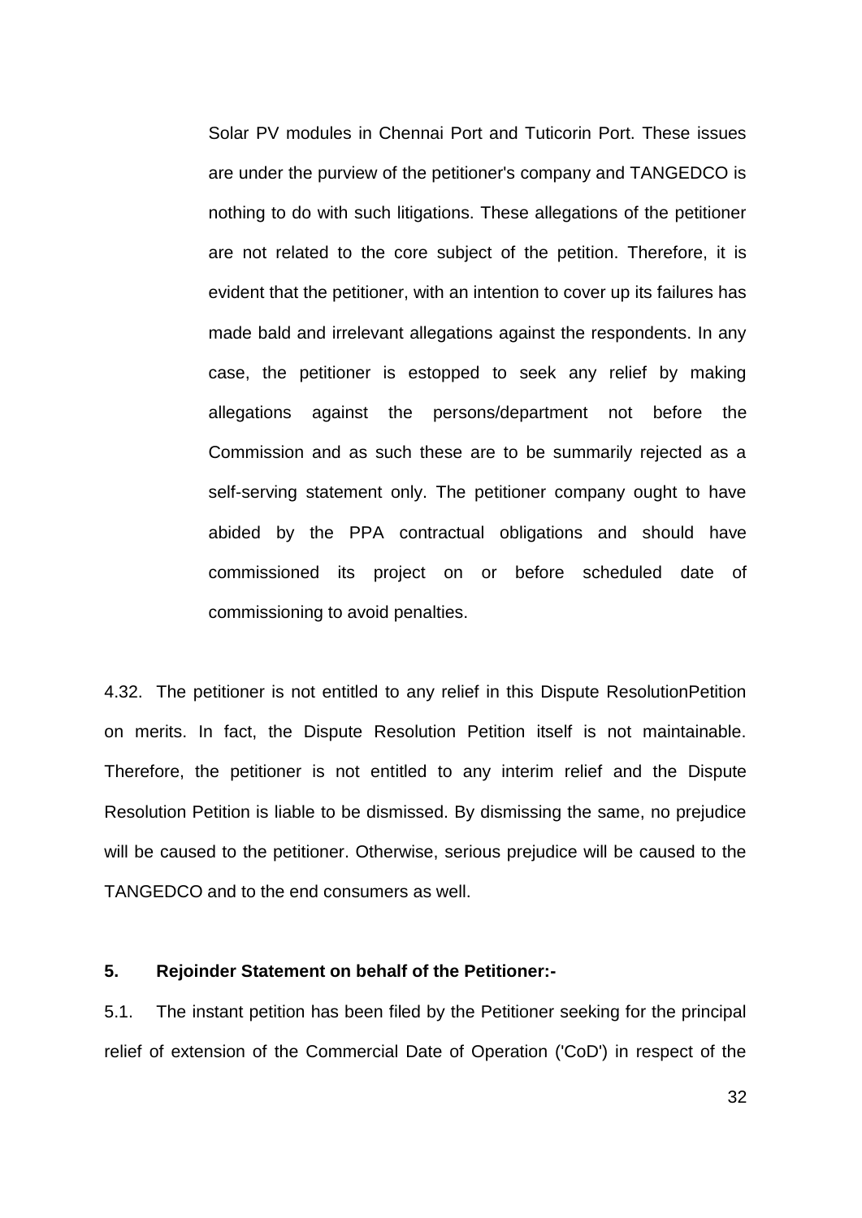Solar PV modules in Chennai Port and Tuticorin Port. These issues are under the purview of the petitioner's company and TANGEDCO is nothing to do with such litigations. These allegations of the petitioner are not related to the core subject of the petition. Therefore, it is evident that the petitioner, with an intention to cover up its failures has made bald and irrelevant allegations against the respondents. In any case, the petitioner is estopped to seek any relief by making allegations against the persons/department not before the Commission and as such these are to be summarily rejected as a self-serving statement only. The petitioner company ought to have abided by the PPA contractual obligations and should have commissioned its project on or before scheduled date of commissioning to avoid penalties.

4.32. The petitioner is not entitled to any relief in this Dispute ResolutionPetition on merits. In fact, the Dispute Resolution Petition itself is not maintainable. Therefore, the petitioner is not entitled to any interim relief and the Dispute Resolution Petition is liable to be dismissed. By dismissing the same, no prejudice will be caused to the petitioner. Otherwise, serious prejudice will be caused to the TANGEDCO and to the end consumers as well.

**5. Rejoinder Statement on behalf of the Petitioner:-**

5.1. The instant petition has been filed by the Petitioner seeking for the principal relief of extension of the Commercial Date of Operation ('CoD') in respect of the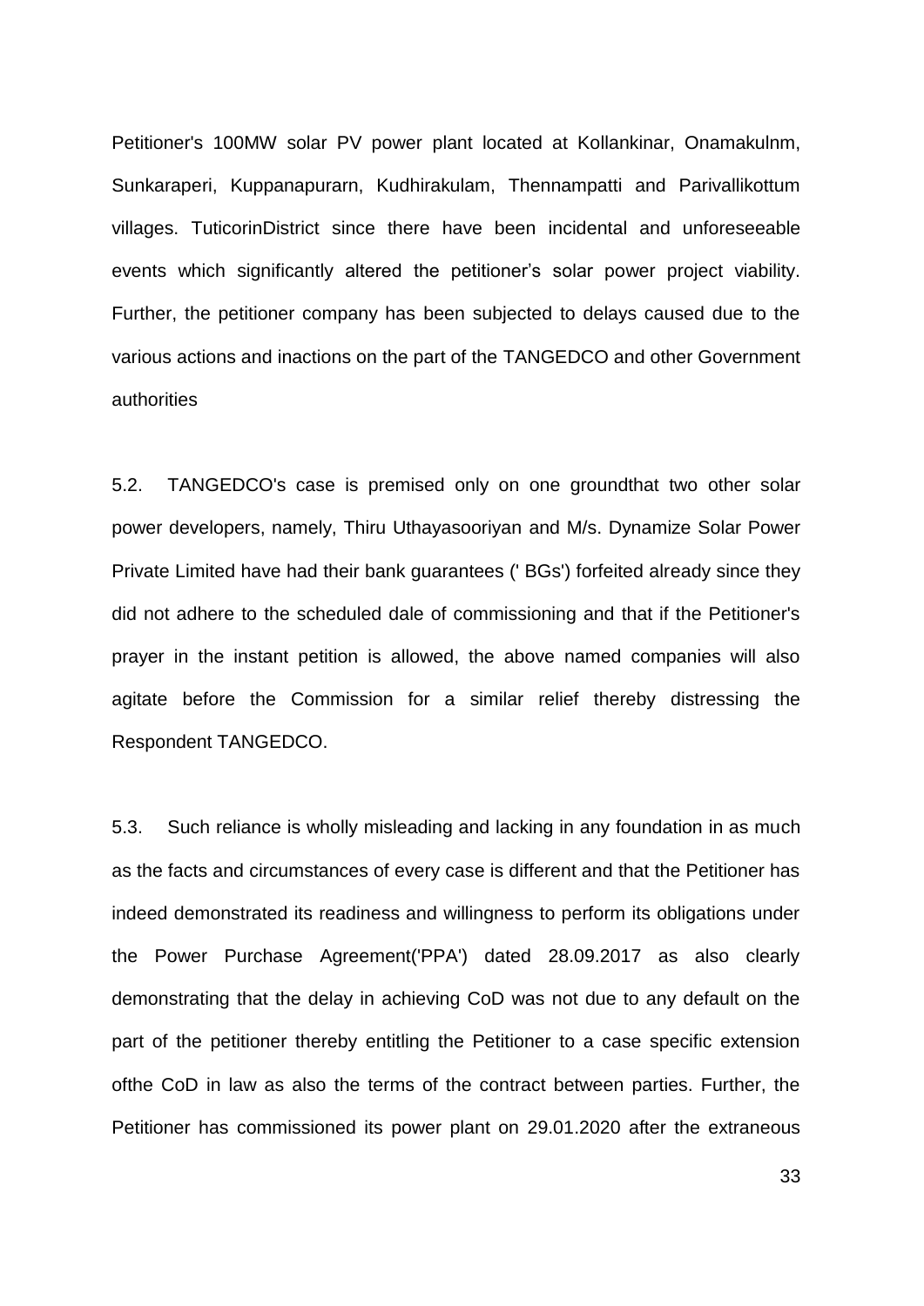Petitioner's 100MW solar PV power plant located at Kollankinar, Onamakulnm, Sunkaraperi, Kuppanapurarn, Kudhirakulam, Thennampatti and Parivallikottum villages. TuticorinDistrict since there have been incidental and unforeseeable events which significantly altered the petitioner’s solar power project viability. Further, the petitioner company has been subjected to delays caused due to the various actions and inactions on the part of the TANGEDCO and other Government authorities

5.2. TANGEDCO's case is premised only on one groundthat two other solar power developers, namely, Thiru Uthayasooriyan and M/s. Dynamize Solar Power Private Limited have had their bank guarantees (' BGs') forfeited already since they did not adhere to the scheduled dale of commissioning and that if the Petitioner's prayer in the instant petition is allowed, the above named companies will also agitate before the Commission for a similar relief thereby distressing the Respondent TANGEDCO.

5.3. Such reliance is wholly misleading and lacking in any foundation in as much as the facts and circumstances of every case is different and that the Petitioner has indeed demonstrated its readiness and willingness to perform its obligations under the Power Purchase Agreement('PPA') dated 28.09.2017 as also clearly demonstrating that the delay in achieving CoD was not due to any default on the part of the petitioner thereby entitling the Petitioner to a case specific extension ofthe CoD in law as also the terms of the contract between parties. Further, the Petitioner has commissioned its power plant on 29.01.2020 after the extraneous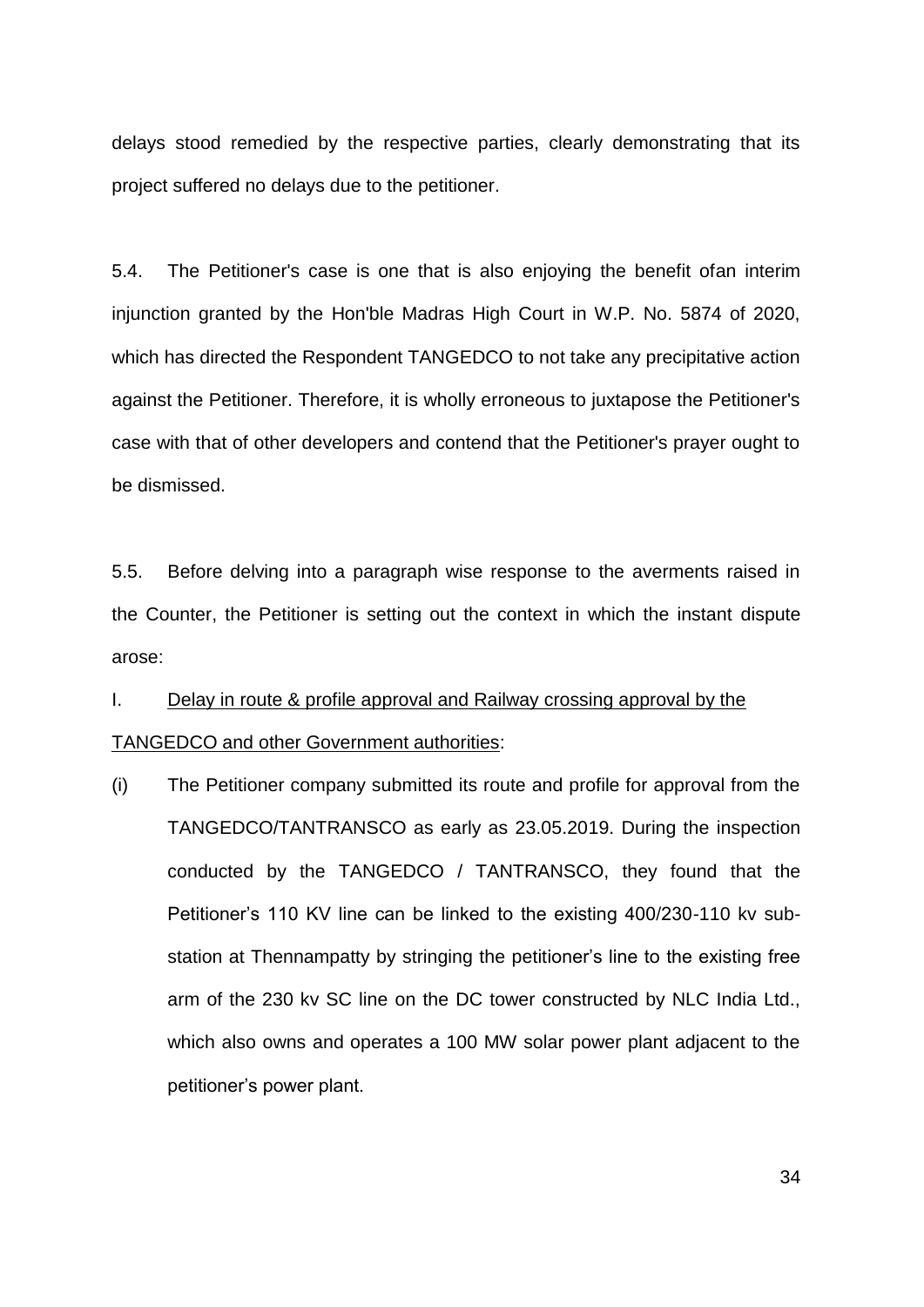delays stood remedied by the respective parties, clearly demonstrating that its project suffered no delays due to the petitioner.

5.4. The Petitioner's case is one that is also enjoying the benefit ofan interim injunction granted by the Hon'ble Madras High Court in W.P. No. 5874 of 2020, which has directed the Respondent TANGEDCO to not take any precipitative action against the Petitioner. Therefore, it is wholly erroneous to juxtapose the Petitioner's case with that of other developers and contend that the Petitioner's prayer ought to be dismissed.

5.5. Before delving into a paragraph wise response to the averments raised in the Counter, the Petitioner is setting out the context in which the instant dispute arose:

I. <u>Delay in route & profile approval and Railway crossing approval by the TANGEDCO and other Government authorities</u>:

(i) The Petitioner company submitted its route and profile for approval from the TANGEDCO/TANTRANSCO as early as 23.05.2019. During the inspection conducted by the TANGEDCO / TANTRANSCO, they found that the Petitioner's 110 KV line can be linked to the existing 400/230-110 kv sub-station at Thennampatty by stringing the petitioner's line to the existing free arm of the 230 kv SC line on the DC tower constructed by NLC India Ltd., which also owns and operates a 100 MW solar power plant adjacent to the petitioner's power plant.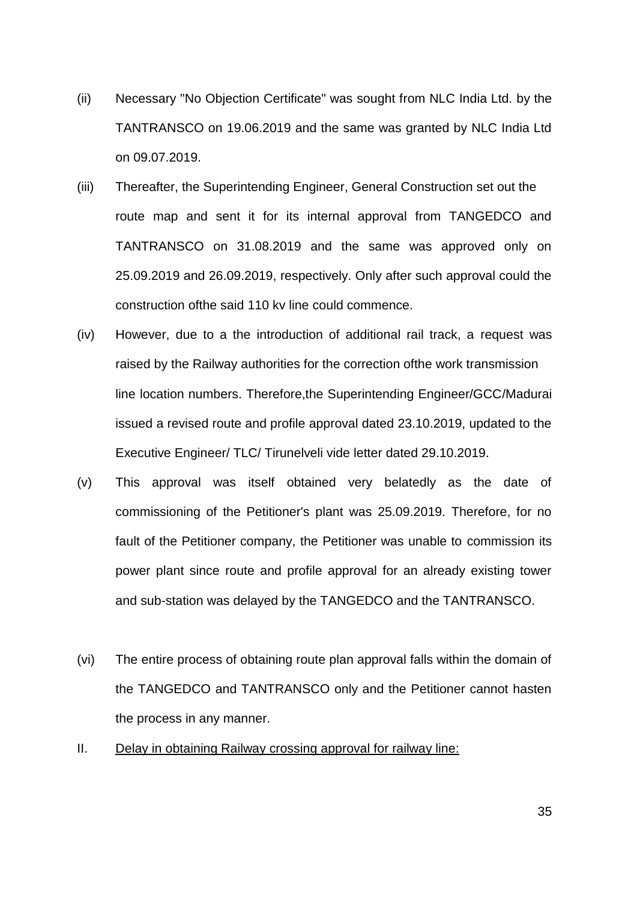(ii) Necessary "No Objection Certificate" was sought from NLC India Ltd. by the TANTRANSCO on 19.06.2019 and the same was granted by NLC India Ltd on 09.07.2019.

(iii) Thereafter, the Superintending Engineer, General Construction set out the route map and sent it for its internal approval from TANGEDCO and TANTRANSCO on 31.08.2019 and the same was approved only on 25.09.2019 and 26.09.2019, respectively. Only after such approval could the construction ofthe said 110 kv line could commence.

(iv) However, due to a the introduction of additional rail track, a request was raised by the Railway authorities for the correction ofthe work transmission line location numbers. Therefore,the Superintending Engineer/GCC/Madurai issued a revised route and profile approval dated 23.10.2019, updated to the Executive Engineer/ TLC/ Tirunelveli vide letter dated 29.10.2019.

(v) This approval was itself obtained very belatedly as the date of commissioning of the Petitioner's plant was 25.09.2019. Therefore, for no fault of the Petitioner company, the Petitioner was unable to commission its power plant since route and profile approval for an already existing tower and sub-station was delayed by the TANGEDCO and the TANTRANSCO.

(vi) The entire process of obtaining route plan approval falls within the domain of the TANGEDCO and TANTRANSCO only and the Petitioner cannot hasten the process in any manner.

II. <u>Delay in obtaining Railway crossing approval for railway line:</u>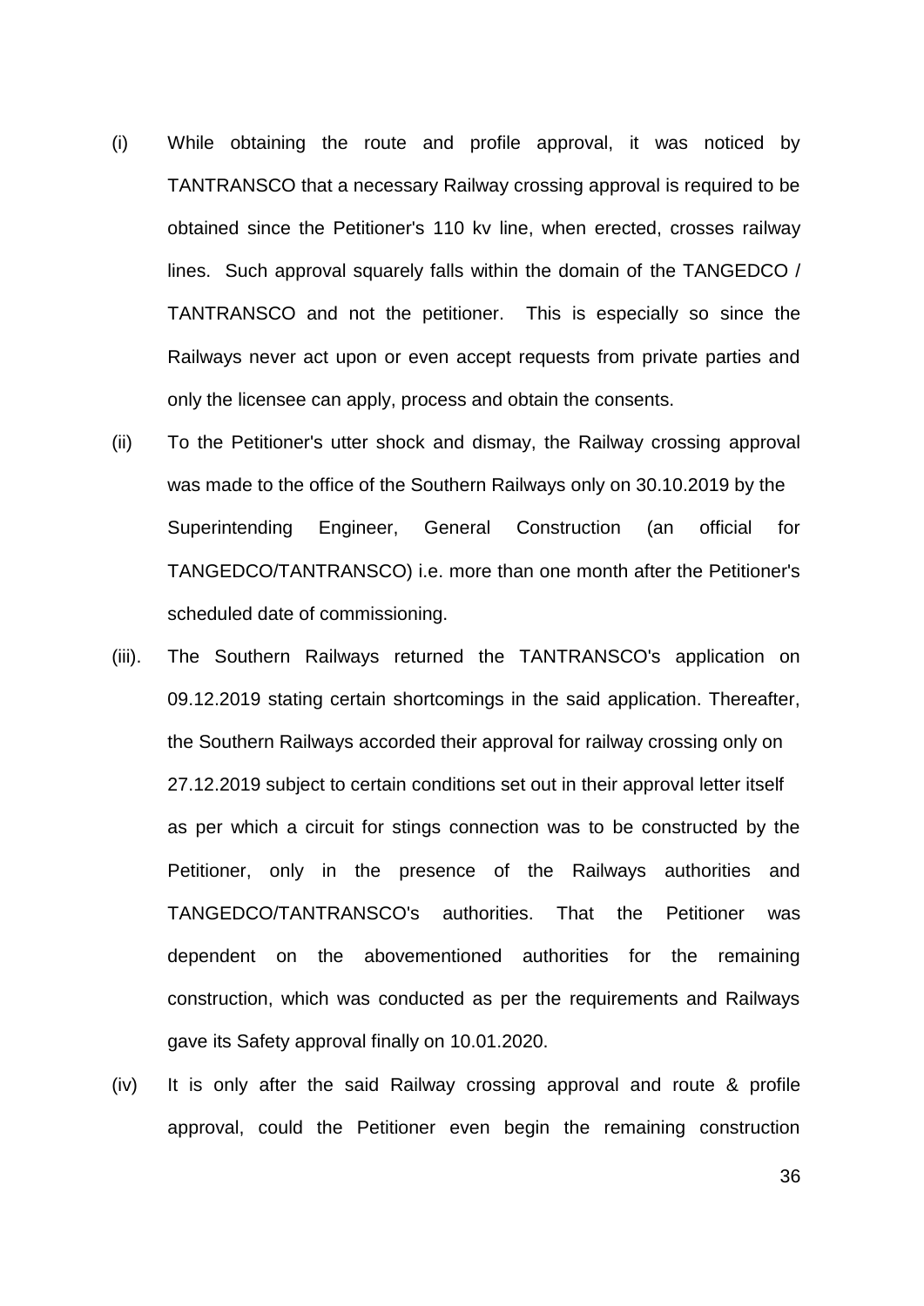(i) While obtaining the route and profile approval, it was noticed by TANTRANSCO that a necessary Railway crossing approval is required to be obtained since the Petitioner's 110 kv line, when erected, crosses railway lines. Such approval squarely falls within the domain of the TANGEDCO / TANTRANSCO and not the petitioner. This is especially so since the Railways never act upon or even accept requests from private parties and only the licensee can apply, process and obtain the consents.

(ii) To the Petitioner's utter shock and dismay, the Railway crossing approval was made to the office of the Southern Railways only on 30.10.2019 by the Superintending Engineer, General Construction (an official for TANGEDCO/TANTRANSCO) i.e. more than one month after the Petitioner's scheduled date of commissioning.

(iii). The Southern Railways returned the TANTRANSCO's application on 09.12.2019 stating certain shortcomings in the said application. Thereafter, the Southern Railways accorded their approval for railway crossing only on 27.12.2019 subject to certain conditions set out in their approval letter itself as per which a circuit for stings connection was to be constructed by the Petitioner, only in the presence of the Railways authorities and TANGEDCO/TANTRANSCO's authorities. That the Petitioner was dependent on the abovementioned authorities for the remaining construction, which was conducted as per the requirements and Railways gave its Safety approval finally on 10.01.2020.

(iv) It is only after the said Railway crossing approval and route & profile approval, could the Petitioner even begin the remaining construction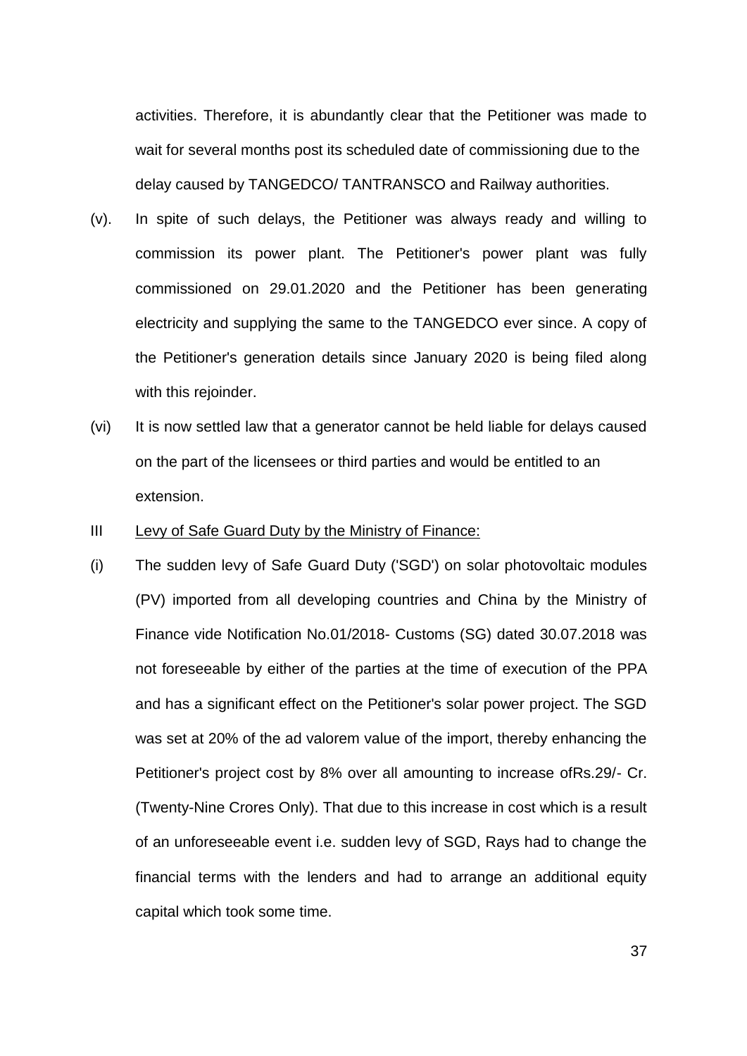activities. Therefore, it is abundantly clear that the Petitioner was made to wait for several months post its scheduled date of commissioning due to the delay caused by TANGEDCO/ TANTRANSCO and Railway authorities.

(v). In spite of such delays, the Petitioner was always ready and willing to commission its power plant. The Petitioner's power plant was fully commissioned on 29.01.2020 and the Petitioner has been generating electricity and supplying the same to the TANGEDCO ever since. A copy of the Petitioner's generation details since January 2020 is being filed along with this rejoinder.

(vi) It is now settled law that a generator cannot be held liable for delays caused on the part of the licensees or third parties and would be entitled to an extension.

III <u>Levy of Safe Guard Duty by the Ministry of Finance:</u>

(i) The sudden levy of Safe Guard Duty ('SGD') on solar photovoltaic modules (PV) imported from all developing countries and China by the Ministry of Finance vide Notification No.01/2018- Customs (SG) dated 30.07.2018 was not foreseeable by either of the parties at the time of execution of the PPA and has a significant effect on the Petitioner's solar power project. The SGD was set at 20% of the ad valorem value of the import, thereby enhancing the Petitioner's project cost by 8% over all amounting to increase ofRs.29/- Cr. (Twenty-Nine Crores Only). That due to this increase in cost which is a result of an unforeseeable event i.e. sudden levy of SGD, Rays had to change the financial terms with the lenders and had to arrange an additional equity capital which took some time.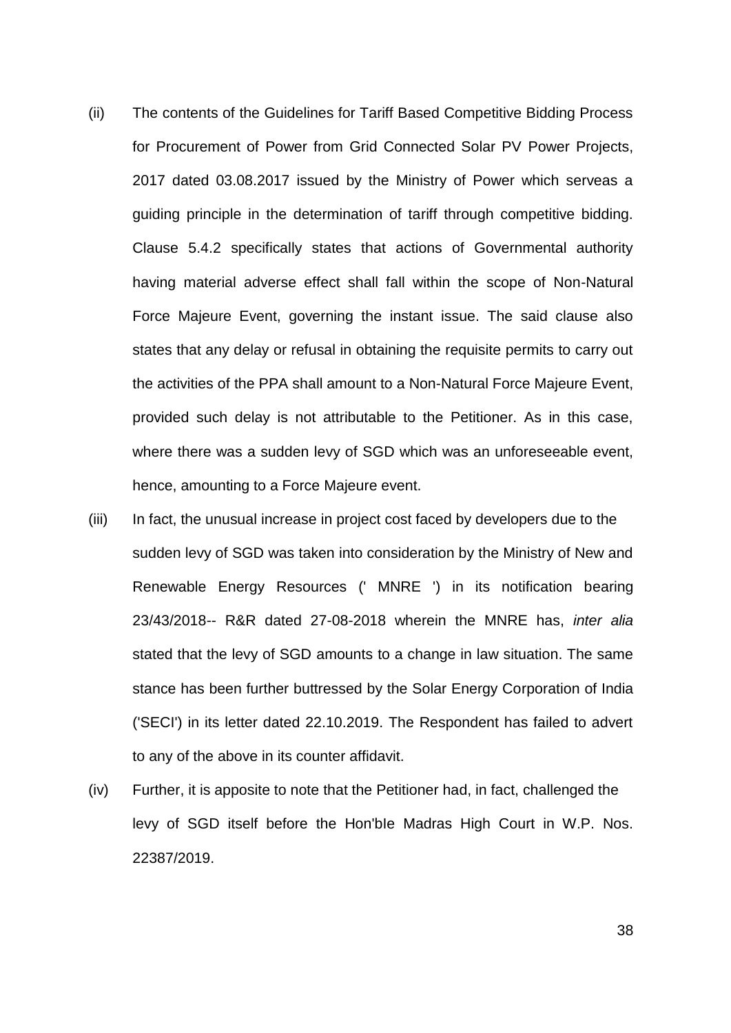(ii) The contents of the Guidelines for Tariff Based Competitive Bidding Process for Procurement of Power from Grid Connected Solar PV Power Projects, 2017 dated 03.08.2017 issued by the Ministry of Power which serveas a guiding principle in the determination of tariff through competitive bidding. Clause 5.4.2 specifically states that actions of Governmental authority having material adverse effect shall fall within the scope of Non-Natural Force Majeure Event, governing the instant issue. The said clause also states that any delay or refusal in obtaining the requisite permits to carry out the activities of the PPA shall amount to a Non-Natural Force Majeure Event, provided such delay is not attributable to the Petitioner. As in this case, where there was a sudden levy of SGD which was an unforeseeable event, hence, amounting to a Force Majeure event.

(iii) In fact, the unusual increase in project cost faced by developers due to the sudden levy of SGD was taken into consideration by the Ministry of New and Renewable Energy Resources (' MNRE ') in its notification bearing 23/43/2018-- R&R dated 27-08-2018 wherein the MNRE has, *inter alia* stated that the levy of SGD amounts to a change in law situation. The same stance has been further buttressed by the Solar Energy Corporation of India ('SECI') in its letter dated 22.10.2019. The Respondent has failed to advert to any of the above in its counter affidavit.

(iv) Further, it is apposite to note that the Petitioner had, in fact, challenged the levy of SGD itself before the Hon'bIe Madras High Court in W.P. Nos. 22387/2019.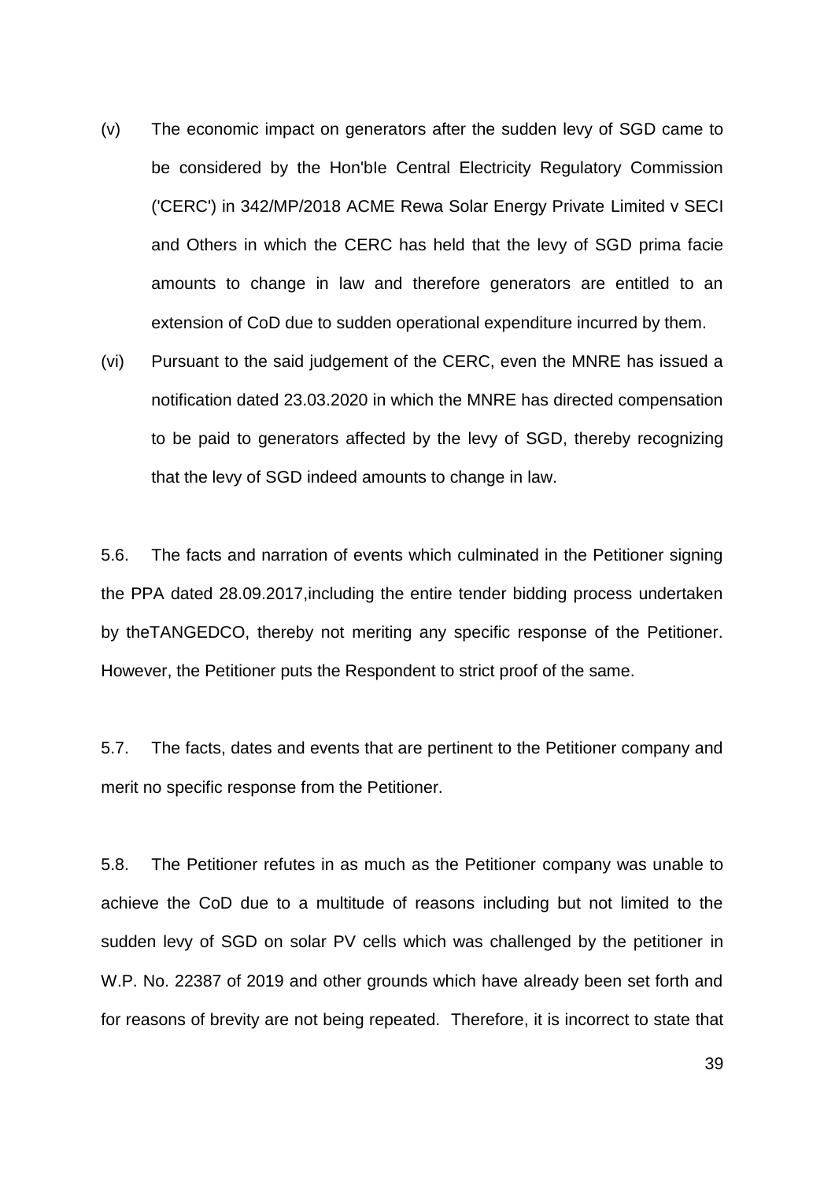(v) The economic impact on generators after the sudden levy of SGD came to be considered by the Hon'bIe Central Electricity Regulatory Commission ('CERC') in 342/MP/2018 ACME Rewa Solar Energy Private Limited v SECI and Others in which the CERC has held that the levy of SGD prima facie amounts to change in law and therefore generators are entitled to an extension of CoD due to sudden operational expenditure incurred by them.

(vi) Pursuant to the said judgement of the CERC, even the MNRE has issued a notification dated 23.03.2020 in which the MNRE has directed compensation to be paid to generators affected by the levy of SGD, thereby recognizing that the levy of SGD indeed amounts to change in law.

5.6. The facts and narration of events which culminated in the Petitioner signing the PPA dated 28.09.2017,including the entire tender bidding process undertaken by theTANGEDCO, thereby not meriting any specific response of the Petitioner. However, the Petitioner puts the Respondent to strict proof of the same.

5.7. The facts, dates and events that are pertinent to the Petitioner company and merit no specific response from the Petitioner.

5.8. The Petitioner refutes in as much as the Petitioner company was unable to achieve the CoD due to a multitude of reasons including but not limited to the sudden levy of SGD on solar PV cells which was challenged by the petitioner in W.P. No. 22387 of 2019 and other grounds which have already been set forth and for reasons of brevity are not being repeated. Therefore, it is incorrect to state that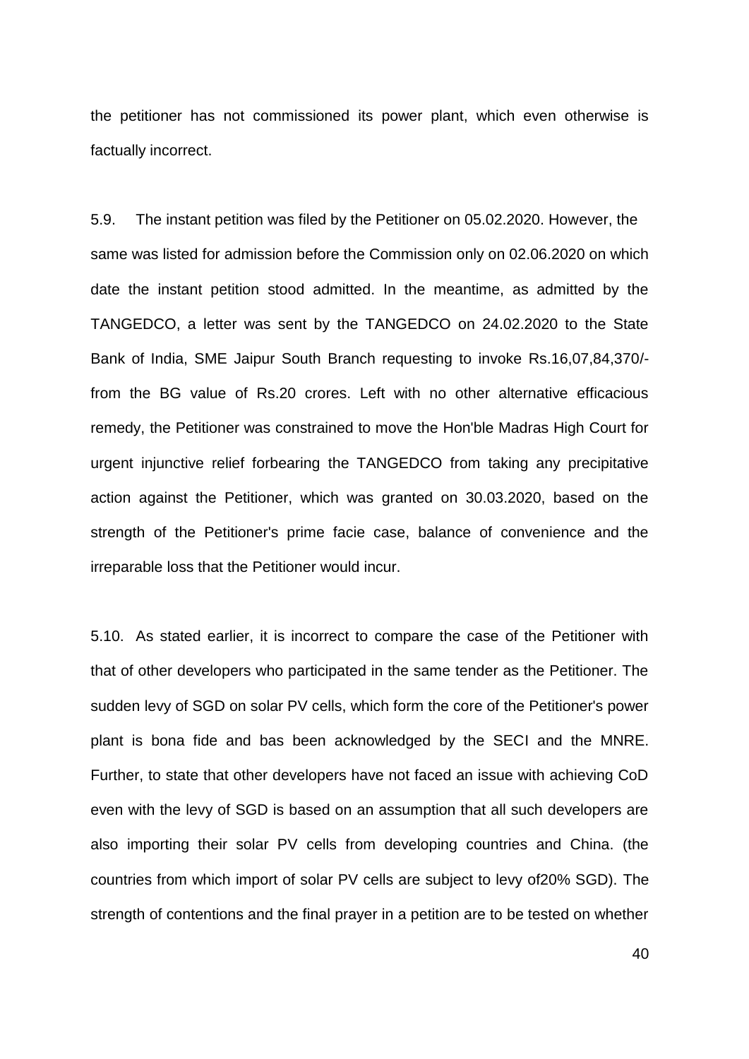the petitioner has not commissioned its power plant, which even otherwise is factually incorrect.

5.9. The instant petition was filed by the Petitioner on 05.02.2020. However, the same was listed for admission before the Commission only on 02.06.2020 on which date the instant petition stood admitted. In the meantime, as admitted by the TANGEDCO, a letter was sent by the TANGEDCO on 24.02.2020 to the State Bank of India, SME Jaipur South Branch requesting to invoke Rs.16,07,84,370/- from the BG value of Rs.20 crores. Left with no other alternative efficacious remedy, the Petitioner was constrained to move the Hon'ble Madras High Court for urgent injunctive relief forbearing the TANGEDCO from taking any precipitative action against the Petitioner, which was granted on 30.03.2020, based on the strength of the Petitioner's prime facie case, balance of convenience and the irreparable loss that the Petitioner would incur.

5.10. As stated earlier, it is incorrect to compare the case of the Petitioner with that of other developers who participated in the same tender as the Petitioner. The sudden levy of SGD on solar PV cells, which form the core of the Petitioner's power plant is bona fide and bas been acknowledged by the SECI and the MNRE. Further, to state that other developers have not faced an issue with achieving CoD even with the levy of SGD is based on an assumption that all such developers are also importing their solar PV cells from developing countries and China. (the countries from which import of solar PV cells are subject to levy of20% SGD). The strength of contentions and the final prayer in a petition are to be tested on whether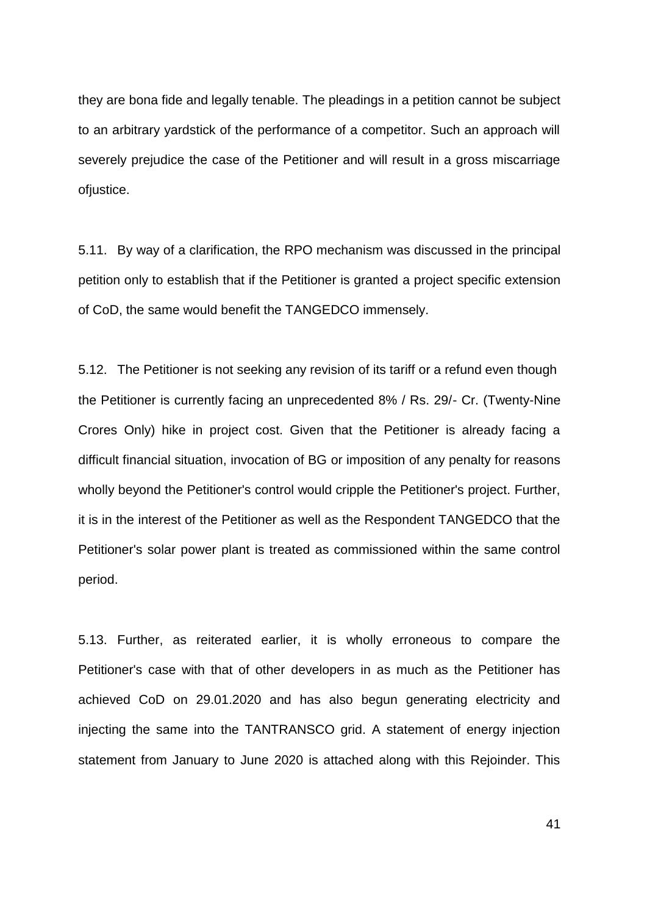they are bona fide and legally tenable. The pleadings in a petition cannot be subject to an arbitrary yardstick of the performance of a competitor. Such an approach will severely prejudice the case of the Petitioner and will result in a gross miscarriage ofjustice.

5.11. By way of a clarification, the RPO mechanism was discussed in the principal petition only to establish that if the Petitioner is granted a project specific extension of CoD, the same would benefit the TANGEDCO immensely.

5.12. The Petitioner is not seeking any revision of its tariff or a refund even though the Petitioner is currently facing an unprecedented 8% / Rs. 29/- Cr. (Twenty-Nine Crores Only) hike in project cost. Given that the Petitioner is already facing a difficult financial situation, invocation of BG or imposition of any penalty for reasons wholly beyond the Petitioner's control would cripple the Petitioner's project. Further, it is in the interest of the Petitioner as well as the Respondent TANGEDCO that the Petitioner's solar power plant is treated as commissioned within the same control period.

5.13. Further, as reiterated earlier, it is wholly erroneous to compare the Petitioner's case with that of other developers in as much as the Petitioner has achieved CoD on 29.01.2020 and has also begun generating electricity and injecting the same into the TANTRANSCO grid. A statement of energy injection statement from January to June 2020 is attached along with this Rejoinder. This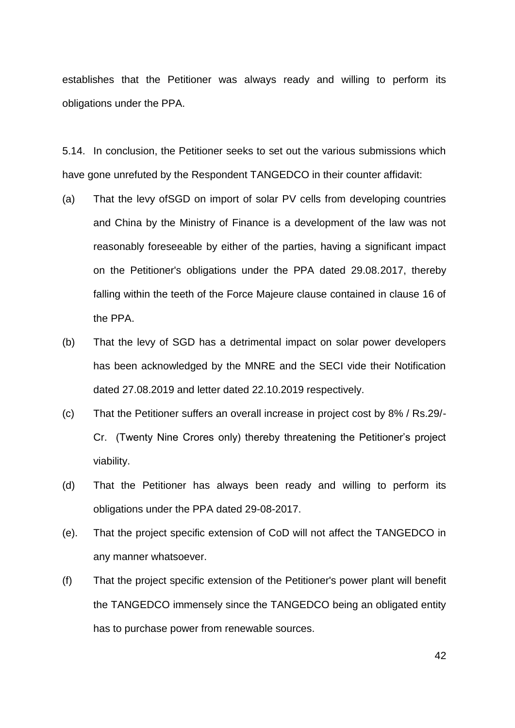establishes that the Petitioner was always ready and willing to perform its obligations under the PPA.

5.14. In conclusion, the Petitioner seeks to set out the various submissions which have gone unrefuted by the Respondent TANGEDCO in their counter affidavit:

(a) That the levy ofSGD on import of solar PV cells from developing countries and China by the Ministry of Finance is a development of the law was not reasonably foreseeable by either of the parties, having a significant impact on the Petitioner's obligations under the PPA dated 29.08.2017, thereby falling within the teeth of the Force Majeure clause contained in clause 16 of the PPA.

(b) That the levy of SGD has a detrimental impact on solar power developers has been acknowledged by the MNRE and the SECI vide their Notification dated 27.08.2019 and letter dated 22.10.2019 respectively.

(c) That the Petitioner suffers an overall increase in project cost by 8% / Rs.29/- Cr. (Twenty Nine Crores only) thereby threatening the Petitioner's project viability.

(d) That the Petitioner has always been ready and willing to perform its obligations under the PPA dated 29-08-2017.

(e). That the project specific extension of CoD will not affect the TANGEDCO in any manner whatsoever.

(f) That the project specific extension of the Petitioner's power plant will benefit the TANGEDCO immensely since the TANGEDCO being an obligated entity has to purchase power from renewable sources.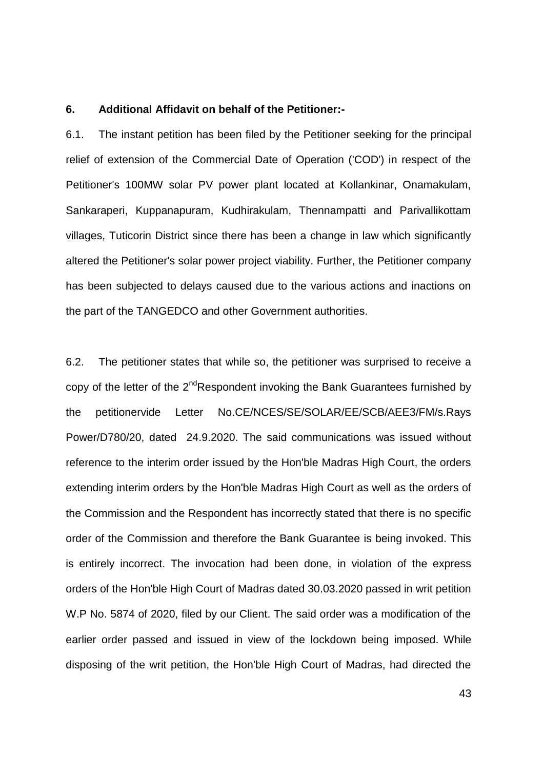**6. Additional Affidavit on behalf of the Petitioner:-**

6.1. The instant petition has been filed by the Petitioner seeking for the principal relief of extension of the Commercial Date of Operation ('COD') in respect of the Petitioner's 100MW solar PV power plant located at Kollankinar, Onamakulam, Sankaraperi, Kuppanapuram, Kudhirakulam, Thennampatti and Parivallikottam villages, Tuticorin District since there has been a change in law which significantly altered the Petitioner's solar power project viability. Further, the Petitioner company has been subjected to delays caused due to the various actions and inactions on the part of the TANGEDCO and other Government authorities.

6.2. The petitioner states that while so, the petitioner was surprised to receive a copy of the letter of the 2nd Respondent invoking the Bank Guarantees furnished by the petitionervide Letter No.CE/NCES/SE/SOLAR/EE/SCB/AEE3/FM/s.Rays Power/D780/20, dated 24.9.2020. The said communications was issued without reference to the interim order issued by the Hon'ble Madras High Court, the orders extending interim orders by the Hon'ble Madras High Court as well as the orders of the Commission and the Respondent has incorrectly stated that there is no specific order of the Commission and therefore the Bank Guarantee is being invoked. This is entirely incorrect. The invocation had been done, in violation of the express orders of the Hon'ble High Court of Madras dated 30.03.2020 passed in writ petition W.P No. 5874 of 2020, filed by our Client. The said order was a modification of the earlier order passed and issued in view of the lockdown being imposed. While disposing of the writ petition, the Hon'ble High Court of Madras, had directed the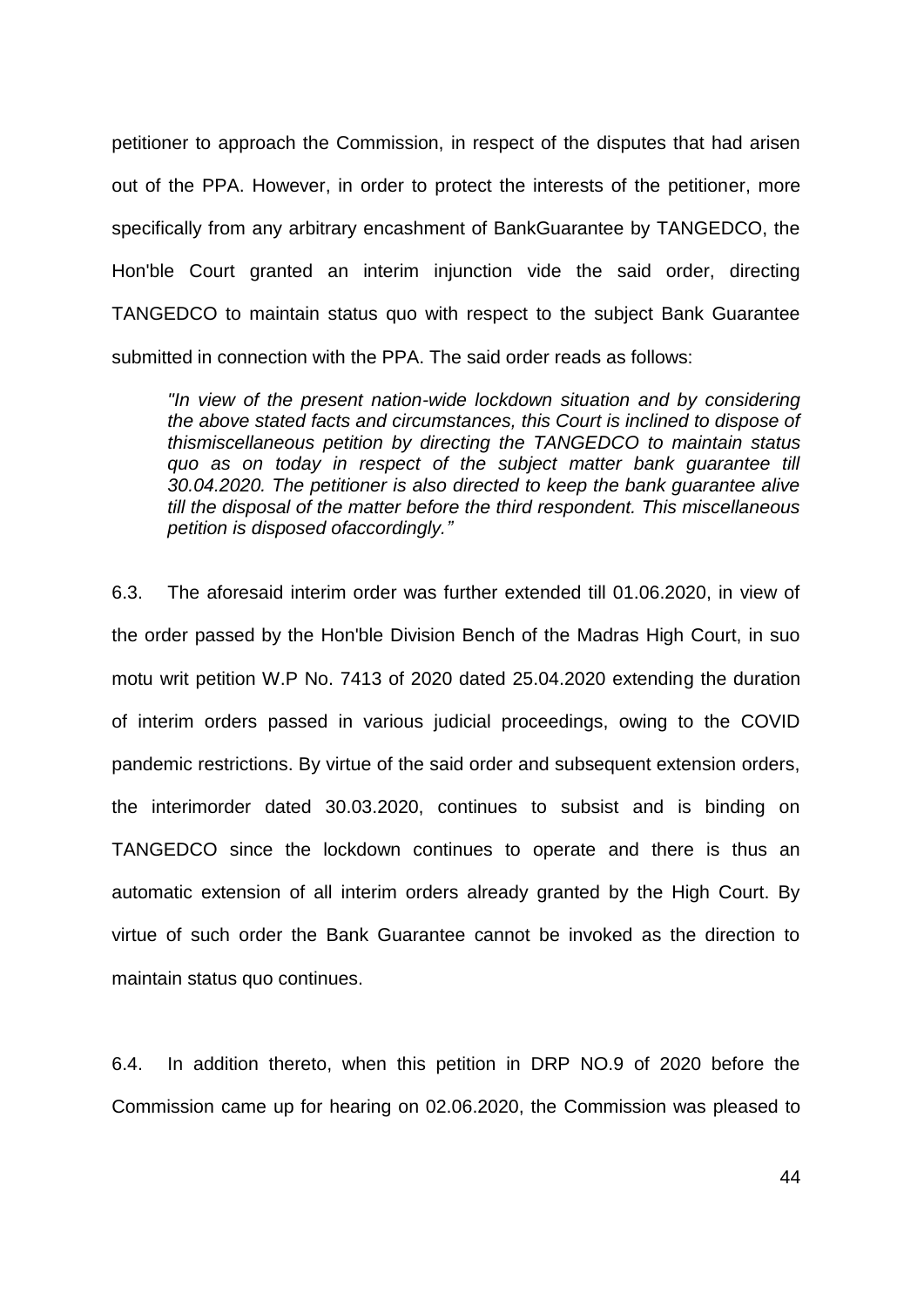petitioner to approach the Commission, in respect of the disputes that had arisen out of the PPA. However, in order to protect the interests of the petitioner, more specifically from any arbitrary encashment of BankGuarantee by TANGEDCO, the Hon'ble Court granted an interim injunction vide the said order, directing TANGEDCO to maintain status quo with respect to the subject Bank Guarantee submitted in connection with the PPA. The said order reads as follows:

> *"In view of the present nation-wide lockdown situation and by considering the above stated facts and circumstances, this Court is inclined to dispose of thismiscellaneous petition by directing the TANGEDCO to maintain status quo as on today in respect of the subject matter bank guarantee till 30.04.2020. The petitioner is also directed to keep the bank guarantee alive till the disposal of the matter before the third respondent. This miscellaneous petition is disposed ofaccordingly."*

6.3. The aforesaid interim order was further extended till 01.06.2020, in view of the order passed by the Hon'ble Division Bench of the Madras High Court, in suo motu writ petition W.P No. 7413 of 2020 dated 25.04.2020 extending the duration of interim orders passed in various judicial proceedings, owing to the COVID pandemic restrictions. By virtue of the said order and subsequent extension orders, the interimorder dated 30.03.2020, continues to subsist and is binding on TANGEDCO since the lockdown continues to operate and there is thus an automatic extension of all interim orders already granted by the High Court. By virtue of such order the Bank Guarantee cannot be invoked as the direction to maintain status quo continues.

6.4. In addition thereto, when this petition in DRP NO.9 of 2020 before the Commission came up for hearing on 02.06.2020, the Commission was pleased to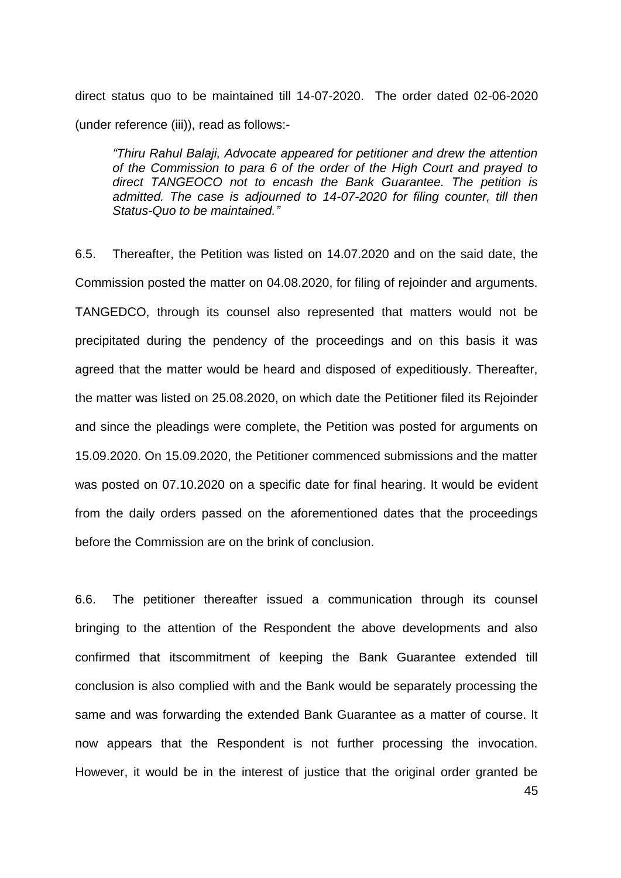direct status quo to be maintained till 14-07-2020. The order dated 02-06-2020 (under reference (iii)), read as follows:-

> *"Thiru Rahul Balaji, Advocate appeared for petitioner and drew the attention of the Commission to para 6 of the order of the High Court and prayed to direct TANGEOCO not to encash the Bank Guarantee. The petition is admitted. The case is adjourned to 14-07-2020 for filing counter, till then Status-Quo to be maintained."*

6.5. Thereafter, the Petition was listed on 14.07.2020 and on the said date, the Commission posted the matter on 04.08.2020, for filing of rejoinder and arguments. TANGEDCO, through its counsel also represented that matters would not be precipitated during the pendency of the proceedings and on this basis it was agreed that the matter would be heard and disposed of expeditiously. Thereafter, the matter was listed on 25.08.2020, on which date the Petitioner filed its Rejoinder and since the pleadings were complete, the Petition was posted for arguments on 15.09.2020. On 15.09.2020, the Petitioner commenced submissions and the matter was posted on 07.10.2020 on a specific date for final hearing. It would be evident from the daily orders passed on the aforementioned dates that the proceedings before the Commission are on the brink of conclusion.

6.6. The petitioner thereafter issued a communication through its counsel bringing to the attention of the Respondent the above developments and also confirmed that itscommitment of keeping the Bank Guarantee extended till conclusion is also complied with and the Bank would be separately processing the same and was forwarding the extended Bank Guarantee as a matter of course. It now appears that the Respondent is not further processing the invocation. However, it would be in the interest of justice that the original order granted be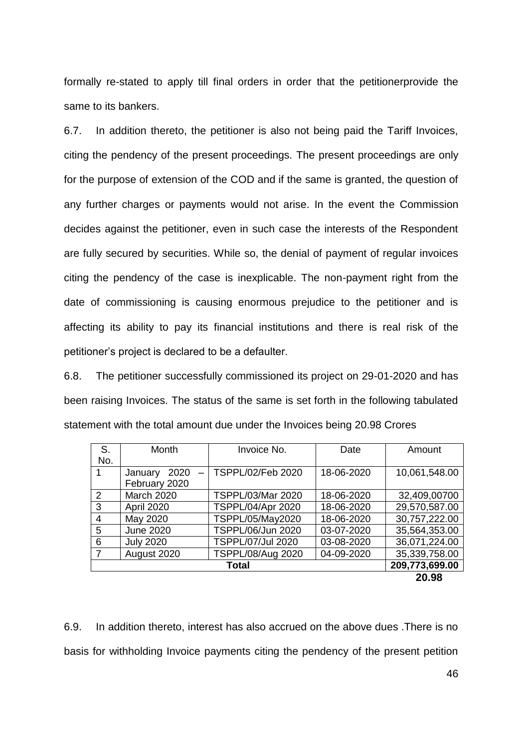formally re-stated to apply till final orders in order that the petitionerprovide the same to its bankers.

6.7. In addition thereto, the petitioner is also not being paid the Tariff Invoices, citing the pendency of the present proceedings. The present proceedings are only for the purpose of extension of the COD and if the same is granted, the question of any further charges or payments would not arise. In the event the Commission decides against the petitioner, even in such case the interests of the Respondent are fully secured by securities. While so, the denial of payment of regular invoices citing the pendency of the case is inexplicable. The non-payment right from the date of commissioning is causing enormous prejudice to the petitioner and is affecting its ability to pay its financial institutions and there is real risk of the petitioner's project is declared to be a defaulter.

6.8. The petitioner successfully commissioned its project on 29-01-2020 and has been raising Invoices. The status of the same is set forth in the following tabulated statement with the total amount due under the Invoices being 20.98 Crores

| S. No. | Month | Invoice No. | Date | Amount |
|---|---|---|---|---|
| 1 | January 2020 – February 2020 | TSPPL/02/Feb 2020 | 18-06-2020 | 10,061,548.00 |
| 2 | March 2020 | TSPPL/03/Mar 2020 | 18-06-2020 | 32,409,00700 |
| 3 | April 2020 | TSPPL/04/Apr 2020 | 18-06-2020 | 29,570,587.00 |
| 4 | May 2020 | TSPPL/05/May2020 | 18-06-2020 | 30,757,222.00 |
| 5 | June 2020 | TSPPL/06/Jun 2020 | 03-07-2020 | 35,564,353.00 |
| 6 | July 2020 | TSPPL/07/Jul 2020 | 03-08-2020 | 36,071,224.00 |
| 7 | August 2020 | TSPPL/08/Aug 2020 | 04-09-2020 | 35,339,758.00 |
| **Total** | | | | **209,773,699.00** |
| | | | | **20.98** |

6.9. In addition thereto, interest has also accrued on the above dues .There is no basis for withholding Invoice payments citing the pendency of the present petition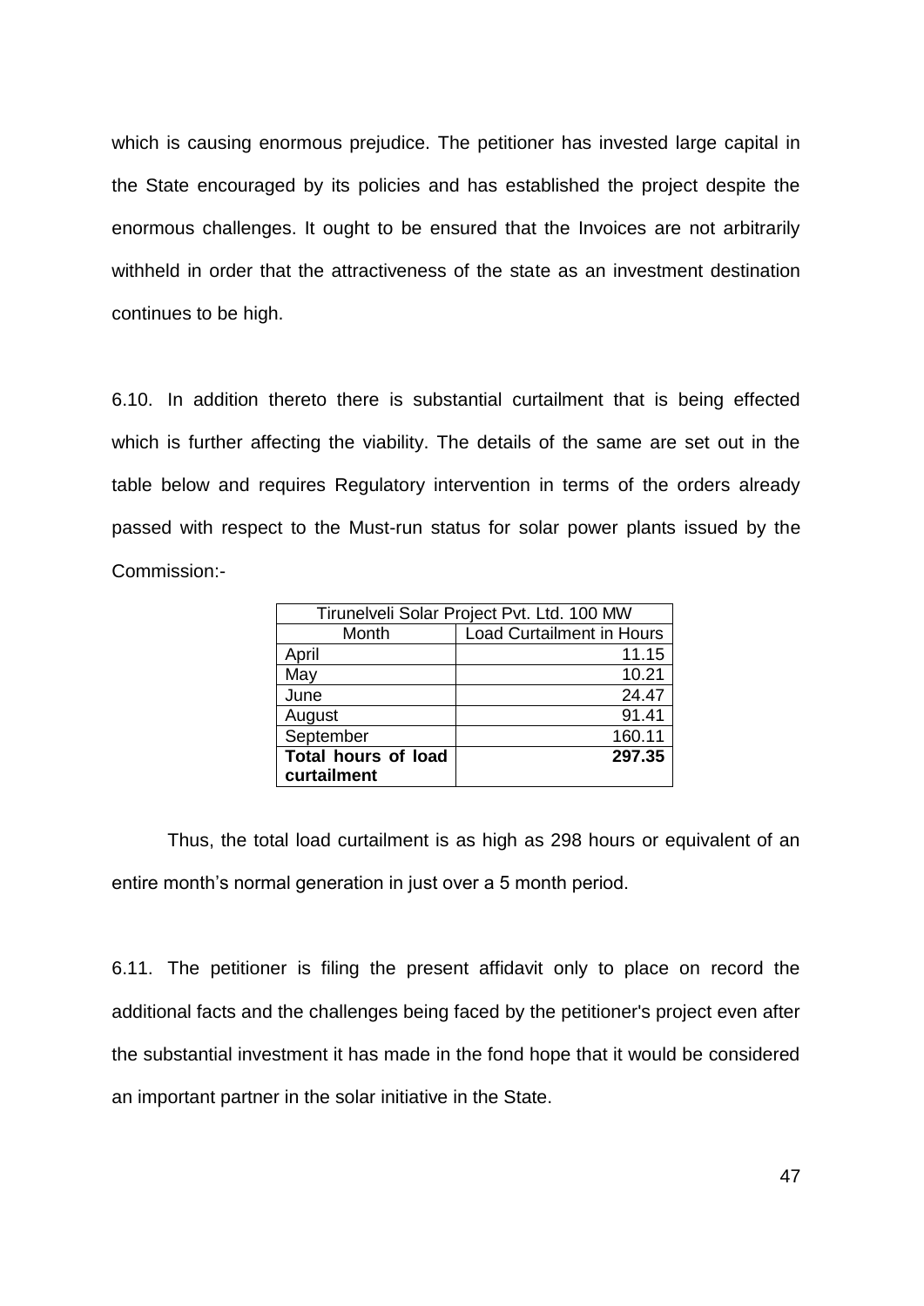which is causing enormous prejudice. The petitioner has invested large capital in the State encouraged by its policies and has established the project despite the enormous challenges. It ought to be ensured that the Invoices are not arbitrarily withheld in order that the attractiveness of the state as an investment destination continues to be high.

6.10. In addition thereto there is substantial curtailment that is being effected which is further affecting the viability. The details of the same are set out in the table below and requires Regulatory intervention in terms of the orders already passed with respect to the Must-run status for solar power plants issued by the Commission:-

| Tirunelveli Solar Project Pvt. Ltd. 100 MW | |
|---|---|
| Month | Load Curtailment in Hours |
| April | 11.15 |
| May | 10.21 |
| June | 24.47 |
| August | 91.41 |
| September | 160.11 |
| **Total hours of load curtailment** | **297.35** |

Thus, the total load curtailment is as high as 298 hours or equivalent of an entire month's normal generation in just over a 5 month period.

6.11. The petitioner is filing the present affidavit only to place on record the additional facts and the challenges being faced by the petitioner's project even after the substantial investment it has made in the fond hope that it would be considered an important partner in the solar initiative in the State.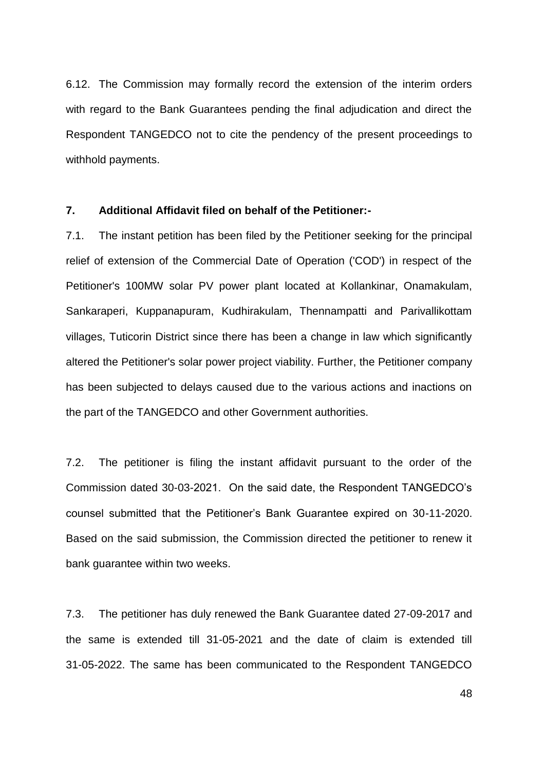6.12. The Commission may formally record the extension of the interim orders with regard to the Bank Guarantees pending the final adjudication and direct the Respondent TANGEDCO not to cite the pendency of the present proceedings to withhold payments.

**7. Additional Affidavit filed on behalf of the Petitioner:-**

7.1. The instant petition has been filed by the Petitioner seeking for the principal relief of extension of the Commercial Date of Operation ('COD') in respect of the Petitioner's 100MW solar PV power plant located at Kollankinar, Onamakulam, Sankaraperi, Kuppanapuram, Kudhirakulam, Thennampatti and Parivallikottam villages, Tuticorin District since there has been a change in law which significantly altered the Petitioner's solar power project viability. Further, the Petitioner company has been subjected to delays caused due to the various actions and inactions on the part of the TANGEDCO and other Government authorities.

7.2. The petitioner is filing the instant affidavit pursuant to the order of the Commission dated 30-03-2021. On the said date, the Respondent TANGEDCO's counsel submitted that the Petitioner's Bank Guarantee expired on 30-11-2020. Based on the said submission, the Commission directed the petitioner to renew it bank guarantee within two weeks.

7.3. The petitioner has duly renewed the Bank Guarantee dated 27-09-2017 and the same is extended till 31-05-2021 and the date of claim is extended till 31-05-2022. The same has been communicated to the Respondent TANGEDCO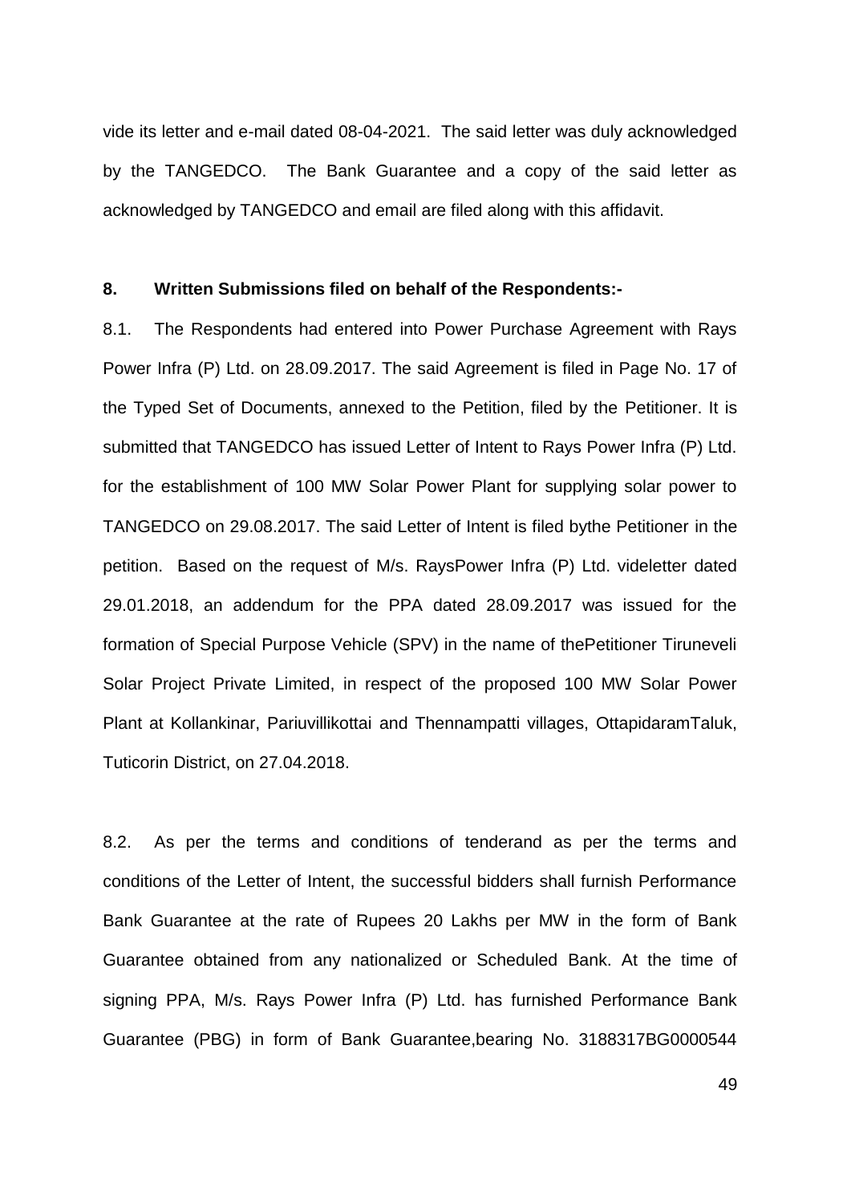vide its letter and e-mail dated 08-04-2021. The said letter was duly acknowledged by the TANGEDCO. The Bank Guarantee and a copy of the said letter as acknowledged by TANGEDCO and email are filed along with this affidavit.

**8. Written Submissions filed on behalf of the Respondents:-**

8.1. The Respondents had entered into Power Purchase Agreement with Rays Power Infra (P) Ltd. on 28.09.2017. The said Agreement is filed in Page No. 17 of the Typed Set of Documents, annexed to the Petition, filed by the Petitioner. It is submitted that TANGEDCO has issued Letter of Intent to Rays Power Infra (P) Ltd. for the establishment of 100 MW Solar Power Plant for supplying solar power to TANGEDCO on 29.08.2017. The said Letter of Intent is filed bythe Petitioner in the petition. Based on the request of M/s. RaysPower Infra (P) Ltd. videletter dated 29.01.2018, an addendum for the PPA dated 28.09.2017 was issued for the formation of Special Purpose Vehicle (SPV) in the name of thePetitioner Tiruneveli Solar Project Private Limited, in respect of the proposed 100 MW Solar Power Plant at Kollankinar, Pariuvillikottai and Thennampatti villages, OttapidaramTaluk, Tuticorin District, on 27.04.2018.

8.2. As per the terms and conditions of tenderand as per the terms and conditions of the Letter of Intent, the successful bidders shall furnish Performance Bank Guarantee at the rate of Rupees 20 Lakhs per MW in the form of Bank Guarantee obtained from any nationalized or Scheduled Bank. At the time of signing PPA, M/s. Rays Power Infra (P) Ltd. has furnished Performance Bank Guarantee (PBG) in form of Bank Guarantee,bearing No. 3188317BG0000544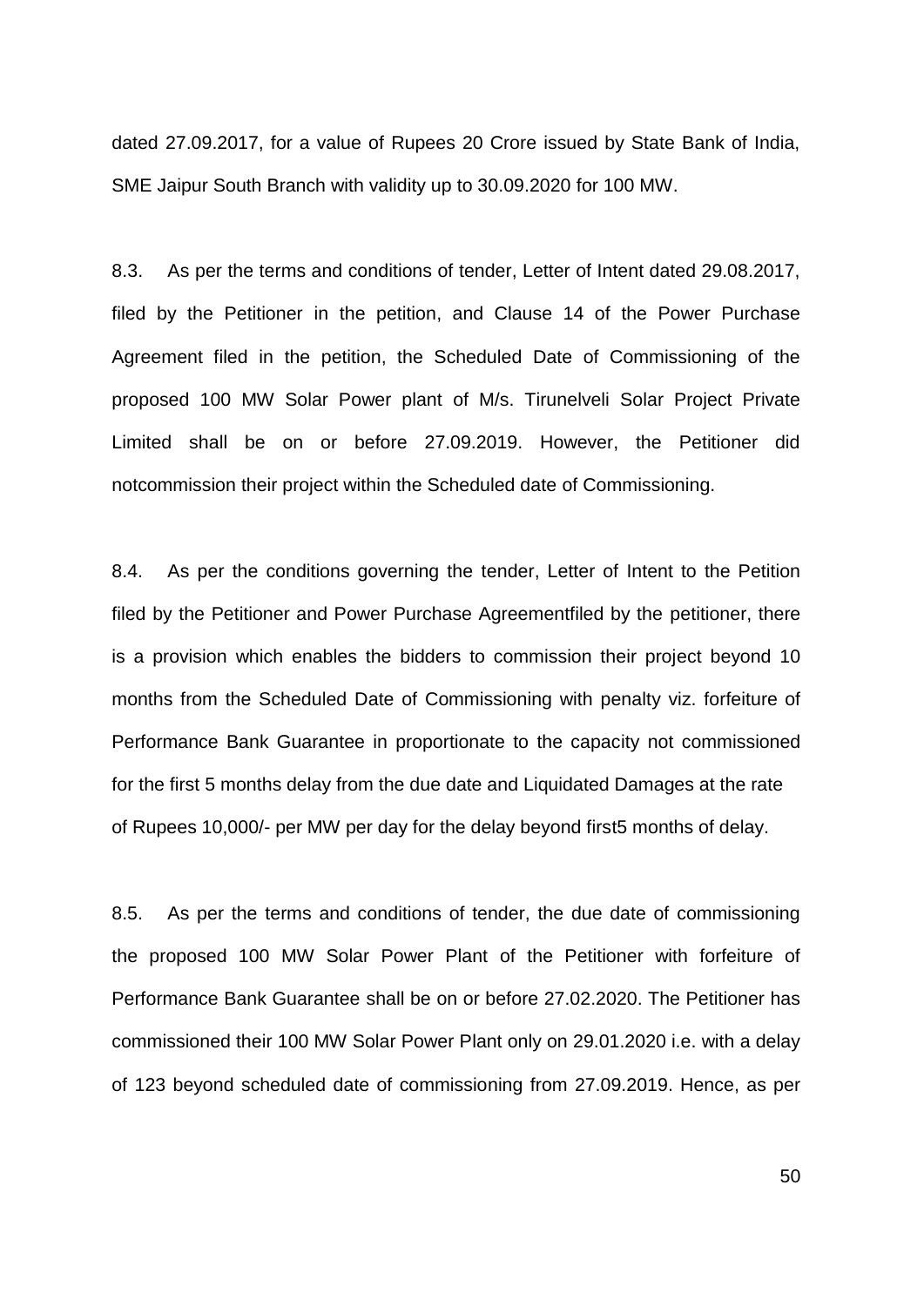dated 27.09.2017, for a value of Rupees 20 Crore issued by State Bank of India, SME Jaipur South Branch with validity up to 30.09.2020 for 100 MW.

8.3. As per the terms and conditions of tender, Letter of Intent dated 29.08.2017, filed by the Petitioner in the petition, and Clause 14 of the Power Purchase Agreement filed in the petition, the Scheduled Date of Commissioning of the proposed 100 MW Solar Power plant of M/s. Tirunelveli Solar Project Private Limited shall be on or before 27.09.2019. However, the Petitioner did notcommission their project within the Scheduled date of Commissioning.

8.4. As per the conditions governing the tender, Letter of Intent to the Petition filed by the Petitioner and Power Purchase Agreementfiled by the petitioner, there is a provision which enables the bidders to commission their project beyond 10 months from the Scheduled Date of Commissioning with penalty viz. forfeiture of Performance Bank Guarantee in proportionate to the capacity not commissioned for the first 5 months delay from the due date and Liquidated Damages at the rate of Rupees 10,000/- per MW per day for the delay beyond first5 months of delay.

8.5. As per the terms and conditions of tender, the due date of commissioning the proposed 100 MW Solar Power Plant of the Petitioner with forfeiture of Performance Bank Guarantee shall be on or before 27.02.2020. The Petitioner has commissioned their 100 MW Solar Power Plant only on 29.01.2020 i.e. with a delay of 123 beyond scheduled date of commissioning from 27.09.2019. Hence, as per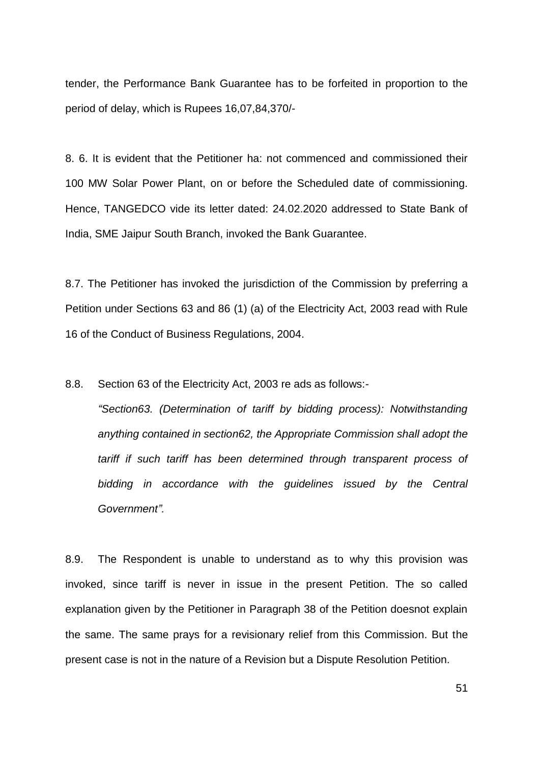tender, the Performance Bank Guarantee has to be forfeited in proportion to the period of delay, which is Rupees 16,07,84,370/-

8. 6. It is evident that the Petitioner ha: not commenced and commissioned their 100 MW Solar Power Plant, on or before the Scheduled date of commissioning. Hence, TANGEDCO vide its letter dated: 24.02.2020 addressed to State Bank of India, SME Jaipur South Branch, invoked the Bank Guarantee.

8.7. The Petitioner has invoked the jurisdiction of the Commission by preferring a Petition under Sections 63 and 86 (1) (a) of the Electricity Act, 2003 read with Rule 16 of the Conduct of Business Regulations, 2004.

8.8. Section 63 of the Electricity Act, 2003 re ads as follows:-

*"Section63. (Determination of tariff by bidding process): Notwithstanding anything contained in section62, the Appropriate Commission shall adopt the tariff if such tariff has been determined through transparent process of bidding in accordance with the guidelines issued by the Central Government".*

8.9. The Respondent is unable to understand as to why this provision was invoked, since tariff is never in issue in the present Petition. The so called explanation given by the Petitioner in Paragraph 38 of the Petition doesnot explain the same. The same prays for a revisionary relief from this Commission. But the present case is not in the nature of a Revision but a Dispute Resolution Petition.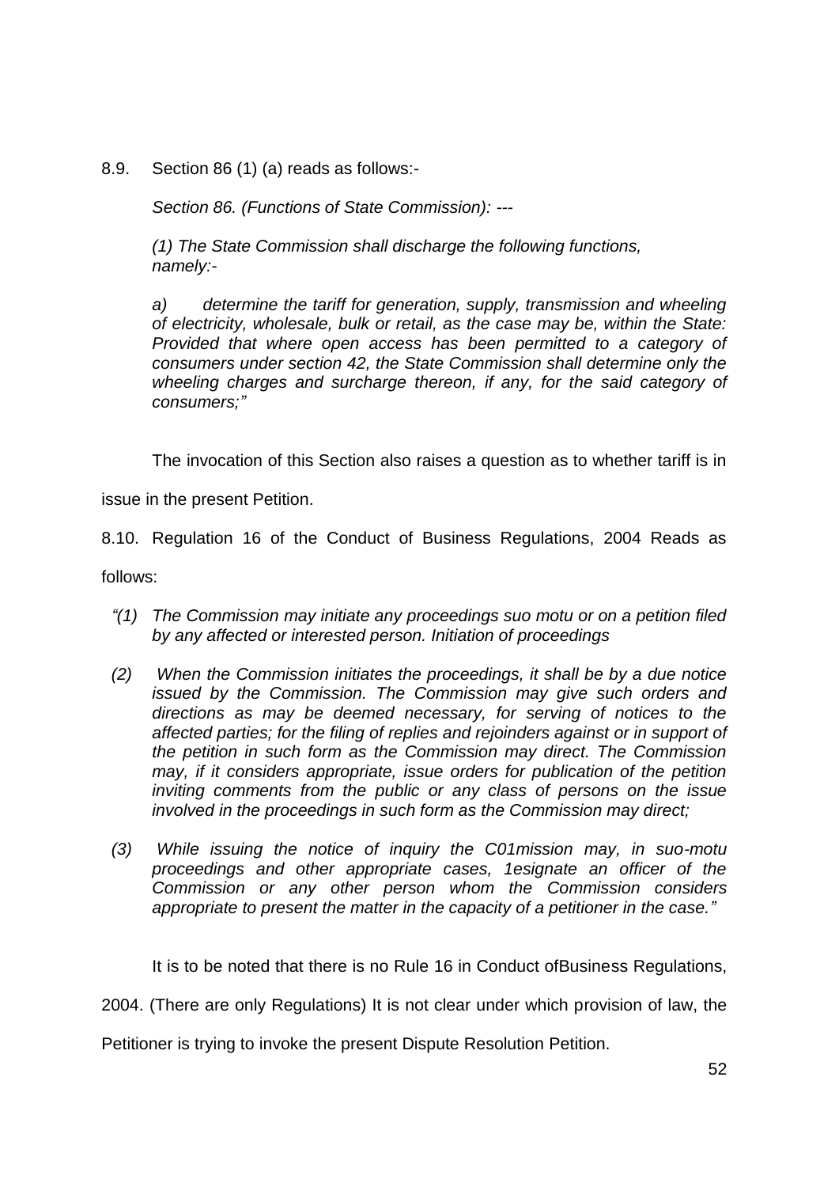8.9. Section 86 (1) (a) reads as follows:-

*Section 86. (Functions of State Commission): ---*

*(1) The State Commission shall discharge the following functions, namely:-*

*a) determine the tariff for generation, supply, transmission and wheeling of electricity, wholesale, bulk or retail, as the case may be, within the State: Provided that where open access has been permitted to a category of consumers under section 42, the State Commission shall determine only the wheeling charges and surcharge thereon, if any, for the said category of consumers;"*

The invocation of this Section also raises a question as to whether tariff is in issue in the present Petition.

8.10. Regulation 16 of the Conduct of Business Regulations, 2004 Reads as follows:

*"(1) The Commission may initiate any proceedings suo motu or on a petition filed by any affected or interested person. Initiation of proceedings*

*(2) When the Commission initiates the proceedings, it shall be by a due notice issued by the Commission. The Commission may give such orders and directions as may be deemed necessary, for serving of notices to the affected parties; for the filing of replies and rejoinders against or in support of the petition in such form as the Commission may direct. The Commission may, if it considers appropriate, issue orders for publication of the petition inviting comments from the public or any class of persons on the issue involved in the proceedings in such form as the Commission may direct;*

*(3) While issuing the notice of inquiry the C01mission may, in suo-motu proceedings and other appropriate cases, 1esignate an officer of the Commission or any other person whom the Commission considers appropriate to present the matter in the capacity of a petitioner in the case."*

It is to be noted that there is no Rule 16 in Conduct ofBusiness Regulations, 2004. (There are only Regulations) It is not clear under which provision of law, the Petitioner is trying to invoke the present Dispute Resolution Petition.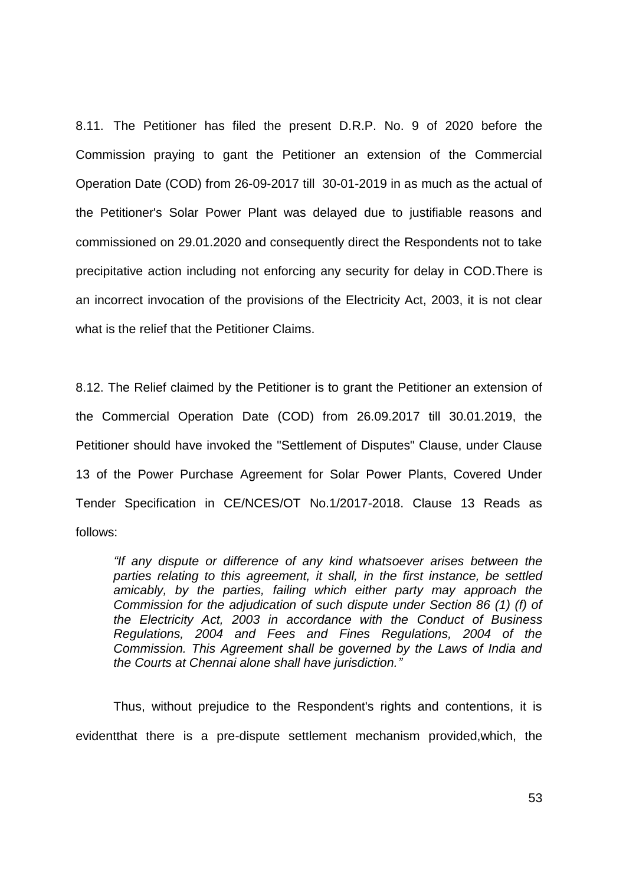8.11. The Petitioner has filed the present D.R.P. No. 9 of 2020 before the Commission praying to gant the Petitioner an extension of the Commercial Operation Date (COD) from 26-09-2017 till 30-01-2019 in as much as the actual of the Petitioner's Solar Power Plant was delayed due to justifiable reasons and commissioned on 29.01.2020 and consequently direct the Respondents not to take precipitative action including not enforcing any security for delay in COD.There is an incorrect invocation of the provisions of the Electricity Act, 2003, it is not clear what is the relief that the Petitioner Claims.

8.12. The Relief claimed by the Petitioner is to grant the Petitioner an extension of the Commercial Operation Date (COD) from 26.09.2017 till 30.01.2019, the Petitioner should have invoked the "Settlement of Disputes" Clause, under Clause 13 of the Power Purchase Agreement for Solar Power Plants, Covered Under Tender Specification in CE/NCES/OT No.1/2017-2018. Clause 13 Reads as follows:

> *"If any dispute or difference of any kind whatsoever arises between the parties relating to this agreement, it shall, in the first instance, be settled amicably, by the parties, failing which either party may approach the Commission for the adjudication of such dispute under Section 86 (1) (f) of the Electricity Act, 2003 in accordance with the Conduct of Business Regulations, 2004 and Fees and Fines Regulations, 2004 of the Commission. This Agreement shall be governed by the Laws of India and the Courts at Chennai alone shall have jurisdiction."*

Thus, without prejudice to the Respondent's rights and contentions, it is evidentthat there is a pre-dispute settlement mechanism provided,which, the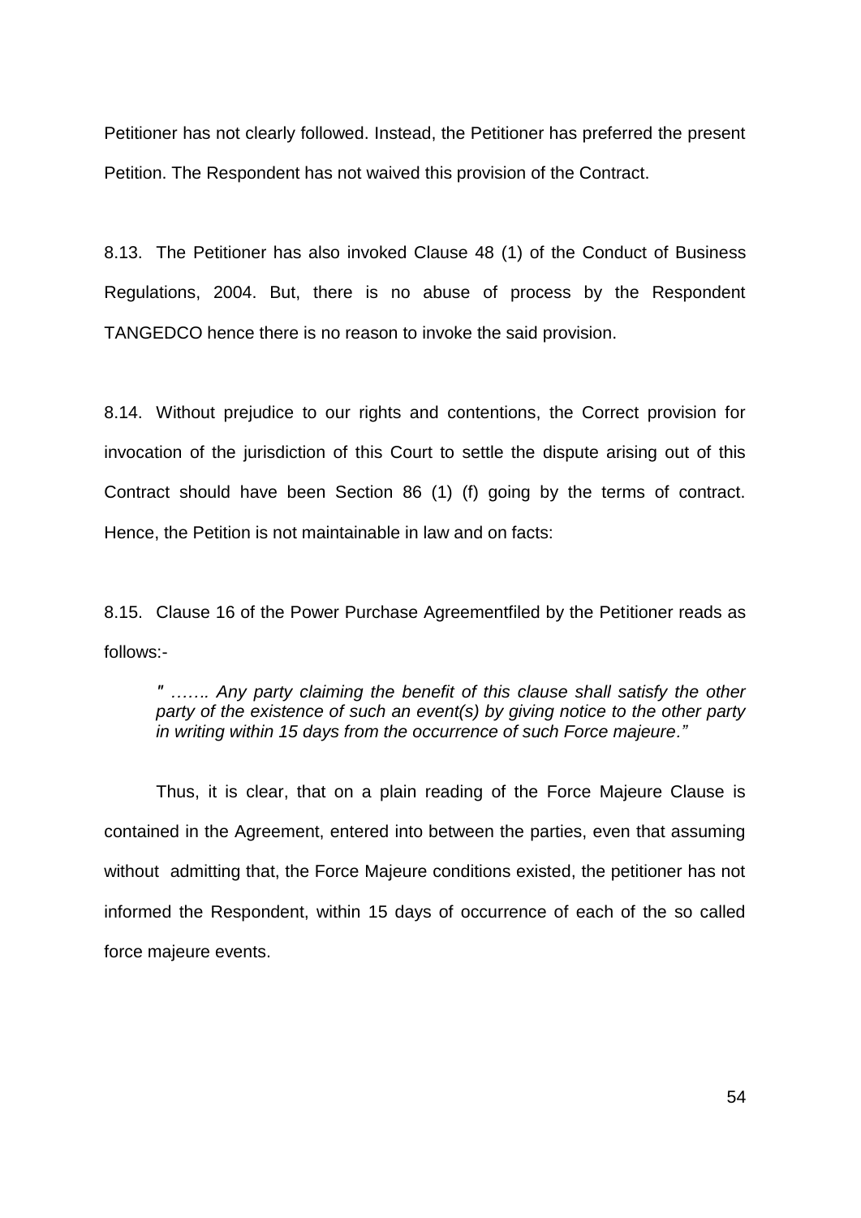Petitioner has not clearly followed. Instead, the Petitioner has preferred the present Petition. The Respondent has not waived this provision of the Contract.

8.13. The Petitioner has also invoked Clause 48 (1) of the Conduct of Business Regulations, 2004. But, there is no abuse of process by the Respondent TANGEDCO hence there is no reason to invoke the said provision.

8.14. Without prejudice to our rights and contentions, the Correct provision for invocation of the jurisdiction of this Court to settle the dispute arising out of this Contract should have been Section 86 (1) (f) going by the terms of contract. Hence, the Petition is not maintainable in law and on facts:

8.15. Clause 16 of the Power Purchase Agreementfiled by the Petitioner reads as follows:-

> *" ……. Any party claiming the benefit of this clause shall satisfy the other party of the existence of such an event(s) by giving notice to the other party in writing within 15 days from the occurrence of such Force majeure."*

Thus, it is clear, that on a plain reading of the Force Majeure Clause is contained in the Agreement, entered into between the parties, even that assuming without admitting that, the Force Majeure conditions existed, the petitioner has not informed the Respondent, within 15 days of occurrence of each of the so called force majeure events.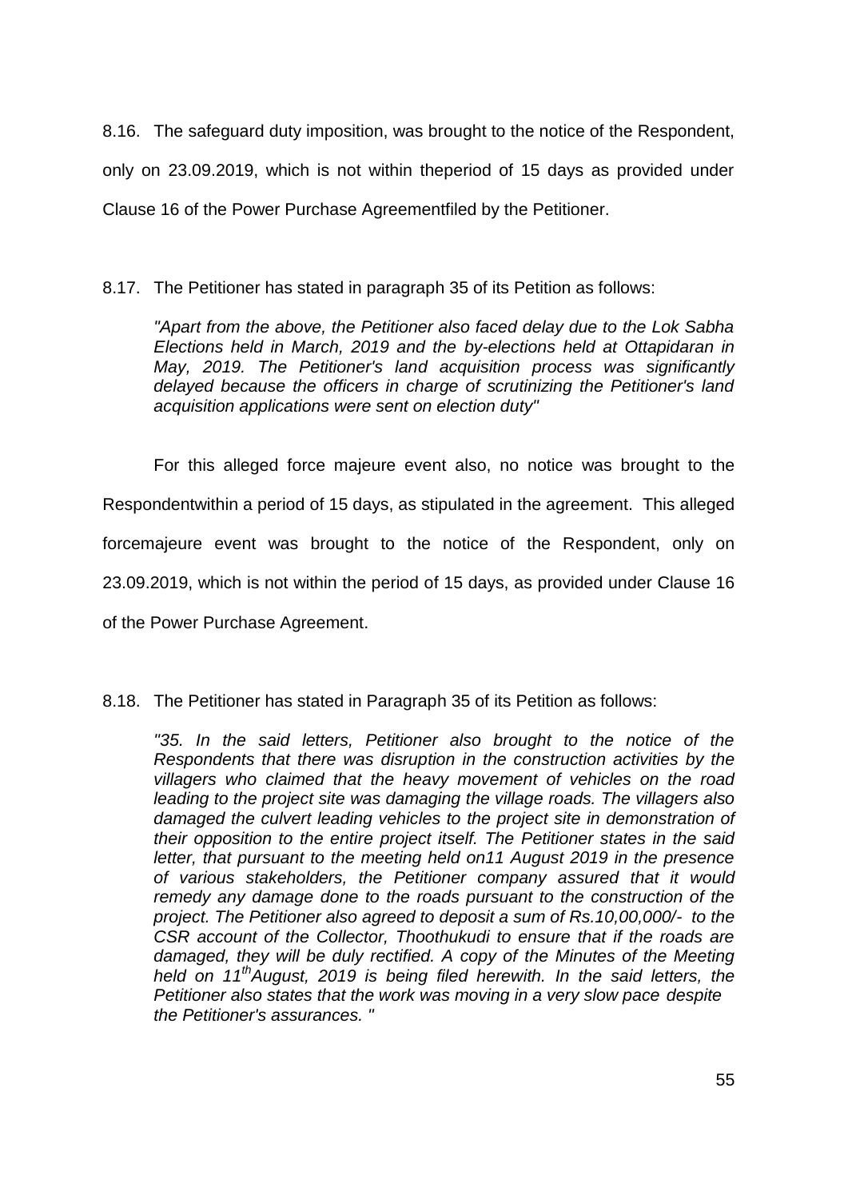8.16. The safeguard duty imposition, was brought to the notice of the Respondent, only on 23.09.2019, which is not within theperiod of 15 days as provided under Clause 16 of the Power Purchase Agreementfiled by the Petitioner.

8.17. The Petitioner has stated in paragraph 35 of its Petition as follows:

> *"Apart from the above, the Petitioner also faced delay due to the Lok Sabha Elections held in March, 2019 and the by-elections held at Ottapidaran in May, 2019. The Petitioner's land acquisition process was significantly delayed because the officers in charge of scrutinizing the Petitioner's land acquisition applications were sent on election duty"*

For this alleged force majeure event also, no notice was brought to the Respondentwithin a period of 15 days, as stipulated in the agreement. This alleged forcemajeure event was brought to the notice of the Respondent, only on 23.09.2019, which is not within the period of 15 days, as provided under Clause 16 of the Power Purchase Agreement.

8.18. The Petitioner has stated in Paragraph 35 of its Petition as follows:

> *"35. In the said letters, Petitioner also brought to the notice of the Respondents that there was disruption in the construction activities by the villagers who claimed that the heavy movement of vehicles on the road leading to the project site was damaging the village roads. The villagers also damaged the culvert leading vehicles to the project site in demonstration of their opposition to the entire project itself. The Petitioner states in the said letter, that pursuant to the meeting held on11 August 2019 in the presence of various stakeholders, the Petitioner company assured that it would remedy any damage done to the roads pursuant to the construction of the project. The Petitioner also agreed to deposit a sum of Rs.10,00,000/- to the CSR account of the Collector, Thoothukudi to ensure that if the roads are damaged, they will be duly rectified. A copy of the Minutes of the Meeting held on 11th August, 2019 is being filed herewith. In the said letters, the Petitioner also states that the work was moving in a very slow pace despite the Petitioner's assurances. "*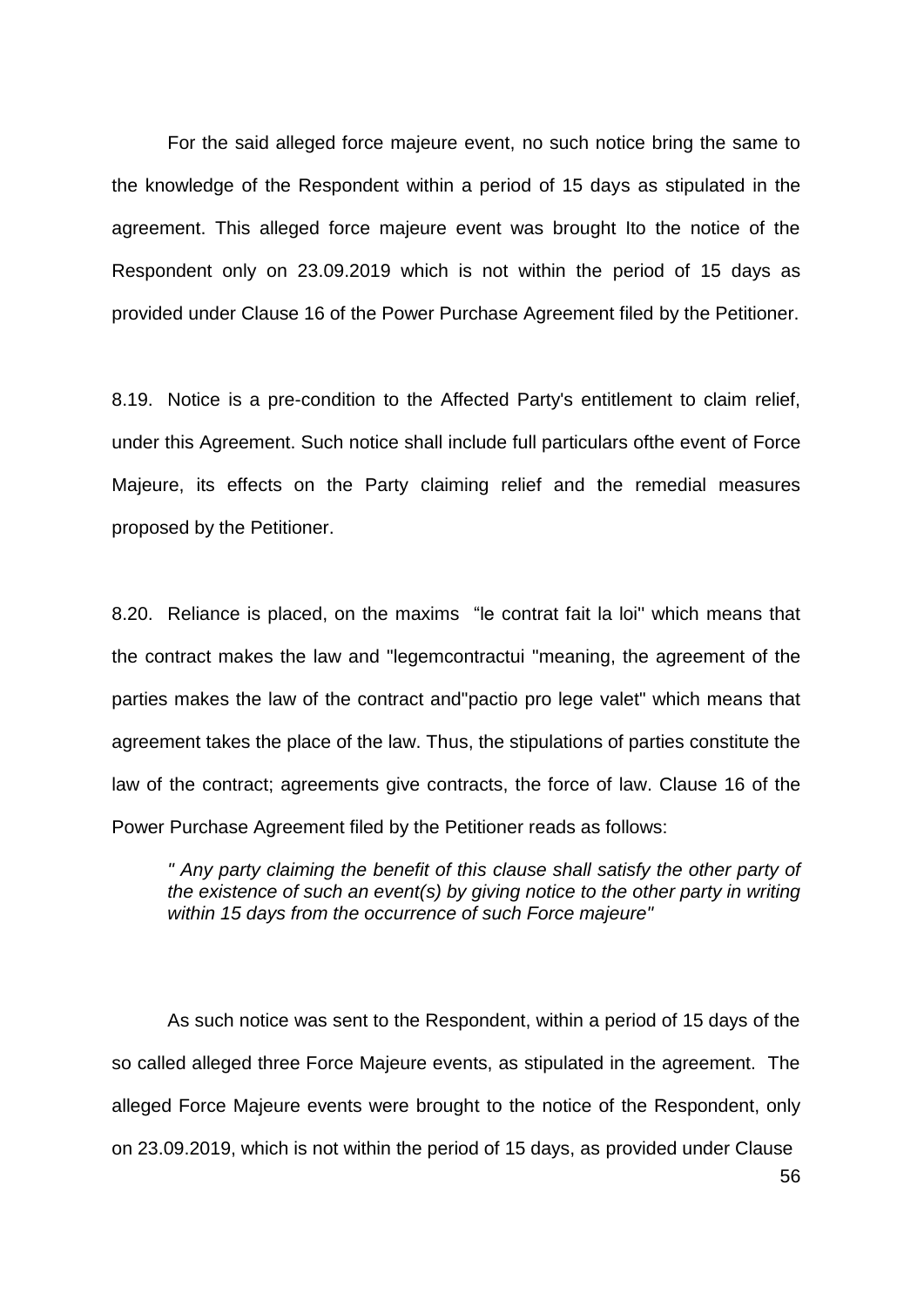For the said alleged force majeure event, no such notice bring the same to the knowledge of the Respondent within a period of 15 days as stipulated in the agreement. This alleged force majeure event was brought Ito the notice of the Respondent only on 23.09.2019 which is not within the period of 15 days as provided under Clause 16 of the Power Purchase Agreement filed by the Petitioner.

8.19. Notice is a pre-condition to the Affected Party's entitlement to claim relief, under this Agreement. Such notice shall include full particulars ofthe event of Force Majeure, its effects on the Party claiming relief and the remedial measures proposed by the Petitioner.

8.20. Reliance is placed, on the maxims "le contrat fait la loi" which means that the contract makes the law and "legemcontractui "meaning, the agreement of the parties makes the law of the contract and"pactio pro lege valet" which means that agreement takes the place of the law. Thus, the stipulations of parties constitute the law of the contract; agreements give contracts, the force of law. Clause 16 of the Power Purchase Agreement filed by the Petitioner reads as follows:

> *" Any party claiming the benefit of this clause shall satisfy the other party of the existence of such an event(s) by giving notice to the other party in writing within 15 days from the occurrence of such Force majeure"*

As such notice was sent to the Respondent, within a period of 15 days of the so called alleged three Force Majeure events, as stipulated in the agreement. The alleged Force Majeure events were brought to the notice of the Respondent, only on 23.09.2019, which is not within the period of 15 days, as provided under Clause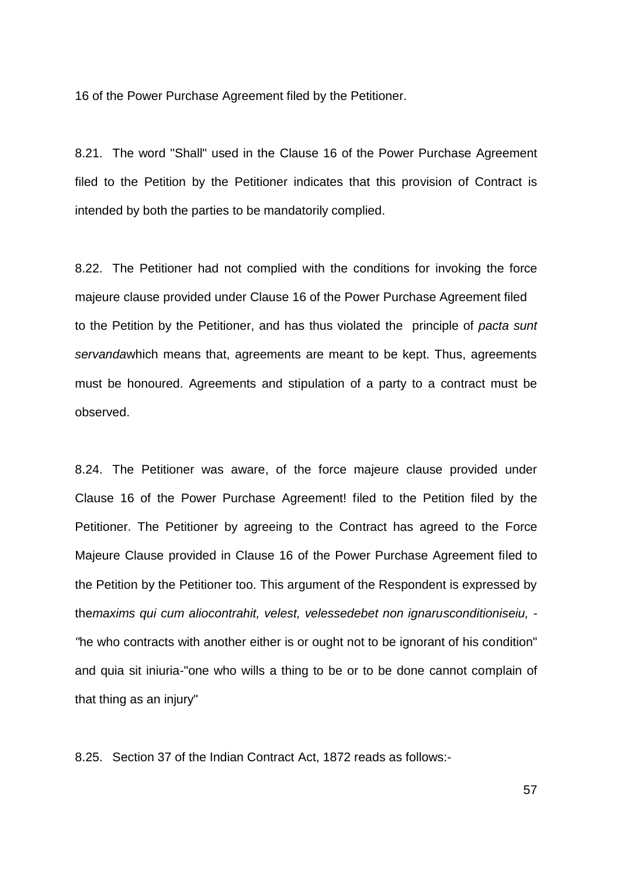16 of the Power Purchase Agreement filed by the Petitioner.

8.21. The word "Shall" used in the Clause 16 of the Power Purchase Agreement filed to the Petition by the Petitioner indicates that this provision of Contract is intended by both the parties to be mandatorily complied.

8.22. The Petitioner had not complied with the conditions for invoking the force majeure clause provided under Clause 16 of the Power Purchase Agreement filed to the Petition by the Petitioner, and has thus violated the principle of *pacta sunt servanda*which means that, agreements are meant to be kept. Thus, agreements must be honoured. Agreements and stipulation of a party to a contract must be observed.

8.24. The Petitioner was aware, of the force majeure clause provided under Clause 16 of the Power Purchase Agreement! filed to the Petition filed by the Petitioner. The Petitioner by agreeing to the Contract has agreed to the Force Majeure Clause provided in Clause 16 of the Power Purchase Agreement filed to the Petition by the Petitioner too. This argument of the Respondent is expressed by the*maxims qui cum aliocontrahit, velest, velessedebet non ignarusconditioniseiu, -"*he who contracts with another either is or ought not to be ignorant of his condition" and quia sit iniuria-"one who wills a thing to be or to be done cannot complain of that thing as an injury"

8.25. Section 37 of the Indian Contract Act, 1872 reads as follows:-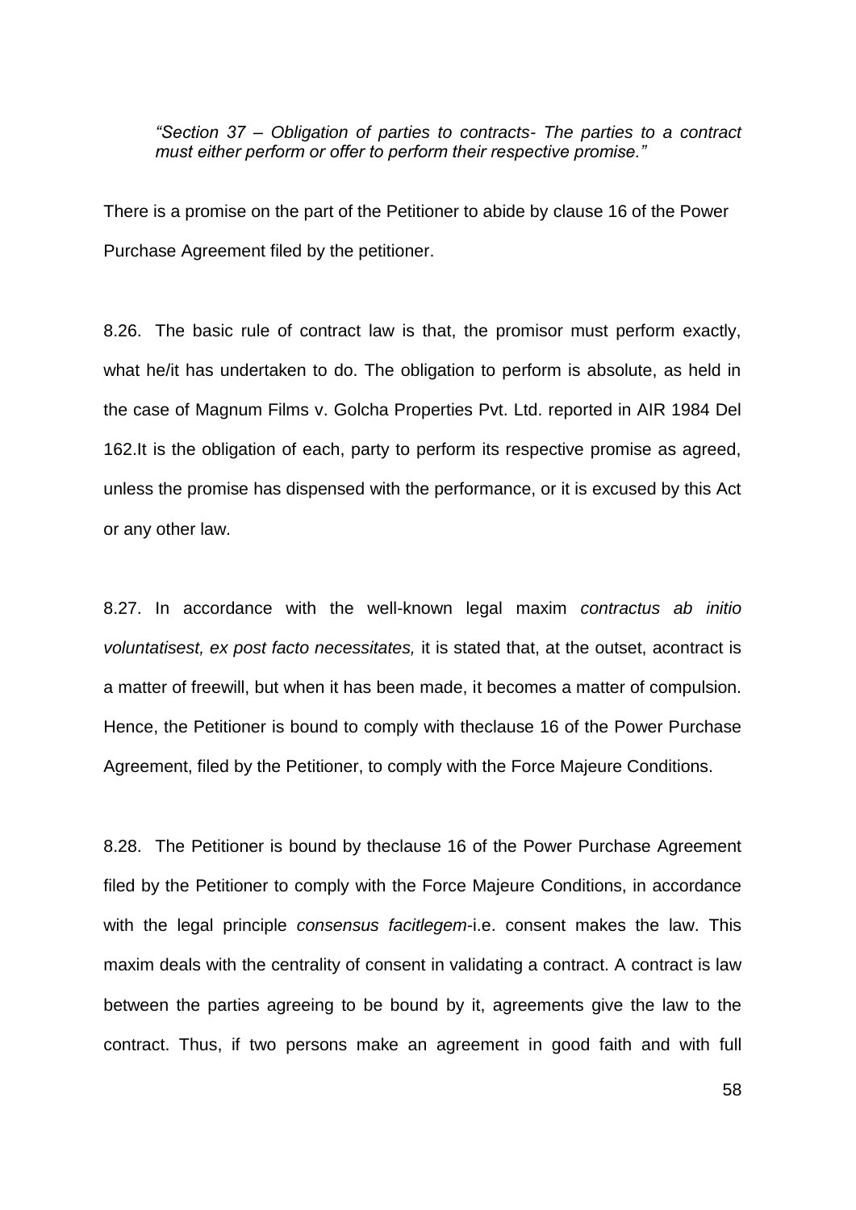*"Section 37 – Obligation of parties to contracts- The parties to a contract must either perform or offer to perform their respective promise."*

There is a promise on the part of the Petitioner to abide by clause 16 of the Power Purchase Agreement filed by the petitioner.

8.26. The basic rule of contract law is that, the promisor must perform exactly, what he/it has undertaken to do. The obligation to perform is absolute, as held in the case of Magnum Films v. Golcha Properties Pvt. Ltd. reported in AIR 1984 Del 162.It is the obligation of each, party to perform its respective promise as agreed, unless the promise has dispensed with the performance, or it is excused by this Act or any other law.

8.27. In accordance with the well-known legal maxim *contractus ab initio voluntatisest, ex post facto necessitates,* it is stated that, at the outset, acontract is a matter of freewill, but when it has been made, it becomes a matter of compulsion. Hence, the Petitioner is bound to comply with theclause 16 of the Power Purchase Agreement, filed by the Petitioner, to comply with the Force Majeure Conditions.

8.28. The Petitioner is bound by theclause 16 of the Power Purchase Agreement filed by the Petitioner to comply with the Force Majeure Conditions, in accordance with the legal principle *consensus facitlegem*-i.e. consent makes the law. This maxim deals with the centrality of consent in validating a contract. A contract is law between the parties agreeing to be bound by it, agreements give the law to the contract. Thus, if two persons make an agreement in good faith and with full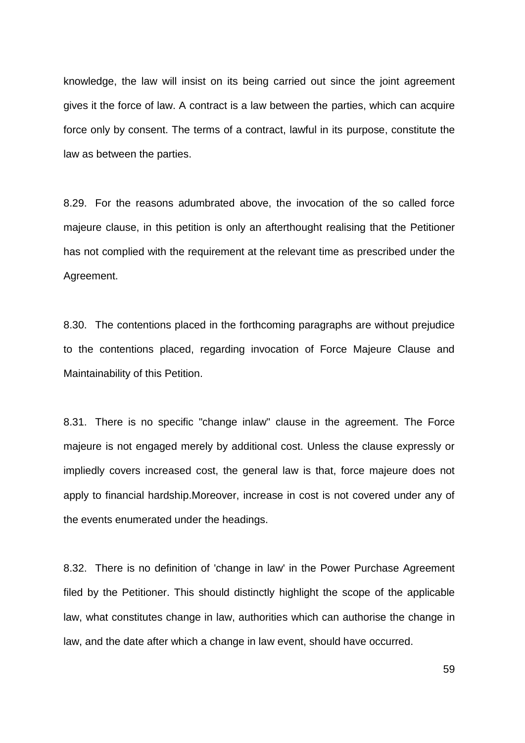knowledge, the law will insist on its being carried out since the joint agreement gives it the force of law. A contract is a law between the parties, which can acquire force only by consent. The terms of a contract, lawful in its purpose, constitute the law as between the parties.

8.29. For the reasons adumbrated above, the invocation of the so called force majeure clause, in this petition is only an afterthought realising that the Petitioner has not complied with the requirement at the relevant time as prescribed under the Agreement.

8.30. The contentions placed in the forthcoming paragraphs are without prejudice to the contentions placed, regarding invocation of Force Majeure Clause and Maintainability of this Petition.

8.31. There is no specific "change inlaw" clause in the agreement. The Force majeure is not engaged merely by additional cost. Unless the clause expressly or impliedly covers increased cost, the general law is that, force majeure does not apply to financial hardship.Moreover, increase in cost is not covered under any of the events enumerated under the headings.

8.32. There is no definition of 'change in law' in the Power Purchase Agreement filed by the Petitioner. This should distinctly highlight the scope of the applicable law, what constitutes change in law, authorities which can authorise the change in law, and the date after which a change in law event, should have occurred.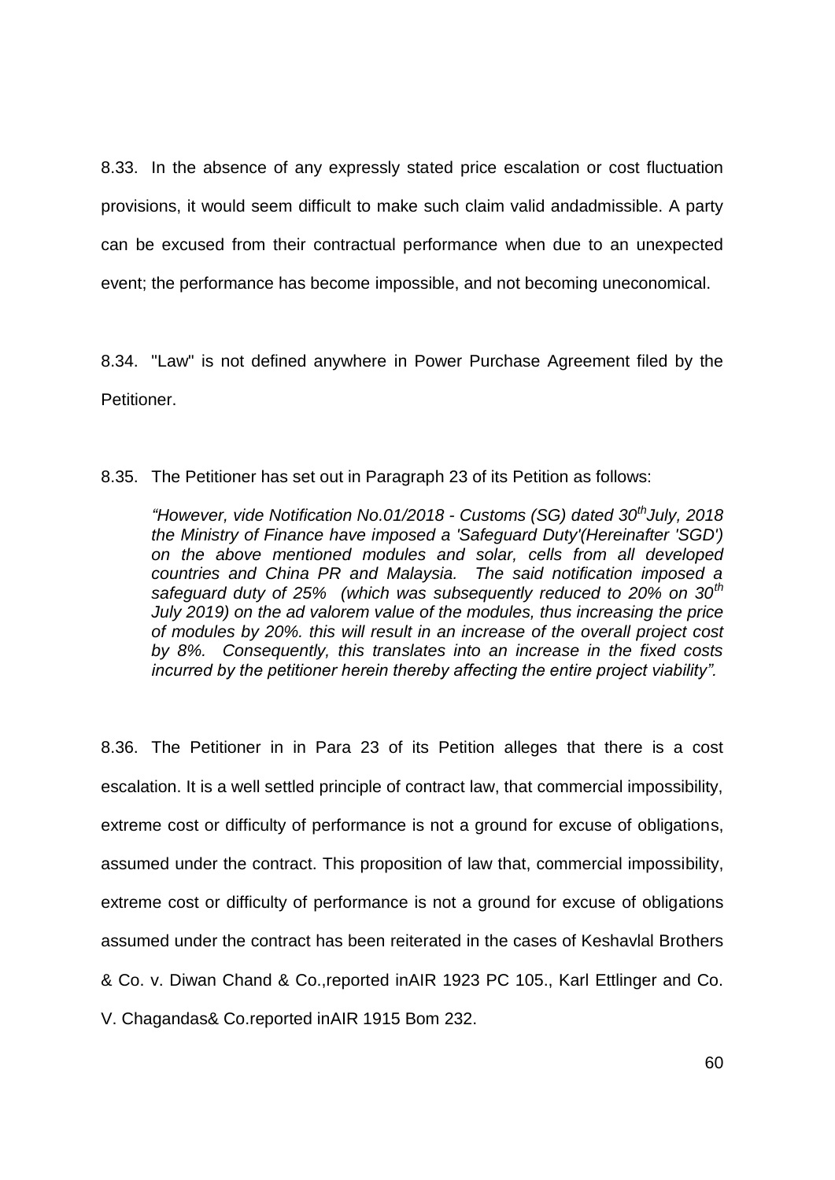8.33. In the absence of any expressly stated price escalation or cost fluctuation provisions, it would seem difficult to make such claim valid andadmissible. A party can be excused from their contractual performance when due to an unexpected event; the performance has become impossible, and not becoming uneconomical.

8.34. "Law" is not defined anywhere in Power Purchase Agreement filed by the Petitioner.

8.35. The Petitioner has set out in Paragraph 23 of its Petition as follows:

> *"However, vide Notification No.01/2018 - Customs (SG) dated 30th July, 2018 the Ministry of Finance have imposed a 'Safeguard Duty'(Hereinafter 'SGD') on the above mentioned modules and solar, cells from all developed countries and China PR and Malaysia. The said notification imposed a safeguard duty of 25% (which was subsequently reduced to 20% on 30th July 2019) on the ad valorem value of the modules, thus increasing the price of modules by 20%. this will result in an increase of the overall project cost by 8%. Consequently, this translates into an increase in the fixed costs incurred by the petitioner herein thereby affecting the entire project viability".*

8.36. The Petitioner in in Para 23 of its Petition alleges that there is a cost escalation. It is a well settled principle of contract law, that commercial impossibility, extreme cost or difficulty of performance is not a ground for excuse of obligations, assumed under the contract. This proposition of law that, commercial impossibility, extreme cost or difficulty of performance is not a ground for excuse of obligations assumed under the contract has been reiterated in the cases of Keshavlal Brothers & Co. v. Diwan Chand & Co.,reported inAIR 1923 PC 105., Karl Ettlinger and Co. V. Chagandas& Co.reported inAIR 1915 Bom 232.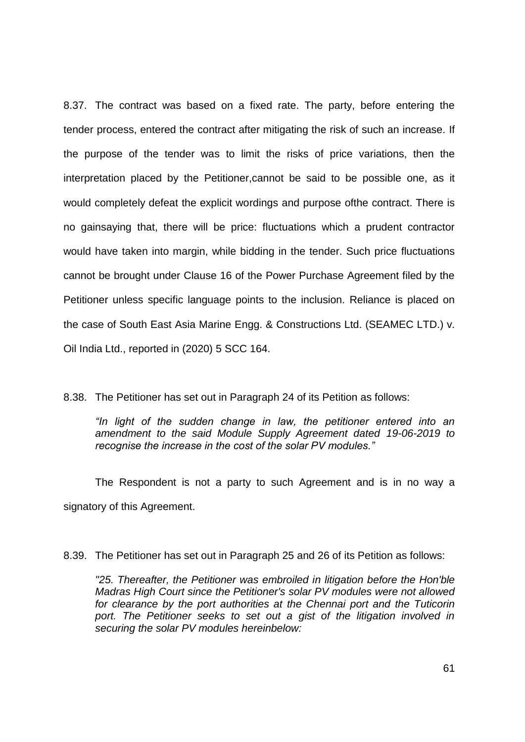8.37. The contract was based on a fixed rate. The party, before entering the tender process, entered the contract after mitigating the risk of such an increase. If the purpose of the tender was to limit the risks of price variations, then the interpretation placed by the Petitioner,cannot be said to be possible one, as it would completely defeat the explicit wordings and purpose ofthe contract. There is no gainsaying that, there will be price: fluctuations which a prudent contractor would have taken into margin, while bidding in the tender. Such price fluctuations cannot be brought under Clause 16 of the Power Purchase Agreement filed by the Petitioner unless specific language points to the inclusion. Reliance is placed on the case of South East Asia Marine Engg. & Constructions Ltd. (SEAMEC LTD.) v. Oil India Ltd., reported in (2020) 5 SCC 164.

8.38. The Petitioner has set out in Paragraph 24 of its Petition as follows:

> *"In light of the sudden change in law, the petitioner entered into an amendment to the said Module Supply Agreement dated 19-06-2019 to recognise the increase in the cost of the solar PV modules."*

The Respondent is not a party to such Agreement and is in no way a signatory of this Agreement.

8.39. The Petitioner has set out in Paragraph 25 and 26 of its Petition as follows:

> *"25. Thereafter, the Petitioner was embroiled in litigation before the Hon'ble Madras High Court since the Petitioner's solar PV modules were not allowed for clearance by the port authorities at the Chennai port and the Tuticorin port. The Petitioner seeks to set out a gist of the litigation involved in securing the solar PV modules hereinbelow:*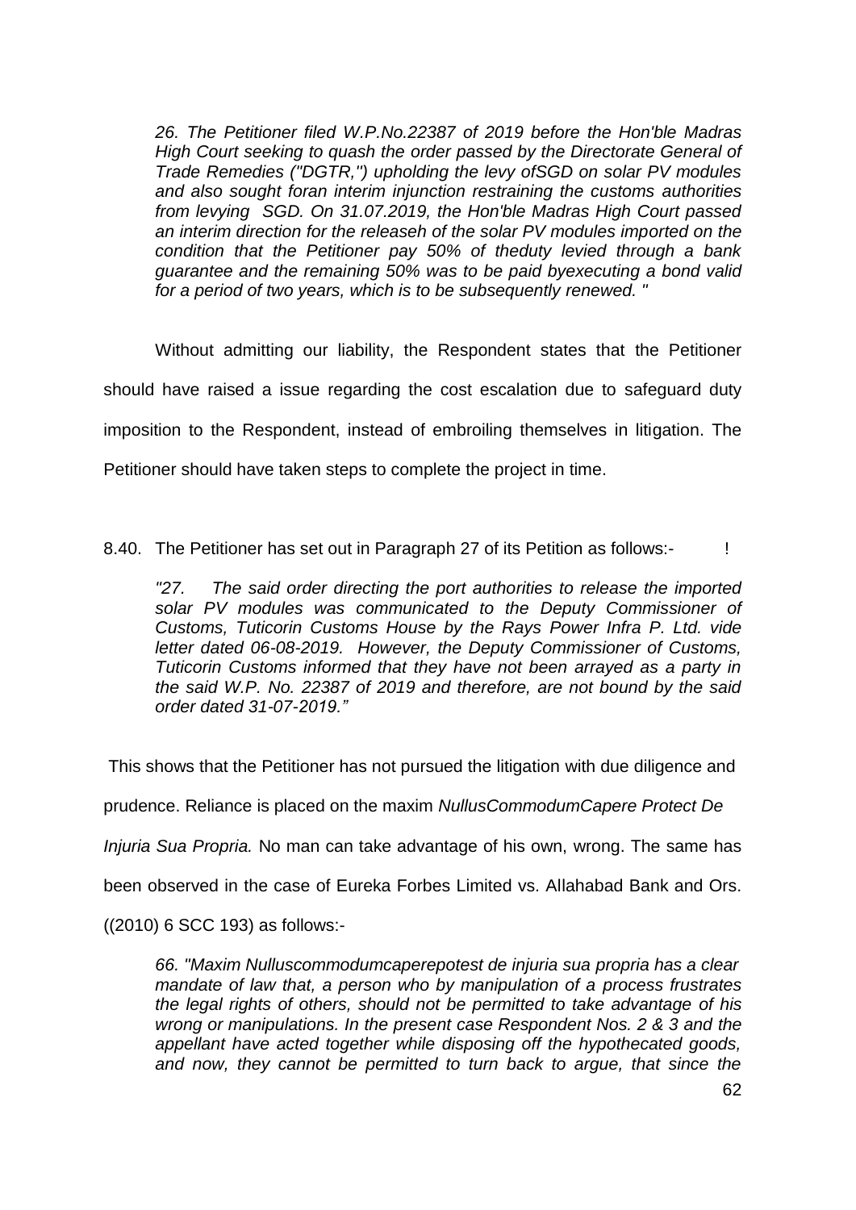*26. The Petitioner filed W.P.No.22387 of 2019 before the Hon'ble Madras High Court seeking to quash the order passed by the Directorate General of Trade Remedies ("DGTR,") upholding the levy ofSGD on solar PV modules and also sought foran interim injunction restraining the customs authorities from levying SGD. On 31.07.2019, the Hon'ble Madras High Court passed an interim direction for the releaseh of the solar PV modules imported on the condition that the Petitioner pay 50% of theduty levied through a bank guarantee and the remaining 50% was to be paid byexecuting a bond valid for a period of two years, which is to be subsequently renewed. "*

Without admitting our liability, the Respondent states that the Petitioner should have raised a issue regarding the cost escalation due to safeguard duty imposition to the Respondent, instead of embroiling themselves in litigation. The Petitioner should have taken steps to complete the project in time.

8.40. The Petitioner has set out in Paragraph 27 of its Petition as follows:- !

*"27. The said order directing the port authorities to release the imported solar PV modules was communicated to the Deputy Commissioner of Customs, Tuticorin Customs House by the Rays Power Infra P. Ltd. vide letter dated 06-08-2019. However, the Deputy Commissioner of Customs, Tuticorin Customs informed that they have not been arrayed as a party in the said W.P. No. 22387 of 2019 and therefore, are not bound by the said order dated 31-07-2019."*

This shows that the Petitioner has not pursued the litigation with due diligence and prudence. Reliance is placed on the maxim *NullusCommodumCapere Protect De Injuria Sua Propria.* No man can take advantage of his own, wrong. The same has been observed in the case of Eureka Forbes Limited vs. Allahabad Bank and Ors. ((2010) 6 SCC 193) as follows:-

*66. "Maxim Nulluscommodumcaperepotest de injuria sua propria has a clear mandate of law that, a person who by manipulation of a process frustrates the legal rights of others, should not be permitted to take advantage of his wrong or manipulations. In the present case Respondent Nos. 2 & 3 and the appellant have acted together while disposing off the hypothecated goods, and now, they cannot be permitted to turn back to argue, that since the*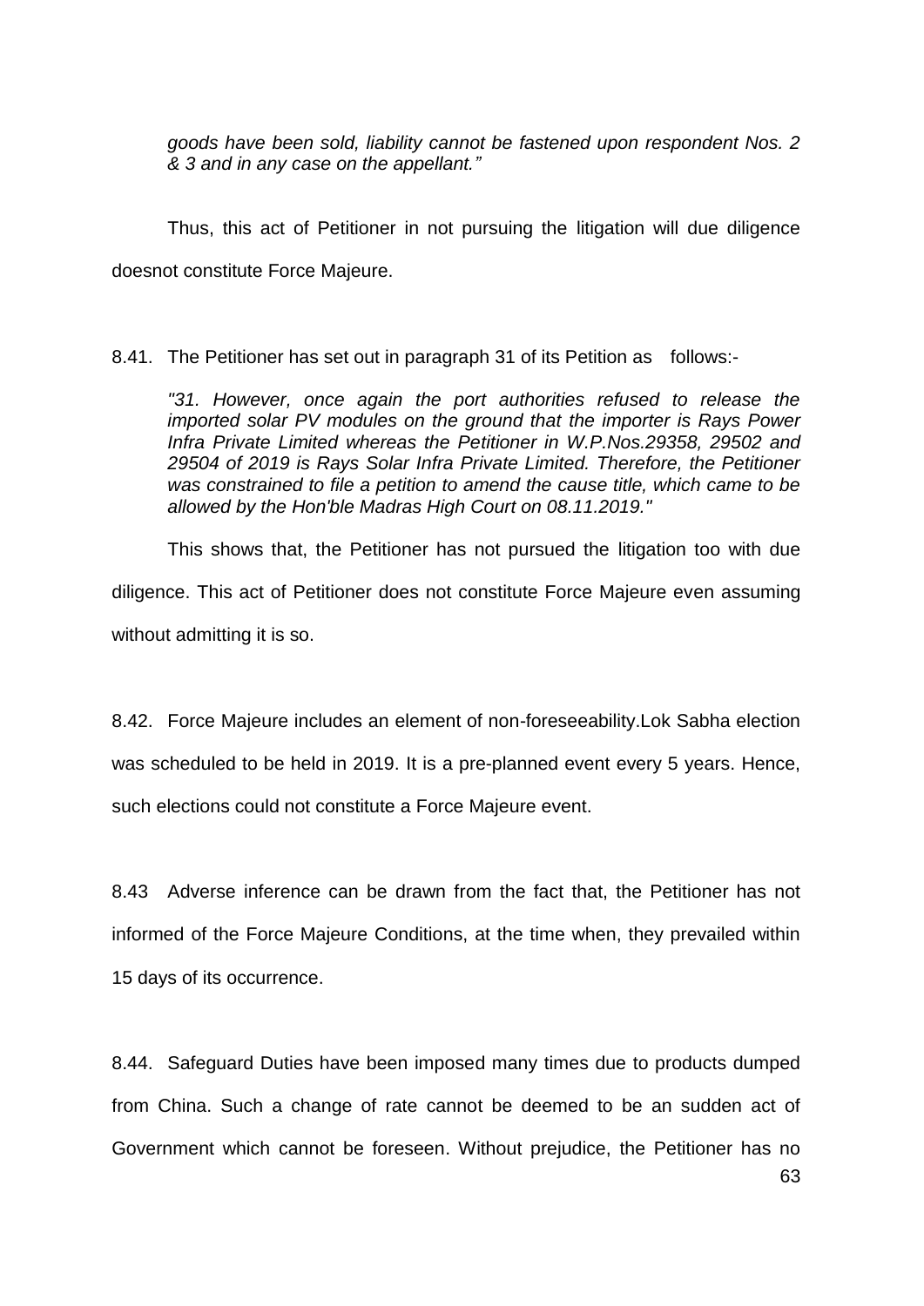*goods have been sold, liability cannot be fastened upon respondent Nos. 2 & 3 and in any case on the appellant."*

Thus, this act of Petitioner in not pursuing the litigation will due diligence doesnot constitute Force Majeure.

8.41. The Petitioner has set out in paragraph 31 of its Petition as follows:-

> *"31. However, once again the port authorities refused to release the imported solar PV modules on the ground that the importer is Rays Power Infra Private Limited whereas the Petitioner in W.P.Nos.29358, 29502 and 29504 of 2019 is Rays Solar Infra Private Limited. Therefore, the Petitioner was constrained to file a petition to amend the cause title, which came to be allowed by the Hon'ble Madras High Court on 08.11.2019."*

This shows that, the Petitioner has not pursued the litigation too with due diligence. This act of Petitioner does not constitute Force Majeure even assuming without admitting it is so.

8.42. Force Majeure includes an element of non-foreseeability.Lok Sabha election was scheduled to be held in 2019. It is a pre-planned event every 5 years. Hence, such elections could not constitute a Force Majeure event.

8.43 Adverse inference can be drawn from the fact that, the Petitioner has not informed of the Force Majeure Conditions, at the time when, they prevailed within 15 days of its occurrence.

8.44. Safeguard Duties have been imposed many times due to products dumped from China. Such a change of rate cannot be deemed to be an sudden act of Government which cannot be foreseen. Without prejudice, the Petitioner has no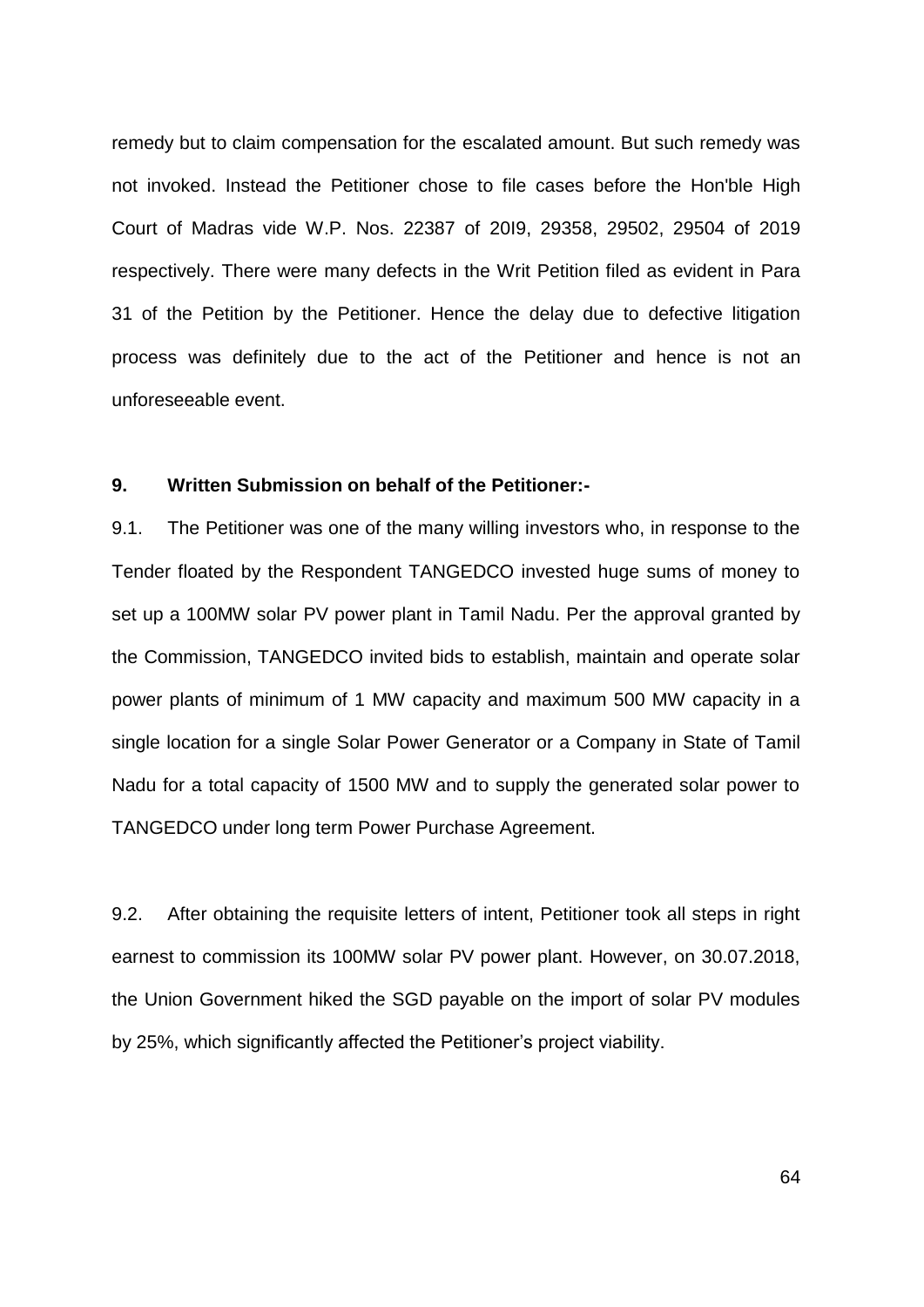remedy but to claim compensation for the escalated amount. But such remedy was not invoked. Instead the Petitioner chose to file cases before the Hon'ble High Court of Madras vide W.P. Nos. 22387 of 20I9, 29358, 29502, 29504 of 2019 respectively. There were many defects in the Writ Petition filed as evident in Para 31 of the Petition by the Petitioner. Hence the delay due to defective litigation process was definitely due to the act of the Petitioner and hence is not an unforeseeable event.

**9. Written Submission on behalf of the Petitioner:-**

9.1. The Petitioner was one of the many willing investors who, in response to the Tender floated by the Respondent TANGEDCO invested huge sums of money to set up a 100MW solar PV power plant in Tamil Nadu. Per the approval granted by the Commission, TANGEDCO invited bids to establish, maintain and operate solar power plants of minimum of 1 MW capacity and maximum 500 MW capacity in a single location for a single Solar Power Generator or a Company in State of Tamil Nadu for a total capacity of 1500 MW and to supply the generated solar power to TANGEDCO under long term Power Purchase Agreement.

9.2. After obtaining the requisite letters of intent, Petitioner took all steps in right earnest to commission its 100MW solar PV power plant. However, on 30.07.2018, the Union Government hiked the SGD payable on the import of solar PV modules by 25%, which significantly affected the Petitioner's project viability.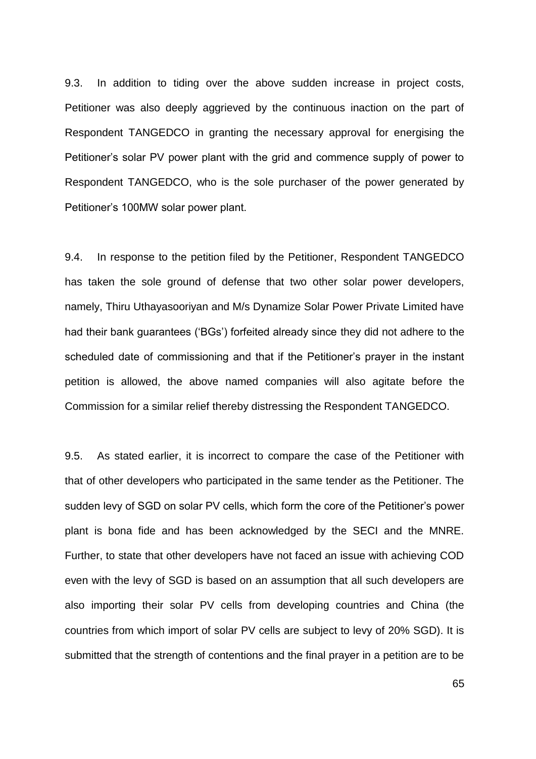9.3. In addition to tiding over the above sudden increase in project costs, Petitioner was also deeply aggrieved by the continuous inaction on the part of Respondent TANGEDCO in granting the necessary approval for energising the Petitioner's solar PV power plant with the grid and commence supply of power to Respondent TANGEDCO, who is the sole purchaser of the power generated by Petitioner's 100MW solar power plant.

9.4. In response to the petition filed by the Petitioner, Respondent TANGEDCO has taken the sole ground of defense that two other solar power developers, namely, Thiru Uthayasooriyan and M/s Dynamize Solar Power Private Limited have had their bank guarantees ('BGs') forfeited already since they did not adhere to the scheduled date of commissioning and that if the Petitioner's prayer in the instant petition is allowed, the above named companies will also agitate before the Commission for a similar relief thereby distressing the Respondent TANGEDCO.

9.5. As stated earlier, it is incorrect to compare the case of the Petitioner with that of other developers who participated in the same tender as the Petitioner. The sudden levy of SGD on solar PV cells, which form the core of the Petitioner's power plant is bona fide and has been acknowledged by the SECI and the MNRE. Further, to state that other developers have not faced an issue with achieving COD even with the levy of SGD is based on an assumption that all such developers are also importing their solar PV cells from developing countries and China (the countries from which import of solar PV cells are subject to levy of 20% SGD). It is submitted that the strength of contentions and the final prayer in a petition are to be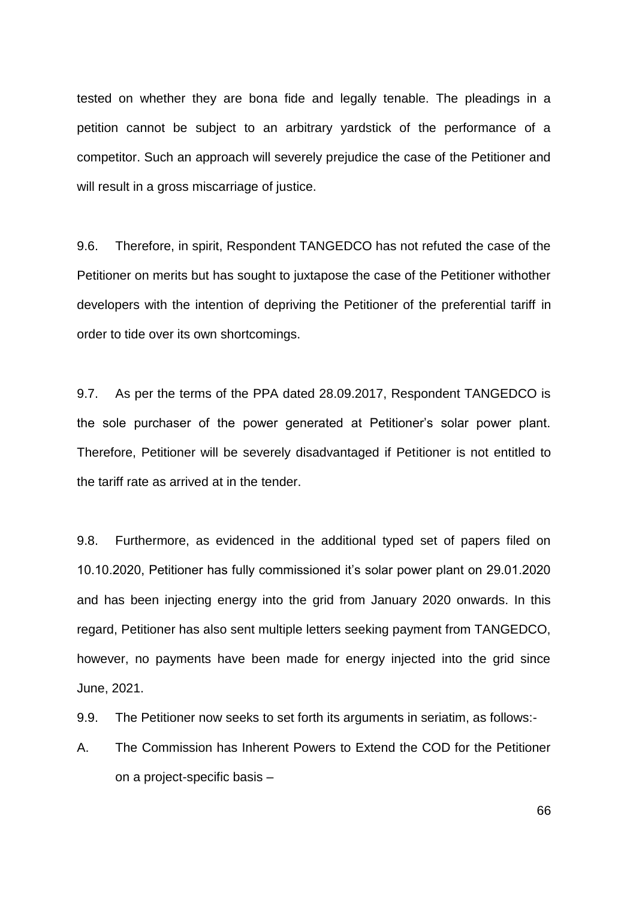tested on whether they are bona fide and legally tenable. The pleadings in a petition cannot be subject to an arbitrary yardstick of the performance of a competitor. Such an approach will severely prejudice the case of the Petitioner and will result in a gross miscarriage of justice.

9.6. Therefore, in spirit, Respondent TANGEDCO has not refuted the case of the Petitioner on merits but has sought to juxtapose the case of the Petitioner withother developers with the intention of depriving the Petitioner of the preferential tariff in order to tide over its own shortcomings.

9.7. As per the terms of the PPA dated 28.09.2017, Respondent TANGEDCO is the sole purchaser of the power generated at Petitioner's solar power plant. Therefore, Petitioner will be severely disadvantaged if Petitioner is not entitled to the tariff rate as arrived at in the tender.

9.8. Furthermore, as evidenced in the additional typed set of papers filed on 10.10.2020, Petitioner has fully commissioned it's solar power plant on 29.01.2020 and has been injecting energy into the grid from January 2020 onwards. In this regard, Petitioner has also sent multiple letters seeking payment from TANGEDCO, however, no payments have been made for energy injected into the grid since June, 2021.

9.9. The Petitioner now seeks to set forth its arguments in seriatim, as follows:-

A. The Commission has Inherent Powers to Extend the COD for the Petitioner on a project-specific basis –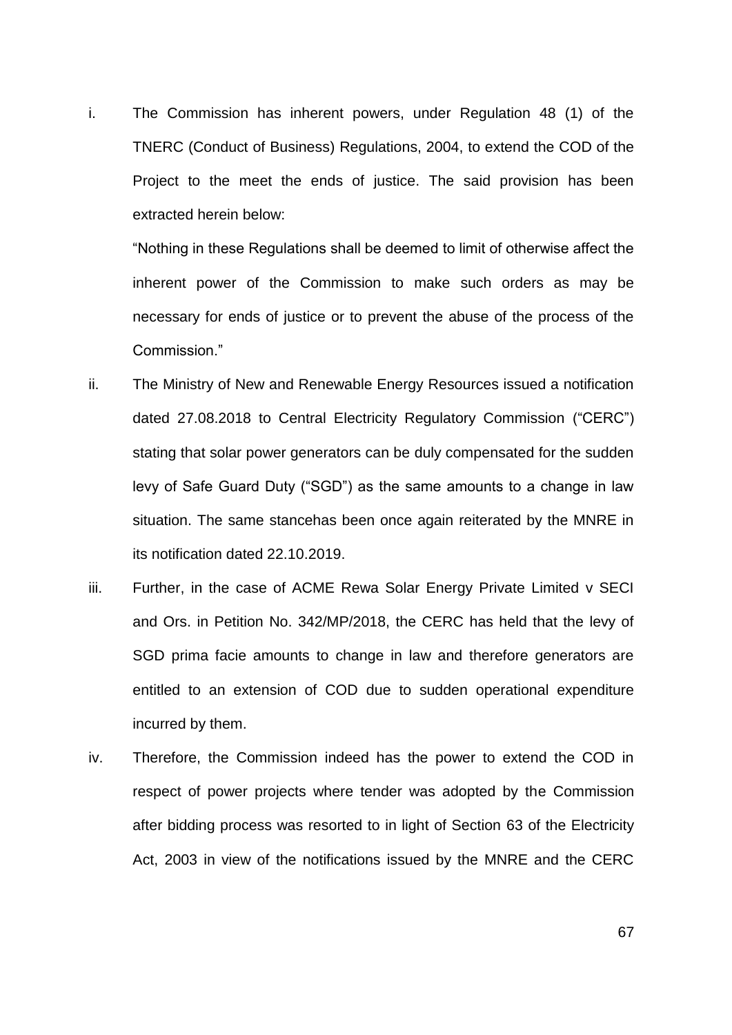i. The Commission has inherent powers, under Regulation 48 (1) of the TNERC (Conduct of Business) Regulations, 2004, to extend the COD of the Project to the meet the ends of justice. The said provision has been extracted herein below:

   "Nothing in these Regulations shall be deemed to limit of otherwise affect the inherent power of the Commission to make such orders as may be necessary for ends of justice or to prevent the abuse of the process of the Commission."

ii. The Ministry of New and Renewable Energy Resources issued a notification dated 27.08.2018 to Central Electricity Regulatory Commission ("CERC") stating that solar power generators can be duly compensated for the sudden levy of Safe Guard Duty ("SGD") as the same amounts to a change in law situation. The same stancehas been once again reiterated by the MNRE in its notification dated 22.10.2019.

iii. Further, in the case of ACME Rewa Solar Energy Private Limited v SECI and Ors. in Petition No. 342/MP/2018, the CERC has held that the levy of SGD prima facie amounts to change in law and therefore generators are entitled to an extension of COD due to sudden operational expenditure incurred by them.

iv. Therefore, the Commission indeed has the power to extend the COD in respect of power projects where tender was adopted by the Commission after bidding process was resorted to in light of Section 63 of the Electricity Act, 2003 in view of the notifications issued by the MNRE and the CERC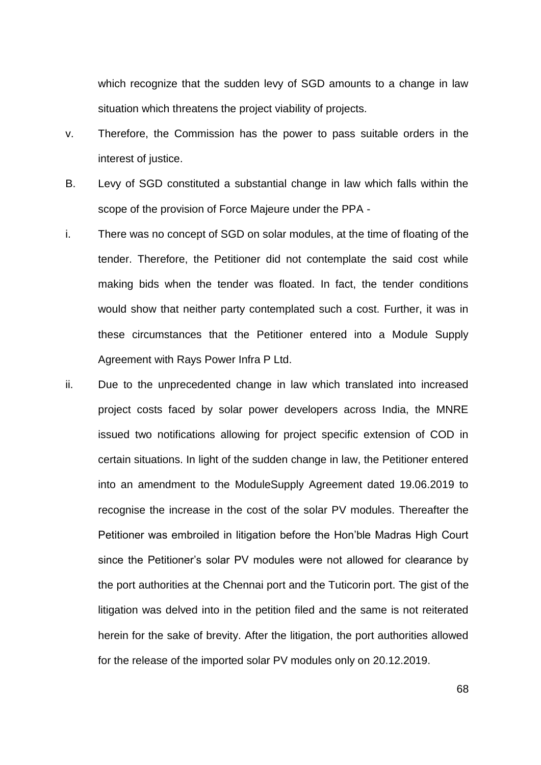which recognize that the sudden levy of SGD amounts to a change in law situation which threatens the project viability of projects.

v. Therefore, the Commission has the power to pass suitable orders in the interest of justice.

B. Levy of SGD constituted a substantial change in law which falls within the scope of the provision of Force Majeure under the PPA -

i. There was no concept of SGD on solar modules, at the time of floating of the tender. Therefore, the Petitioner did not contemplate the said cost while making bids when the tender was floated. In fact, the tender conditions would show that neither party contemplated such a cost. Further, it was in these circumstances that the Petitioner entered into a Module Supply Agreement with Rays Power Infra P Ltd.

ii. Due to the unprecedented change in law which translated into increased project costs faced by solar power developers across India, the MNRE issued two notifications allowing for project specific extension of COD in certain situations. In light of the sudden change in law, the Petitioner entered into an amendment to the ModuleSupply Agreement dated 19.06.2019 to recognise the increase in the cost of the solar PV modules. Thereafter the Petitioner was embroiled in litigation before the Hon'ble Madras High Court since the Petitioner's solar PV modules were not allowed for clearance by the port authorities at the Chennai port and the Tuticorin port. The gist of the litigation was delved into in the petition filed and the same is not reiterated herein for the sake of brevity. After the litigation, the port authorities allowed for the release of the imported solar PV modules only on 20.12.2019.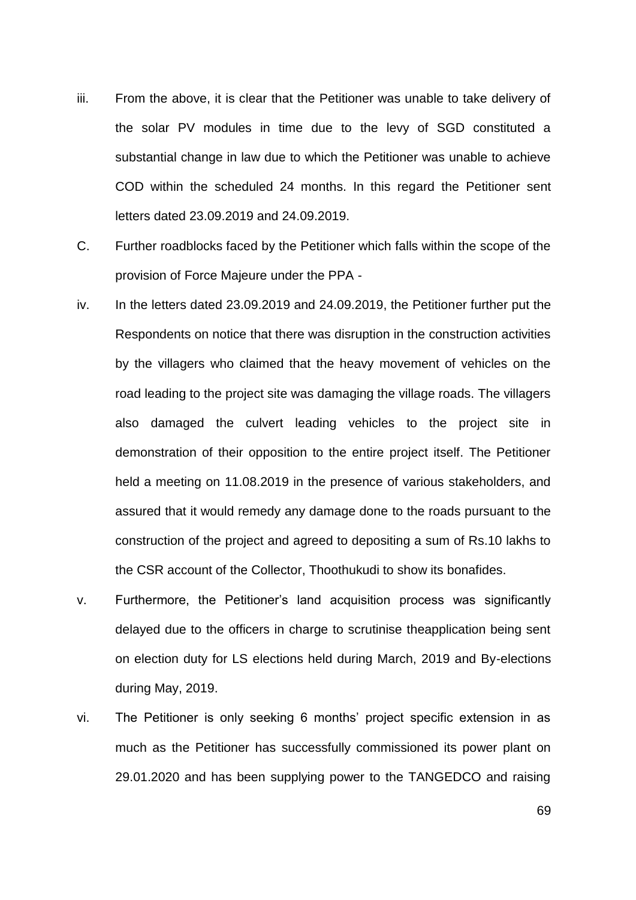iii. From the above, it is clear that the Petitioner was unable to take delivery of the solar PV modules in time due to the levy of SGD constituted a substantial change in law due to which the Petitioner was unable to achieve COD within the scheduled 24 months. In this regard the Petitioner sent letters dated 23.09.2019 and 24.09.2019.

C. Further roadblocks faced by the Petitioner which falls within the scope of the provision of Force Majeure under the PPA -

iv. In the letters dated 23.09.2019 and 24.09.2019, the Petitioner further put the Respondents on notice that there was disruption in the construction activities by the villagers who claimed that the heavy movement of vehicles on the road leading to the project site was damaging the village roads. The villagers also damaged the culvert leading vehicles to the project site in demonstration of their opposition to the entire project itself. The Petitioner held a meeting on 11.08.2019 in the presence of various stakeholders, and assured that it would remedy any damage done to the roads pursuant to the construction of the project and agreed to depositing a sum of Rs.10 lakhs to the CSR account of the Collector, Thoothukudi to show its bonafides.

v. Furthermore, the Petitioner's land acquisition process was significantly delayed due to the officers in charge to scrutinise theapplication being sent on election duty for LS elections held during March, 2019 and By-elections during May, 2019.

vi. The Petitioner is only seeking 6 months' project specific extension in as much as the Petitioner has successfully commissioned its power plant on 29.01.2020 and has been supplying power to the TANGEDCO and raising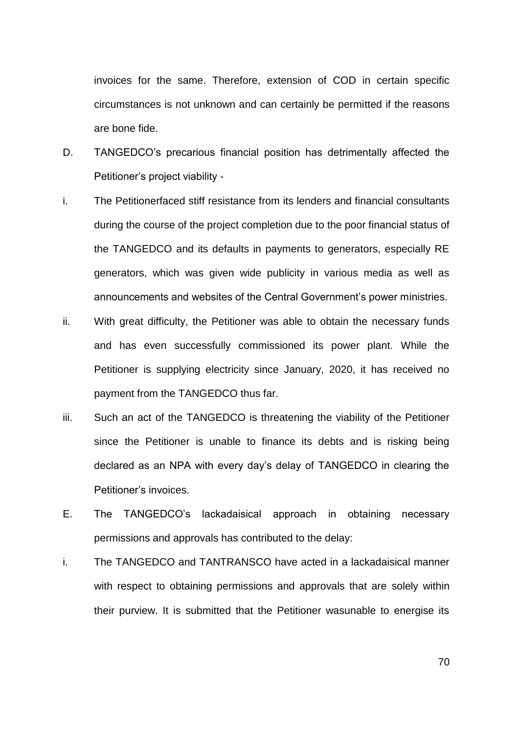invoices for the same. Therefore, extension of COD in certain specific circumstances is not unknown and can certainly be permitted if the reasons are bone fide.

D. TANGEDCO's precarious financial position has detrimentally affected the Petitioner's project viability -

i. The Petitionerfaced stiff resistance from its lenders and financial consultants during the course of the project completion due to the poor financial status of the TANGEDCO and its defaults in payments to generators, especially RE generators, which was given wide publicity in various media as well as announcements and websites of the Central Government's power ministries.

ii. With great difficulty, the Petitioner was able to obtain the necessary funds and has even successfully commissioned its power plant. While the Petitioner is supplying electricity since January, 2020, it has received no payment from the TANGEDCO thus far.

iii. Such an act of the TANGEDCO is threatening the viability of the Petitioner since the Petitioner is unable to finance its debts and is risking being declared as an NPA with every day's delay of TANGEDCO in clearing the Petitioner's invoices.

E. The TANGEDCO's lackadaisical approach in obtaining necessary permissions and approvals has contributed to the delay:

i. The TANGEDCO and TANTRANSCO have acted in a lackadaisical manner with respect to obtaining permissions and approvals that are solely within their purview. It is submitted that the Petitioner wasunable to energise its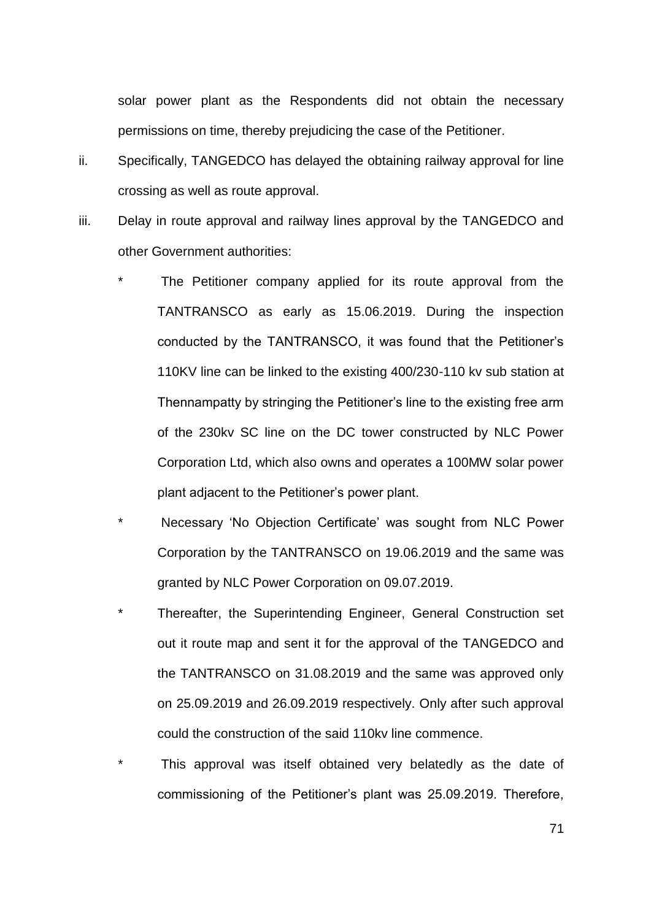solar power plant as the Respondents did not obtain the necessary permissions on time, thereby prejudicing the case of the Petitioner.

ii. Specifically, TANGEDCO has delayed the obtaining railway approval for line crossing as well as route approval.

iii. Delay in route approval and railway lines approval by the TANGEDCO and other Government authorities:

   * The Petitioner company applied for its route approval from the TANTRANSCO as early as 15.06.2019. During the inspection conducted by the TANTRANSCO, it was found that the Petitioner's 110KV line can be linked to the existing 400/230-110 kv sub station at Thennampatty by stringing the Petitioner's line to the existing free arm of the 230kv SC line on the DC tower constructed by NLC Power Corporation Ltd, which also owns and operates a 100MW solar power plant adjacent to the Petitioner's power plant.

   * Necessary 'No Objection Certificate' was sought from NLC Power Corporation by the TANTRANSCO on 19.06.2019 and the same was granted by NLC Power Corporation on 09.07.2019.

   * Thereafter, the Superintending Engineer, General Construction set out it route map and sent it for the approval of the TANGEDCO and the TANTRANSCO on 31.08.2019 and the same was approved only on 25.09.2019 and 26.09.2019 respectively. Only after such approval could the construction of the said 110kv line commence.

   * This approval was itself obtained very belatedly as the date of commissioning of the Petitioner's plant was 25.09.2019. Therefore,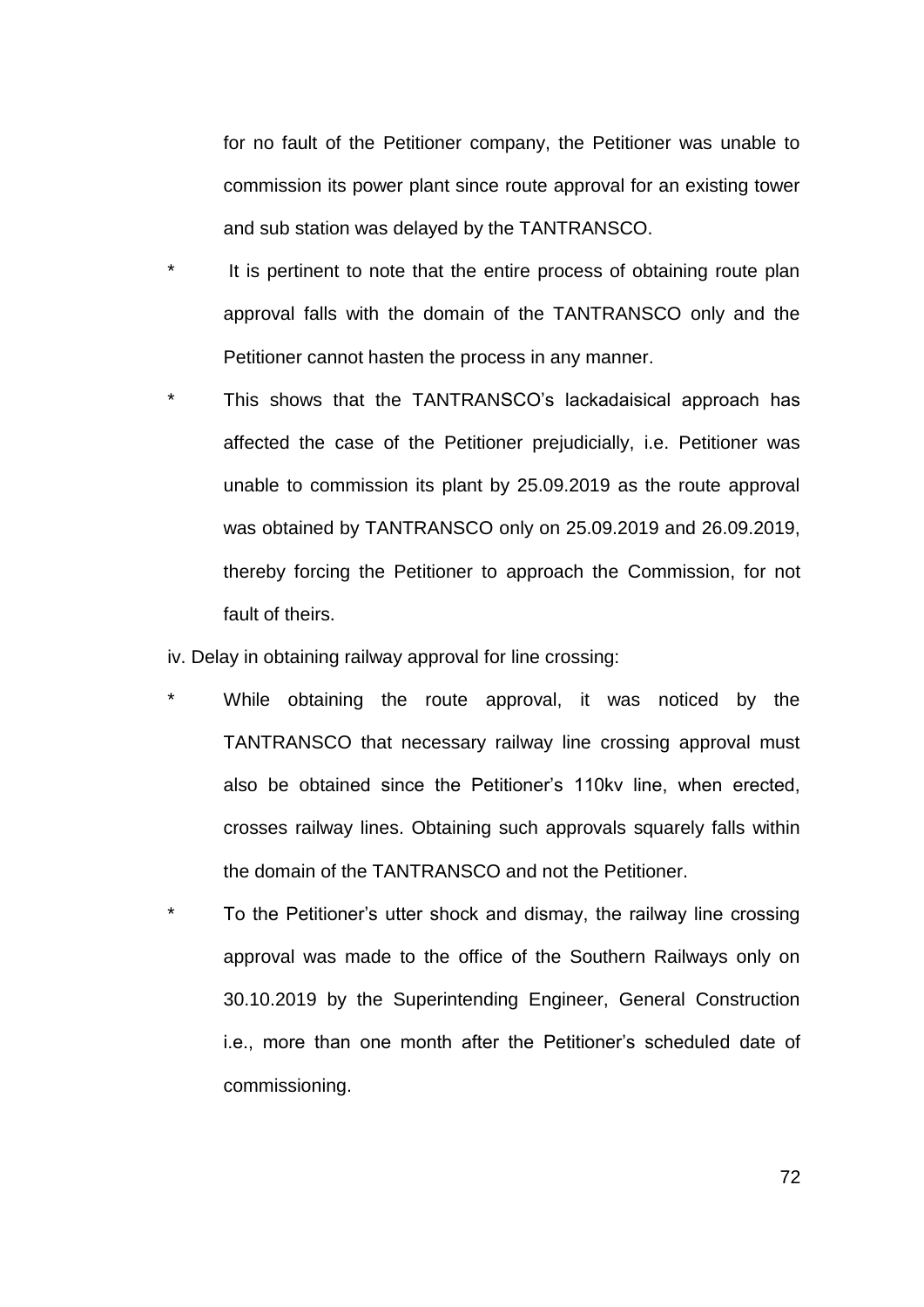for no fault of the Petitioner company, the Petitioner was unable to commission its power plant since route approval for an existing tower and sub station was delayed by the TANTRANSCO.

* It is pertinent to note that the entire process of obtaining route plan approval falls with the domain of the TANTRANSCO only and the Petitioner cannot hasten the process in any manner.

* This shows that the TANTRANSCO's lackadaisical approach has affected the case of the Petitioner prejudicially, i.e. Petitioner was unable to commission its plant by 25.09.2019 as the route approval was obtained by TANTRANSCO only on 25.09.2019 and 26.09.2019, thereby forcing the Petitioner to approach the Commission, for not fault of theirs.

iv. Delay in obtaining railway approval for line crossing:

* While obtaining the route approval, it was noticed by the TANTRANSCO that necessary railway line crossing approval must also be obtained since the Petitioner's 110kv line, when erected, crosses railway lines. Obtaining such approvals squarely falls within the domain of the TANTRANSCO and not the Petitioner.

* To the Petitioner's utter shock and dismay, the railway line crossing approval was made to the office of the Southern Railways only on 30.10.2019 by the Superintending Engineer, General Construction i.e., more than one month after the Petitioner's scheduled date of commissioning.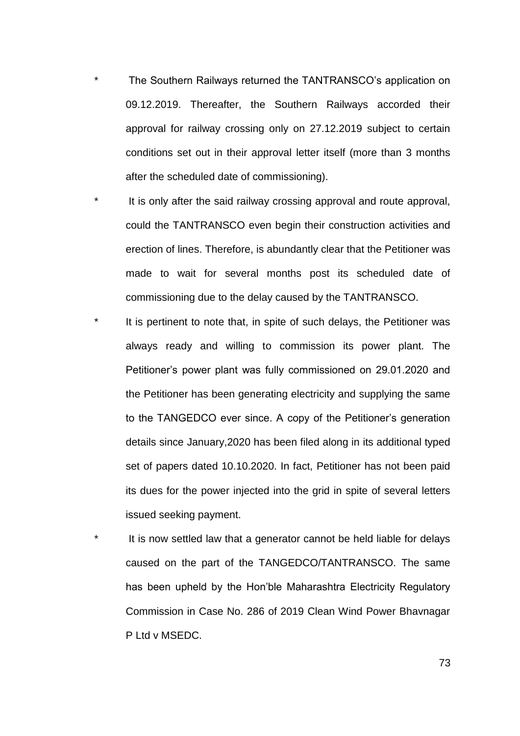* The Southern Railways returned the TANTRANSCO's application on 09.12.2019. Thereafter, the Southern Railways accorded their approval for railway crossing only on 27.12.2019 subject to certain conditions set out in their approval letter itself (more than 3 months after the scheduled date of commissioning).

* It is only after the said railway crossing approval and route approval, could the TANTRANSCO even begin their construction activities and erection of lines. Therefore, is abundantly clear that the Petitioner was made to wait for several months post its scheduled date of commissioning due to the delay caused by the TANTRANSCO.

* It is pertinent to note that, in spite of such delays, the Petitioner was always ready and willing to commission its power plant. The Petitioner's power plant was fully commissioned on 29.01.2020 and the Petitioner has been generating electricity and supplying the same to the TANGEDCO ever since. A copy of the Petitioner's generation details since January,2020 has been filed along in its additional typed set of papers dated 10.10.2020. In fact, Petitioner has not been paid its dues for the power injected into the grid in spite of several letters issued seeking payment.

* It is now settled law that a generator cannot be held liable for delays caused on the part of the TANGEDCO/TANTRANSCO. The same has been upheld by the Hon'ble Maharashtra Electricity Regulatory Commission in Case No. 286 of 2019 Clean Wind Power Bhavnagar P Ltd v MSEDC.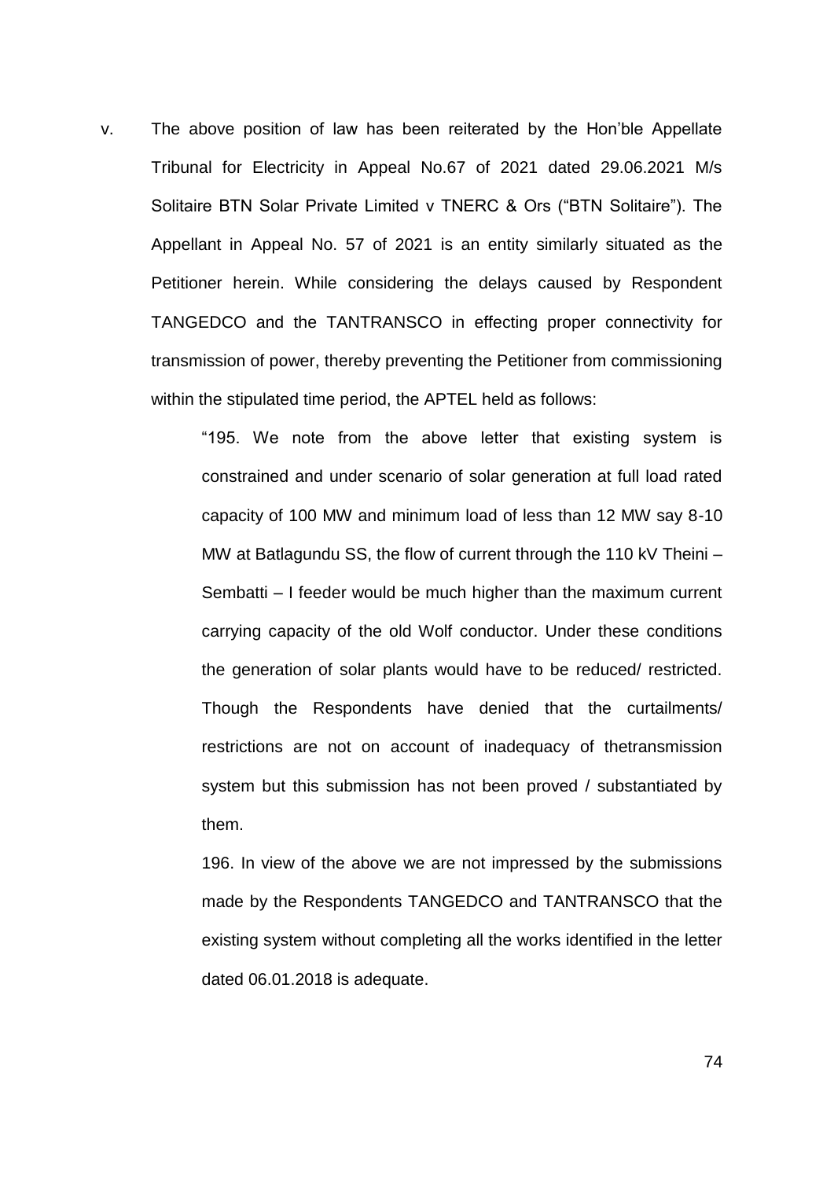v. The above position of law has been reiterated by the Hon'ble Appellate Tribunal for Electricity in Appeal No.67 of 2021 dated 29.06.2021 M/s Solitaire BTN Solar Private Limited v TNERC & Ors ("BTN Solitaire"). The Appellant in Appeal No. 57 of 2021 is an entity similarly situated as the Petitioner herein. While considering the delays caused by Respondent TANGEDCO and the TANTRANSCO in effecting proper connectivity for transmission of power, thereby preventing the Petitioner from commissioning within the stipulated time period, the APTEL held as follows:

> "195. We note from the above letter that existing system is constrained and under scenario of solar generation at full load rated capacity of 100 MW and minimum load of less than 12 MW say 8-10 MW at Batlagundu SS, the flow of current through the 110 kV Theini – Sembatti – I feeder would be much higher than the maximum current carrying capacity of the old Wolf conductor. Under these conditions the generation of solar plants would have to be reduced/ restricted. Though the Respondents have denied that the curtailments/ restrictions are not on account of inadequacy of thetransmission system but this submission has not been proved / substantiated by them.
>
> 196. In view of the above we are not impressed by the submissions made by the Respondents TANGEDCO and TANTRANSCO that the existing system without completing all the works identified in the letter dated 06.01.2018 is adequate.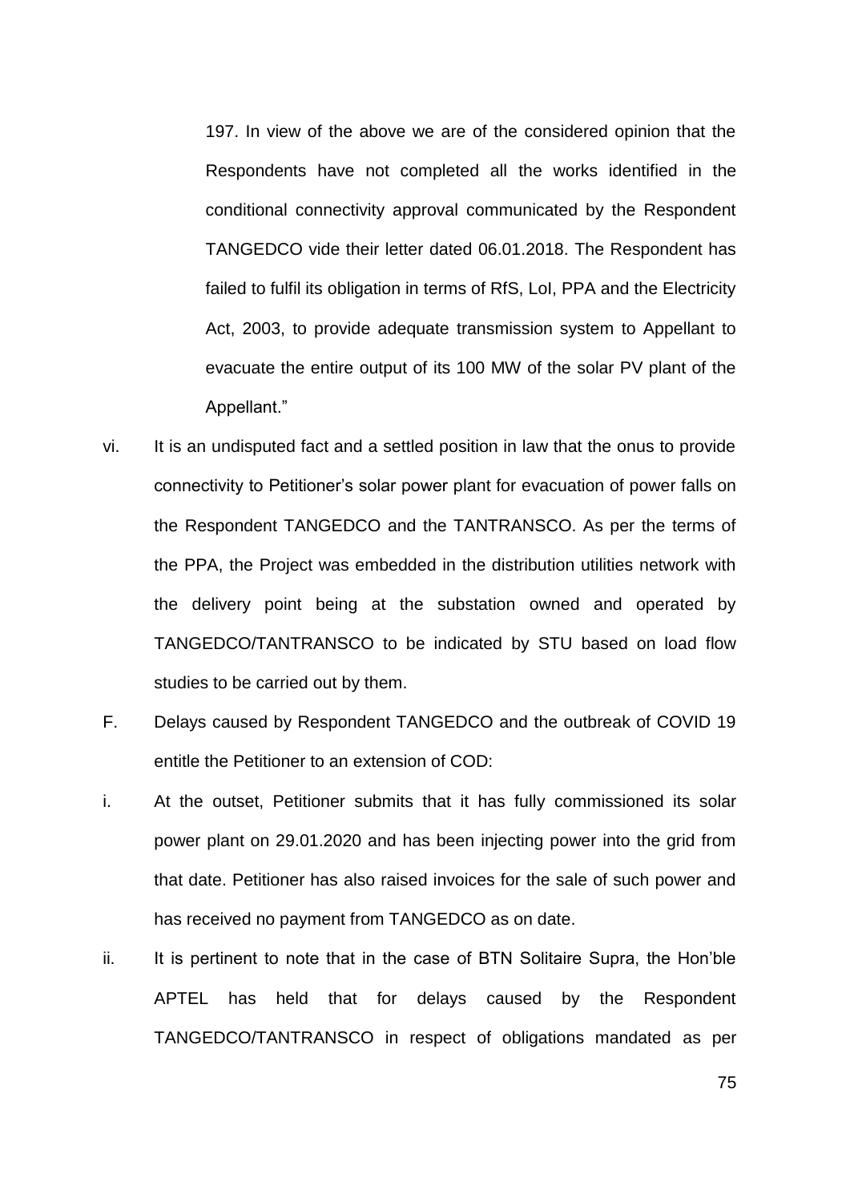> 197. In view of the above we are of the considered opinion that the Respondents have not completed all the works identified in the conditional connectivity approval communicated by the Respondent TANGEDCO vide their letter dated 06.01.2018. The Respondent has failed to fulfil its obligation in terms of RfS, LoI, PPA and the Electricity Act, 2003, to provide adequate transmission system to Appellant to evacuate the entire output of its 100 MW of the solar PV plant of the Appellant."

vi. It is an undisputed fact and a settled position in law that the onus to provide connectivity to Petitioner's solar power plant for evacuation of power falls on the Respondent TANGEDCO and the TANTRANSCO. As per the terms of the PPA, the Project was embedded in the distribution utilities network with the delivery point being at the substation owned and operated by TANGEDCO/TANTRANSCO to be indicated by STU based on load flow studies to be carried out by them.

F. Delays caused by Respondent TANGEDCO and the outbreak of COVID 19 entitle the Petitioner to an extension of COD:

i. At the outset, Petitioner submits that it has fully commissioned its solar power plant on 29.01.2020 and has been injecting power into the grid from that date. Petitioner has also raised invoices for the sale of such power and has received no payment from TANGEDCO as on date.

ii. It is pertinent to note that in the case of BTN Solitaire Supra, the Hon'ble APTEL has held that for delays caused by the Respondent TANGEDCO/TANTRANSCO in respect of obligations mandated as per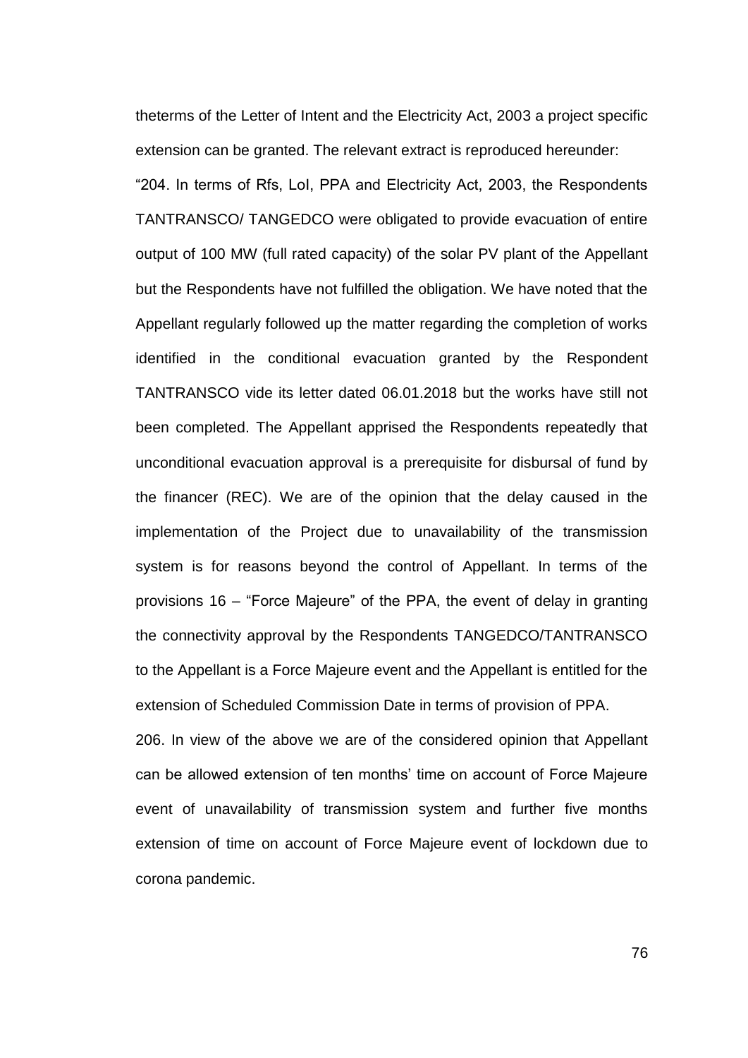theterms of the Letter of Intent and the Electricity Act, 2003 a project specific extension can be granted. The relevant extract is reproduced hereunder:

"204. In terms of Rfs, LoI, PPA and Electricity Act, 2003, the Respondents TANTRANSCO/ TANGEDCO were obligated to provide evacuation of entire output of 100 MW (full rated capacity) of the solar PV plant of the Appellant but the Respondents have not fulfilled the obligation. We have noted that the Appellant regularly followed up the matter regarding the completion of works identified in the conditional evacuation granted by the Respondent TANTRANSCO vide its letter dated 06.01.2018 but the works have still not been completed. The Appellant apprised the Respondents repeatedly that unconditional evacuation approval is a prerequisite for disbursal of fund by the financer (REC). We are of the opinion that the delay caused in the implementation of the Project due to unavailability of the transmission system is for reasons beyond the control of Appellant. In terms of the provisions 16 – "Force Majeure" of the PPA, the event of delay in granting the connectivity approval by the Respondents TANGEDCO/TANTRANSCO to the Appellant is a Force Majeure event and the Appellant is entitled for the extension of Scheduled Commission Date in terms of provision of PPA.

206. In view of the above we are of the considered opinion that Appellant can be allowed extension of ten months' time on account of Force Majeure event of unavailability of transmission system and further five months extension of time on account of Force Majeure event of lockdown due to corona pandemic.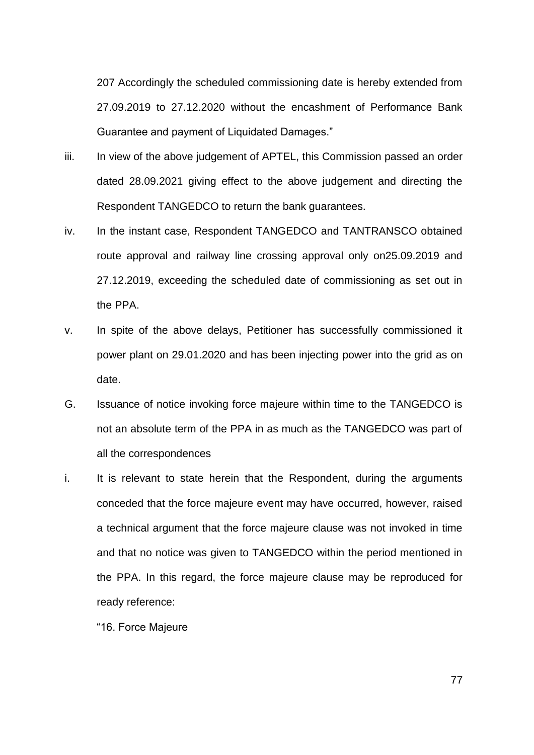207 Accordingly the scheduled commissioning date is hereby extended from 27.09.2019 to 27.12.2020 without the encashment of Performance Bank Guarantee and payment of Liquidated Damages."

iii. In view of the above judgement of APTEL, this Commission passed an order dated 28.09.2021 giving effect to the above judgement and directing the Respondent TANGEDCO to return the bank guarantees.

iv. In the instant case, Respondent TANGEDCO and TANTRANSCO obtained route approval and railway line crossing approval only on25.09.2019 and 27.12.2019, exceeding the scheduled date of commissioning as set out in the PPA.

v. In spite of the above delays, Petitioner has successfully commissioned it power plant on 29.01.2020 and has been injecting power into the grid as on date.

G. Issuance of notice invoking force majeure within time to the TANGEDCO is not an absolute term of the PPA in as much as the TANGEDCO was part of all the correspondences

i. It is relevant to state herein that the Respondent, during the arguments conceded that the force majeure event may have occurred, however, raised a technical argument that the force majeure clause was not invoked in time and that no notice was given to TANGEDCO within the period mentioned in the PPA. In this regard, the force majeure clause may be reproduced for ready reference:

"16. Force Majeure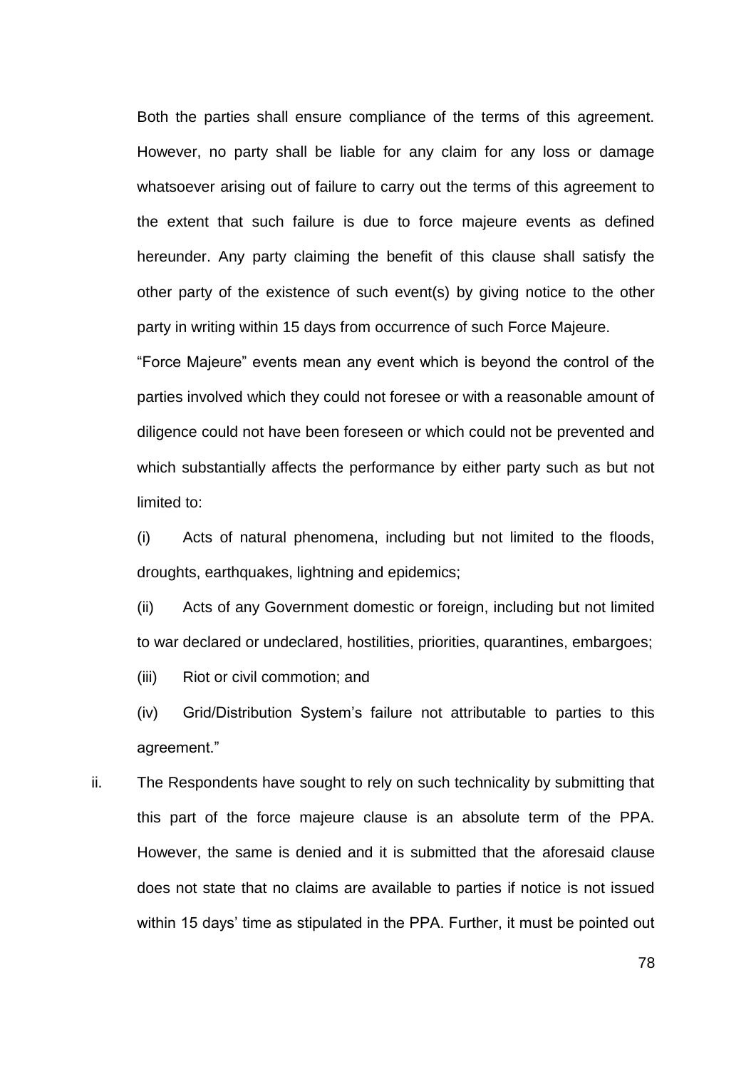Both the parties shall ensure compliance of the terms of this agreement. However, no party shall be liable for any claim for any loss or damage whatsoever arising out of failure to carry out the terms of this agreement to the extent that such failure is due to force majeure events as defined hereunder. Any party claiming the benefit of this clause shall satisfy the other party of the existence of such event(s) by giving notice to the other party in writing within 15 days from occurrence of such Force Majeure.

"Force Majeure" events mean any event which is beyond the control of the parties involved which they could not foresee or with a reasonable amount of diligence could not have been foreseen or which could not be prevented and which substantially affects the performance by either party such as but not limited to:

(i) Acts of natural phenomena, including but not limited to the floods, droughts, earthquakes, lightning and epidemics;

(ii) Acts of any Government domestic or foreign, including but not limited to war declared or undeclared, hostilities, priorities, quarantines, embargoes;

(iii) Riot or civil commotion; and

(iv) Grid/Distribution System's failure not attributable to parties to this agreement."

ii. The Respondents have sought to rely on such technicality by submitting that this part of the force majeure clause is an absolute term of the PPA. However, the same is denied and it is submitted that the aforesaid clause does not state that no claims are available to parties if notice is not issued within 15 days' time as stipulated in the PPA. Further, it must be pointed out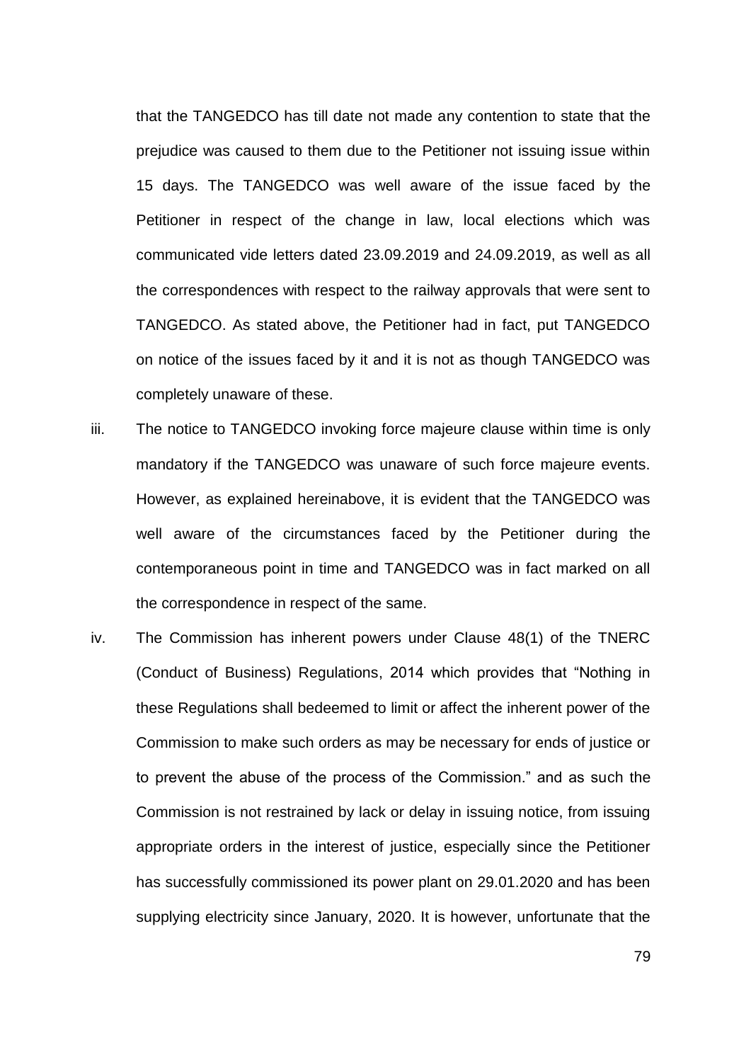that the TANGEDCO has till date not made any contention to state that the prejudice was caused to them due to the Petitioner not issuing issue within 15 days. The TANGEDCO was well aware of the issue faced by the Petitioner in respect of the change in law, local elections which was communicated vide letters dated 23.09.2019 and 24.09.2019, as well as all the correspondences with respect to the railway approvals that were sent to TANGEDCO. As stated above, the Petitioner had in fact, put TANGEDCO on notice of the issues faced by it and it is not as though TANGEDCO was completely unaware of these.

iii. The notice to TANGEDCO invoking force majeure clause within time is only mandatory if the TANGEDCO was unaware of such force majeure events. However, as explained hereinabove, it is evident that the TANGEDCO was well aware of the circumstances faced by the Petitioner during the contemporaneous point in time and TANGEDCO was in fact marked on all the correspondence in respect of the same.

iv. The Commission has inherent powers under Clause 48(1) of the TNERC (Conduct of Business) Regulations, 2014 which provides that "Nothing in these Regulations shall bedeemed to limit or affect the inherent power of the Commission to make such orders as may be necessary for ends of justice or to prevent the abuse of the process of the Commission." and as such the Commission is not restrained by lack or delay in issuing notice, from issuing appropriate orders in the interest of justice, especially since the Petitioner has successfully commissioned its power plant on 29.01.2020 and has been supplying electricity since January, 2020. It is however, unfortunate that the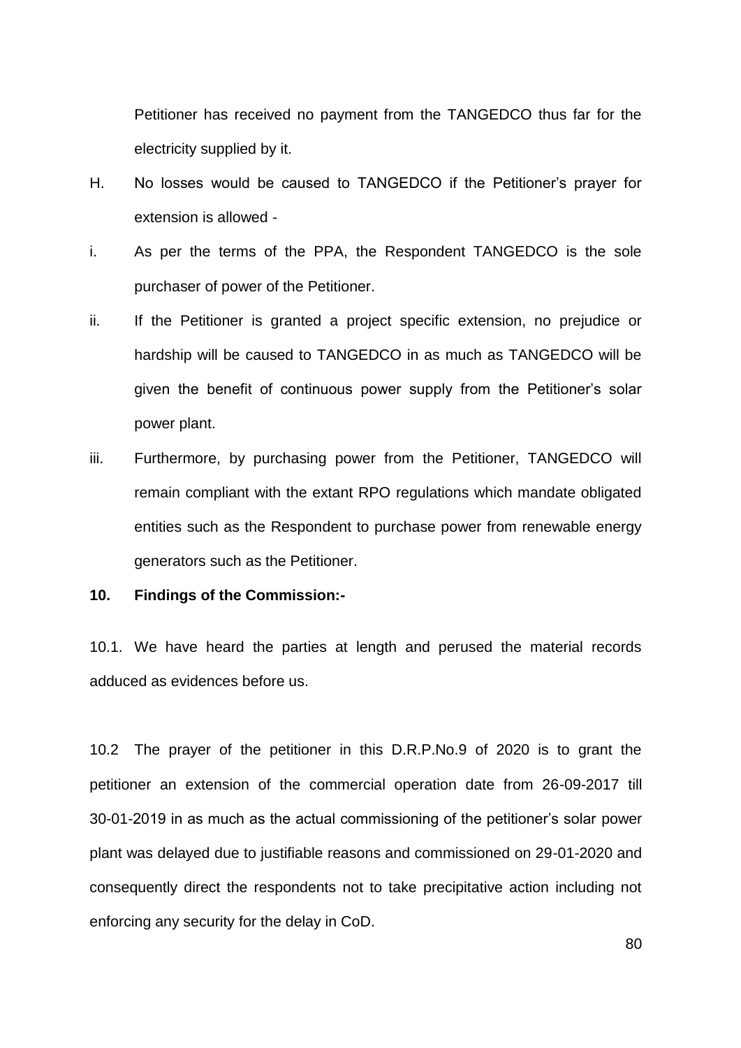Petitioner has received no payment from the TANGEDCO thus far for the electricity supplied by it.

H. No losses would be caused to TANGEDCO if the Petitioner's prayer for extension is allowed -

i. As per the terms of the PPA, the Respondent TANGEDCO is the sole purchaser of power of the Petitioner.

ii. If the Petitioner is granted a project specific extension, no prejudice or hardship will be caused to TANGEDCO in as much as TANGEDCO will be given the benefit of continuous power supply from the Petitioner's solar power plant.

iii. Furthermore, by purchasing power from the Petitioner, TANGEDCO will remain compliant with the extant RPO regulations which mandate obligated entities such as the Respondent to purchase power from renewable energy generators such as the Petitioner.

**10. Findings of the Commission:-**

10.1. We have heard the parties at length and perused the material records adduced as evidences before us.

10.2 The prayer of the petitioner in this D.R.P.No.9 of 2020 is to grant the petitioner an extension of the commercial operation date from 26-09-2017 till 30-01-2019 in as much as the actual commissioning of the petitioner's solar power plant was delayed due to justifiable reasons and commissioned on 29-01-2020 and consequently direct the respondents not to take precipitative action including not enforcing any security for the delay in CoD.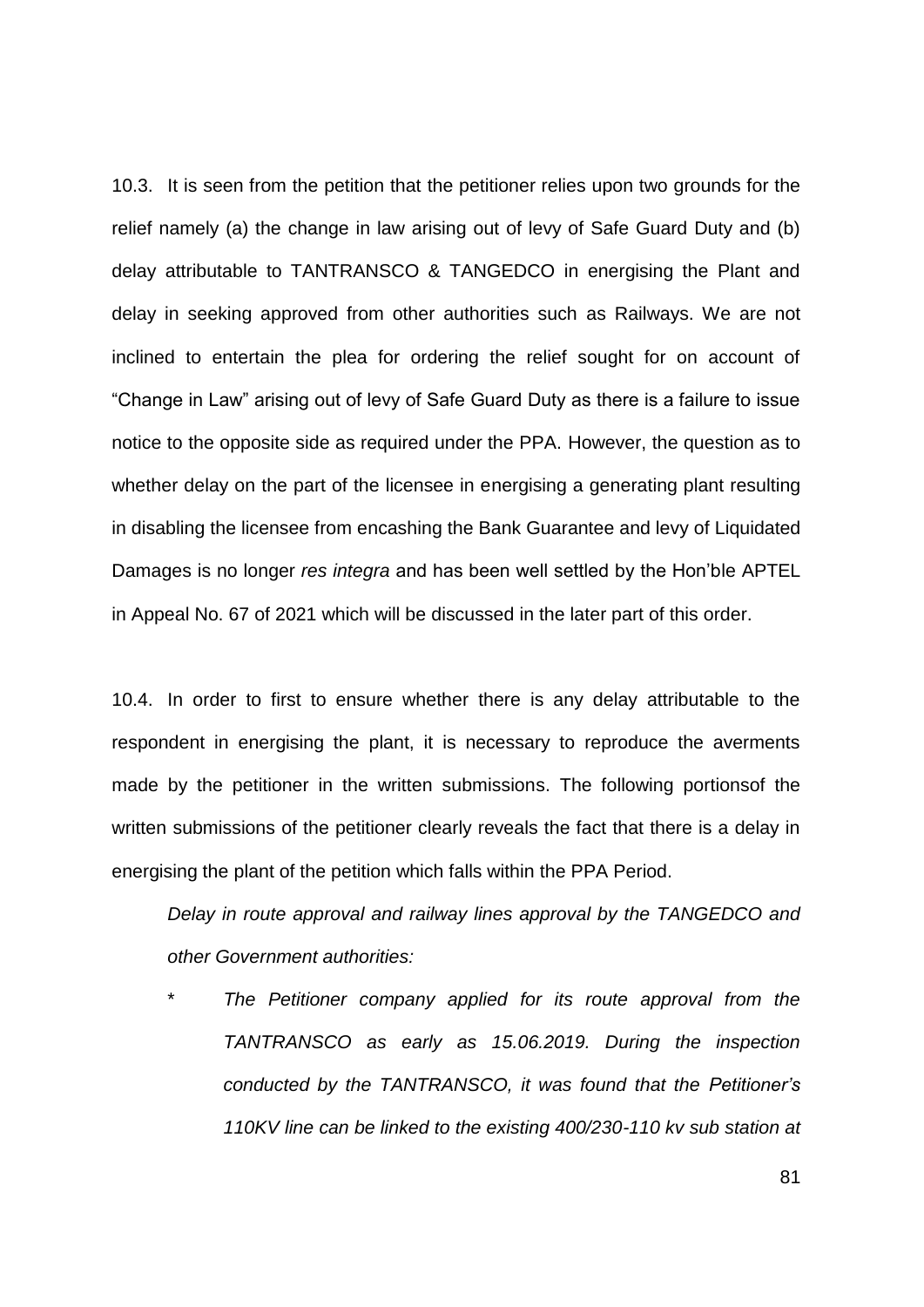10.3. It is seen from the petition that the petitioner relies upon two grounds for the relief namely (a) the change in law arising out of levy of Safe Guard Duty and (b) delay attributable to TANTRANSCO & TANGEDCO in energising the Plant and delay in seeking approved from other authorities such as Railways. We are not inclined to entertain the plea for ordering the relief sought for on account of "Change in Law" arising out of levy of Safe Guard Duty as there is a failure to issue notice to the opposite side as required under the PPA. However, the question as to whether delay on the part of the licensee in energising a generating plant resulting in disabling the licensee from encashing the Bank Guarantee and levy of Liquidated Damages is no longer *res integra* and has been well settled by the Hon'ble APTEL in Appeal No. 67 of 2021 which will be discussed in the later part of this order.

10.4. In order to first to ensure whether there is any delay attributable to the respondent in energising the plant, it is necessary to reproduce the averments made by the petitioner in the written submissions. The following portionsof the written submissions of the petitioner clearly reveals the fact that there is a delay in energising the plant of the petition which falls within the PPA Period.

> *Delay in route approval and railway lines approval by the TANGEDCO and other Government authorities:*
>
> \* *The Petitioner company applied for its route approval from the TANTRANSCO as early as 15.06.2019. During the inspection conducted by the TANTRANSCO, it was found that the Petitioner's 110KV line can be linked to the existing 400/230-110 kv sub station at*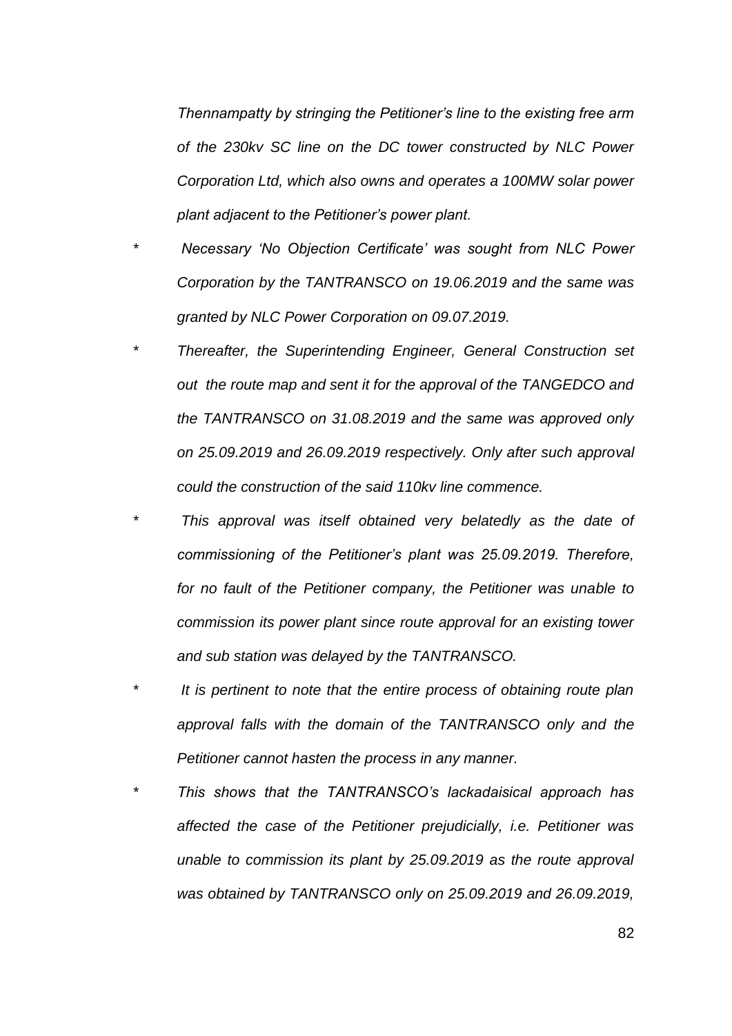*Thennampatty by stringing the Petitioner's line to the existing free arm of the 230kv SC line on the DC tower constructed by NLC Power Corporation Ltd, which also owns and operates a 100MW solar power plant adjacent to the Petitioner's power plant.*

- *Necessary 'No Objection Certificate' was sought from NLC Power Corporation by the TANTRANSCO on 19.06.2019 and the same was granted by NLC Power Corporation on 09.07.2019.*
- *Thereafter, the Superintending Engineer, General Construction set out the route map and sent it for the approval of the TANGEDCO and the TANTRANSCO on 31.08.2019 and the same was approved only on 25.09.2019 and 26.09.2019 respectively. Only after such approval could the construction of the said 110kv line commence.*
- *This approval was itself obtained very belatedly as the date of commissioning of the Petitioner's plant was 25.09.2019. Therefore, for no fault of the Petitioner company, the Petitioner was unable to commission its power plant since route approval for an existing tower and sub station was delayed by the TANTRANSCO.*
- *It is pertinent to note that the entire process of obtaining route plan approval falls with the domain of the TANTRANSCO only and the Petitioner cannot hasten the process in any manner.*
- *This shows that the TANTRANSCO's lackadaisical approach has affected the case of the Petitioner prejudicially, i.e. Petitioner was unable to commission its plant by 25.09.2019 as the route approval was obtained by TANTRANSCO only on 25.09.2019 and 26.09.2019,*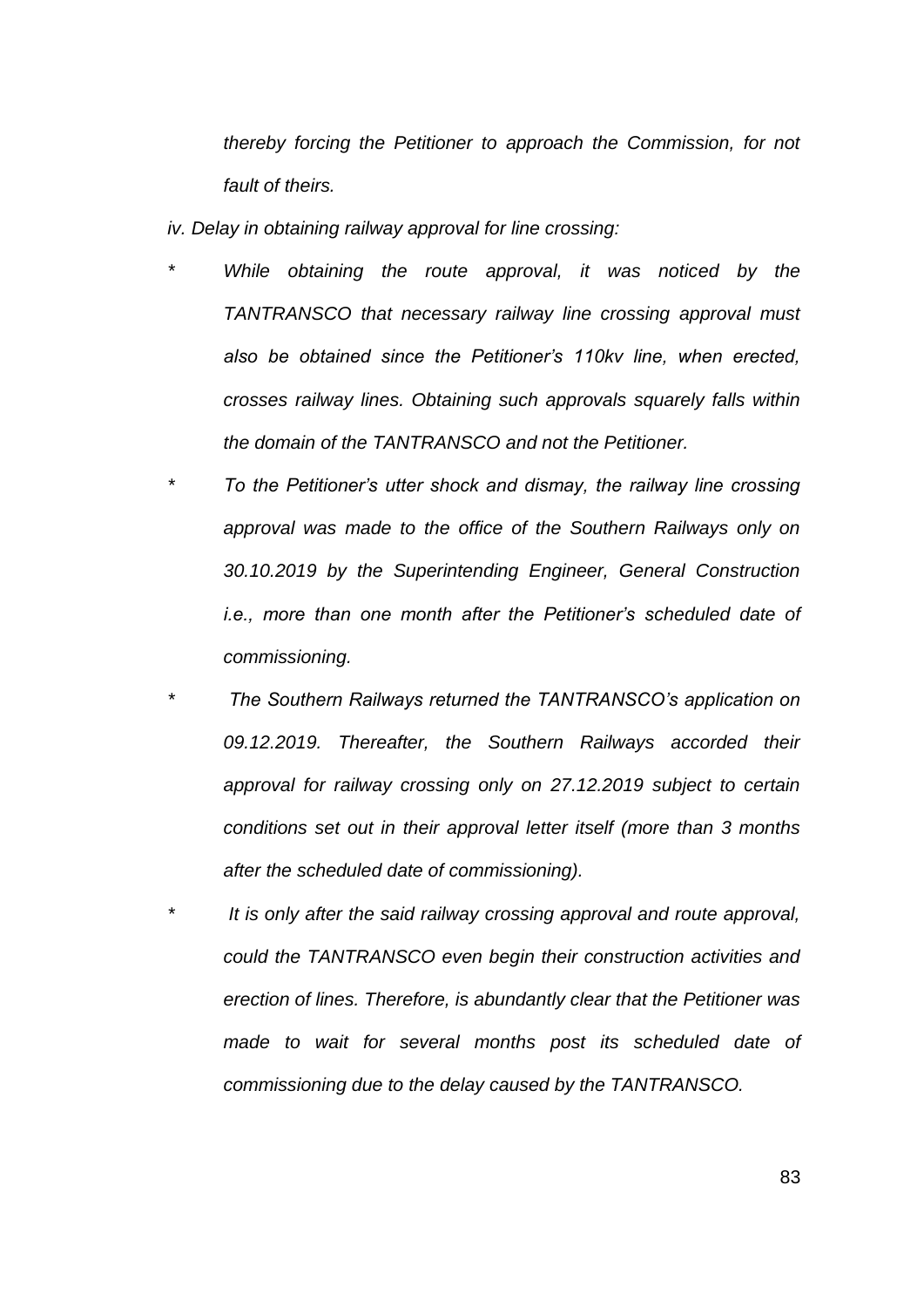*thereby forcing the Petitioner to approach the Commission, for not fault of theirs.*

*iv. Delay in obtaining railway approval for line crossing:*

- *While obtaining the route approval, it was noticed by the TANTRANSCO that necessary railway line crossing approval must also be obtained since the Petitioner's 110kv line, when erected, crosses railway lines. Obtaining such approvals squarely falls within the domain of the TANTRANSCO and not the Petitioner.*
- *To the Petitioner's utter shock and dismay, the railway line crossing approval was made to the office of the Southern Railways only on 30.10.2019 by the Superintending Engineer, General Construction i.e., more than one month after the Petitioner's scheduled date of commissioning.*
- *The Southern Railways returned the TANTRANSCO's application on 09.12.2019. Thereafter, the Southern Railways accorded their approval for railway crossing only on 27.12.2019 subject to certain conditions set out in their approval letter itself (more than 3 months after the scheduled date of commissioning).*
- *It is only after the said railway crossing approval and route approval, could the TANTRANSCO even begin their construction activities and erection of lines. Therefore, is abundantly clear that the Petitioner was made to wait for several months post its scheduled date of commissioning due to the delay caused by the TANTRANSCO.*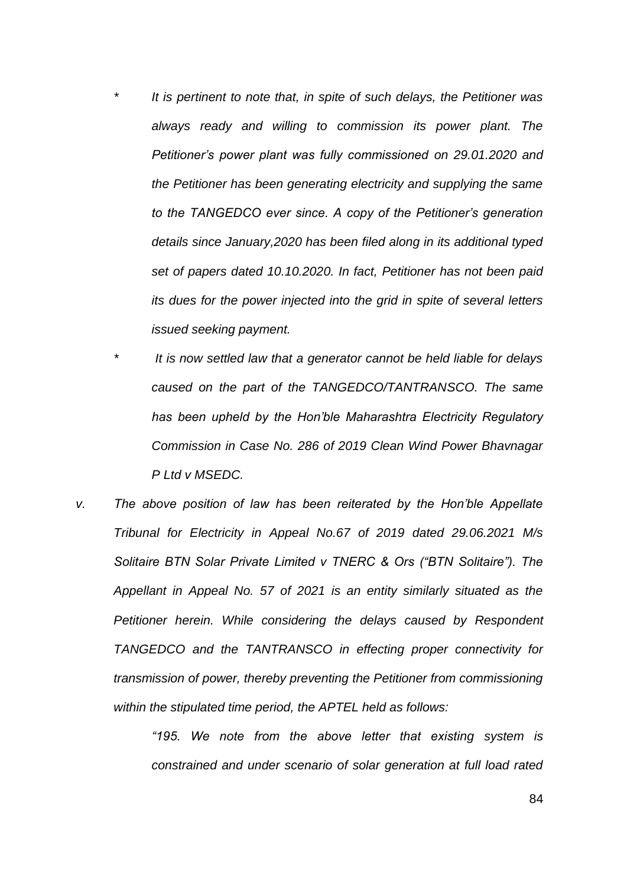*   *It is pertinent to note that, in spite of such delays, the Petitioner was always ready and willing to commission its power plant. The Petitioner's power plant was fully commissioned on 29.01.2020 and the Petitioner has been generating electricity and supplying the same to the TANGEDCO ever since. A copy of the Petitioner's generation details since January,2020 has been filed along in its additional typed set of papers dated 10.10.2020. In fact, Petitioner has not been paid its dues for the power injected into the grid in spite of several letters issued seeking payment.*

*   *It is now settled law that a generator cannot be held liable for delays caused on the part of the TANGEDCO/TANTRANSCO. The same has been upheld by the Hon'ble Maharashtra Electricity Regulatory Commission in Case No. 286 of 2019 Clean Wind Power Bhavnagar P Ltd v MSEDC.*

v. *The above position of law has been reiterated by the Hon'ble Appellate Tribunal for Electricity in Appeal No.67 of 2019 dated 29.06.2021 M/s Solitaire BTN Solar Private Limited v TNERC & Ors ("BTN Solitaire"). The Appellant in Appeal No. 57 of 2021 is an entity similarly situated as the Petitioner herein. While considering the delays caused by Respondent TANGEDCO and the TANTRANSCO in effecting proper connectivity for transmission of power, thereby preventing the Petitioner from commissioning within the stipulated time period, the APTEL held as follows:*

> *"195. We note from the above letter that existing system is constrained and under scenario of solar generation at full load rated*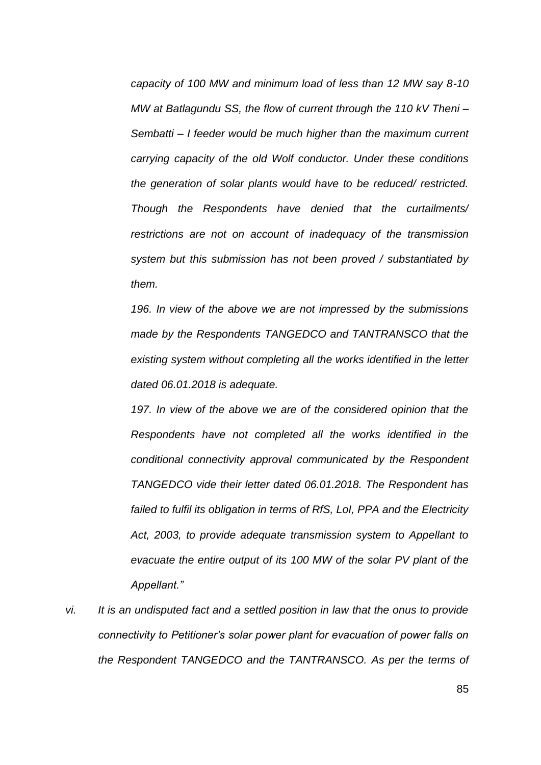*capacity of 100 MW and minimum load of less than 12 MW say 8-10 MW at Batlagundu SS, the flow of current through the 110 kV Theni – Sembatti – I feeder would be much higher than the maximum current carrying capacity of the old Wolf conductor. Under these conditions the generation of solar plants would have to be reduced/ restricted. Though the Respondents have denied that the curtailments/ restrictions are not on account of inadequacy of the transmission system but this submission has not been proved / substantiated by them.*

*196. In view of the above we are not impressed by the submissions made by the Respondents TANGEDCO and TANTRANSCO that the existing system without completing all the works identified in the letter dated 06.01.2018 is adequate.*

*197. In view of the above we are of the considered opinion that the Respondents have not completed all the works identified in the conditional connectivity approval communicated by the Respondent TANGEDCO vide their letter dated 06.01.2018. The Respondent has failed to fulfil its obligation in terms of RfS, LoI, PPA and the Electricity Act, 2003, to provide adequate transmission system to Appellant to evacuate the entire output of its 100 MW of the solar PV plant of the Appellant."*

vi. *It is an undisputed fact and a settled position in law that the onus to provide connectivity to Petitioner's solar power plant for evacuation of power falls on the Respondent TANGEDCO and the TANTRANSCO. As per the terms of*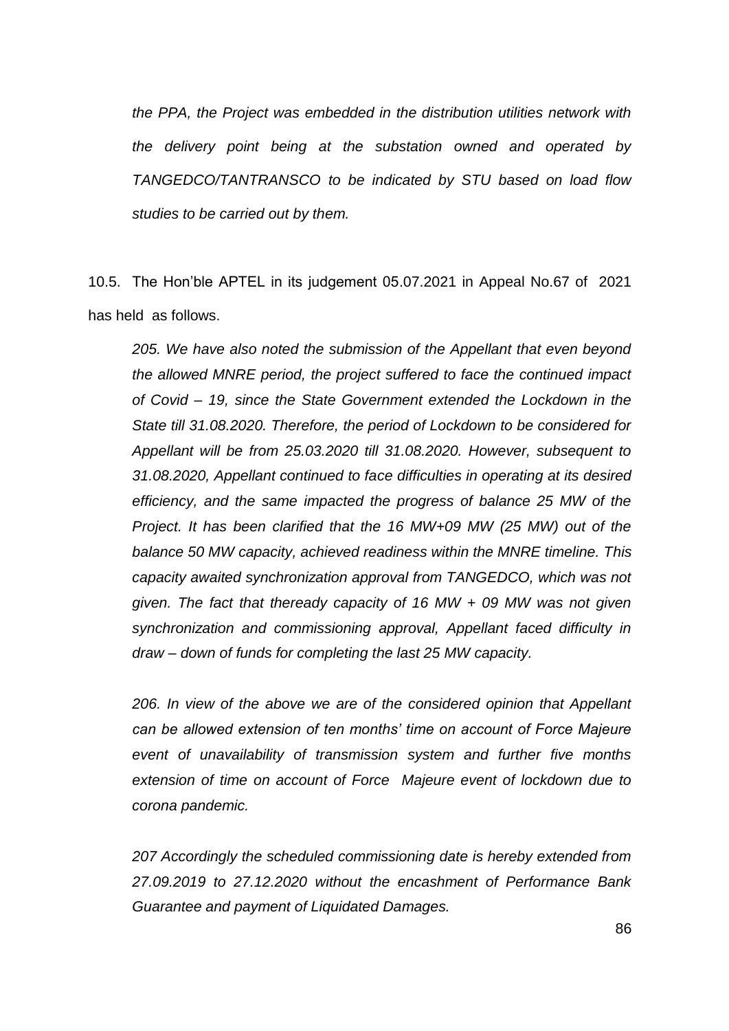*the PPA, the Project was embedded in the distribution utilities network with the delivery point being at the substation owned and operated by TANGEDCO/TANTRANSCO to be indicated by STU based on load flow studies to be carried out by them.*

10.5. The Hon'ble APTEL in its judgement 05.07.2021 in Appeal No.67 of 2021 has held as follows.

*205. We have also noted the submission of the Appellant that even beyond the allowed MNRE period, the project suffered to face the continued impact of Covid – 19, since the State Government extended the Lockdown in the State till 31.08.2020. Therefore, the period of Lockdown to be considered for Appellant will be from 25.03.2020 till 31.08.2020. However, subsequent to 31.08.2020, Appellant continued to face difficulties in operating at its desired efficiency, and the same impacted the progress of balance 25 MW of the Project. It has been clarified that the 16 MW+09 MW (25 MW) out of the balance 50 MW capacity, achieved readiness within the MNRE timeline. This capacity awaited synchronization approval from TANGEDCO, which was not given. The fact that theready capacity of 16 MW + 09 MW was not given synchronization and commissioning approval, Appellant faced difficulty in draw – down of funds for completing the last 25 MW capacity.*

*206. In view of the above we are of the considered opinion that Appellant can be allowed extension of ten months' time on account of Force Majeure event of unavailability of transmission system and further five months extension of time on account of Force Majeure event of lockdown due to corona pandemic.*

*207 Accordingly the scheduled commissioning date is hereby extended from 27.09.2019 to 27.12.2020 without the encashment of Performance Bank Guarantee and payment of Liquidated Damages.*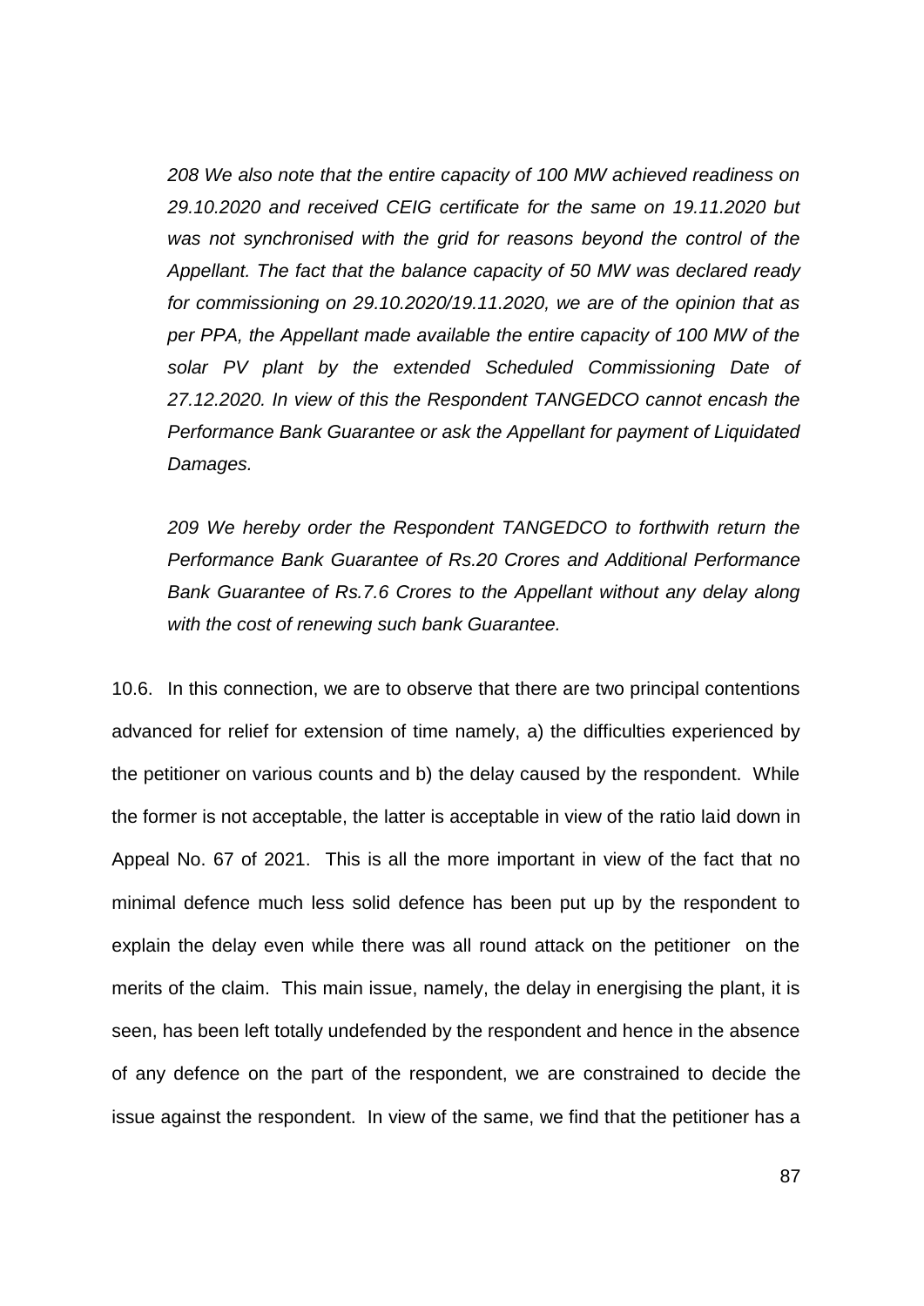*208 We also note that the entire capacity of 100 MW achieved readiness on 29.10.2020 and received CEIG certificate for the same on 19.11.2020 but was not synchronised with the grid for reasons beyond the control of the Appellant. The fact that the balance capacity of 50 MW was declared ready for commissioning on 29.10.2020/19.11.2020, we are of the opinion that as per PPA, the Appellant made available the entire capacity of 100 MW of the solar PV plant by the extended Scheduled Commissioning Date of 27.12.2020. In view of this the Respondent TANGEDCO cannot encash the Performance Bank Guarantee or ask the Appellant for payment of Liquidated Damages.*

*209 We hereby order the Respondent TANGEDCO to forthwith return the Performance Bank Guarantee of Rs.20 Crores and Additional Performance Bank Guarantee of Rs.7.6 Crores to the Appellant without any delay along with the cost of renewing such bank Guarantee.*

10.6. In this connection, we are to observe that there are two principal contentions advanced for relief for extension of time namely, a) the difficulties experienced by the petitioner on various counts and b) the delay caused by the respondent. While the former is not acceptable, the latter is acceptable in view of the ratio laid down in Appeal No. 67 of 2021. This is all the more important in view of the fact that no minimal defence much less solid defence has been put up by the respondent to explain the delay even while there was all round attack on the petitioner on the merits of the claim. This main issue, namely, the delay in energising the plant, it is seen, has been left totally undefended by the respondent and hence in the absence of any defence on the part of the respondent, we are constrained to decide the issue against the respondent. In view of the same, we find that the petitioner has a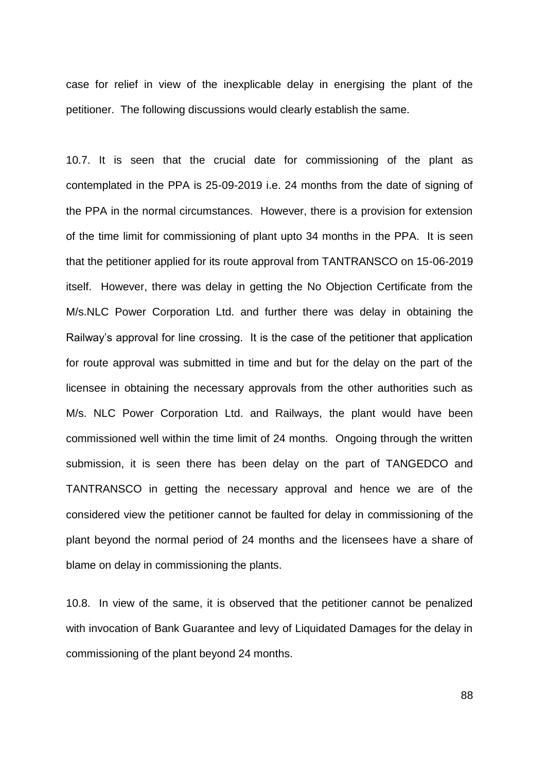case for relief in view of the inexplicable delay in energising the plant of the petitioner. The following discussions would clearly establish the same.

10.7. It is seen that the crucial date for commissioning of the plant as contemplated in the PPA is 25-09-2019 i.e. 24 months from the date of signing of the PPA in the normal circumstances. However, there is a provision for extension of the time limit for commissioning of plant upto 34 months in the PPA. It is seen that the petitioner applied for its route approval from TANTRANSCO on 15-06-2019 itself. However, there was delay in getting the No Objection Certificate from the M/s.NLC Power Corporation Ltd. and further there was delay in obtaining the Railway's approval for line crossing. It is the case of the petitioner that application for route approval was submitted in time and but for the delay on the part of the licensee in obtaining the necessary approvals from the other authorities such as M/s. NLC Power Corporation Ltd. and Railways, the plant would have been commissioned well within the time limit of 24 months. Ongoing through the written submission, it is seen there has been delay on the part of TANGEDCO and TANTRANSCO in getting the necessary approval and hence we are of the considered view the petitioner cannot be faulted for delay in commissioning of the plant beyond the normal period of 24 months and the licensees have a share of blame on delay in commissioning the plants.

10.8. In view of the same, it is observed that the petitioner cannot be penalized with invocation of Bank Guarantee and levy of Liquidated Damages for the delay in commissioning of the plant beyond 24 months.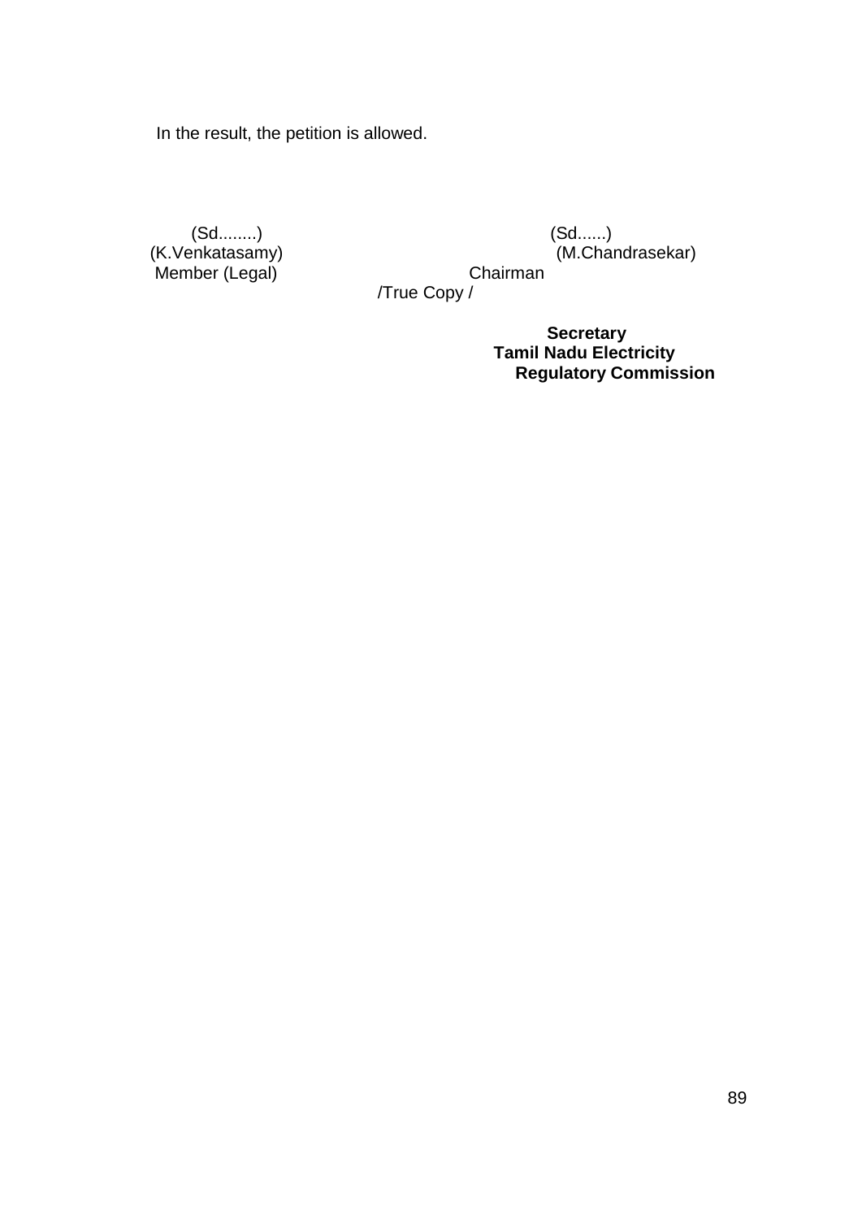In the result, the petition is allowed.

| | |
|---|---|
| (Sd........) | (Sd......) |
| (K.Venkatasamy) | (M.Chandrasekar) |
| Member (Legal) | Chairman |

/True Copy /

**Secretary**
**Tamil Nadu Electricity**
**Regulatory Commission**